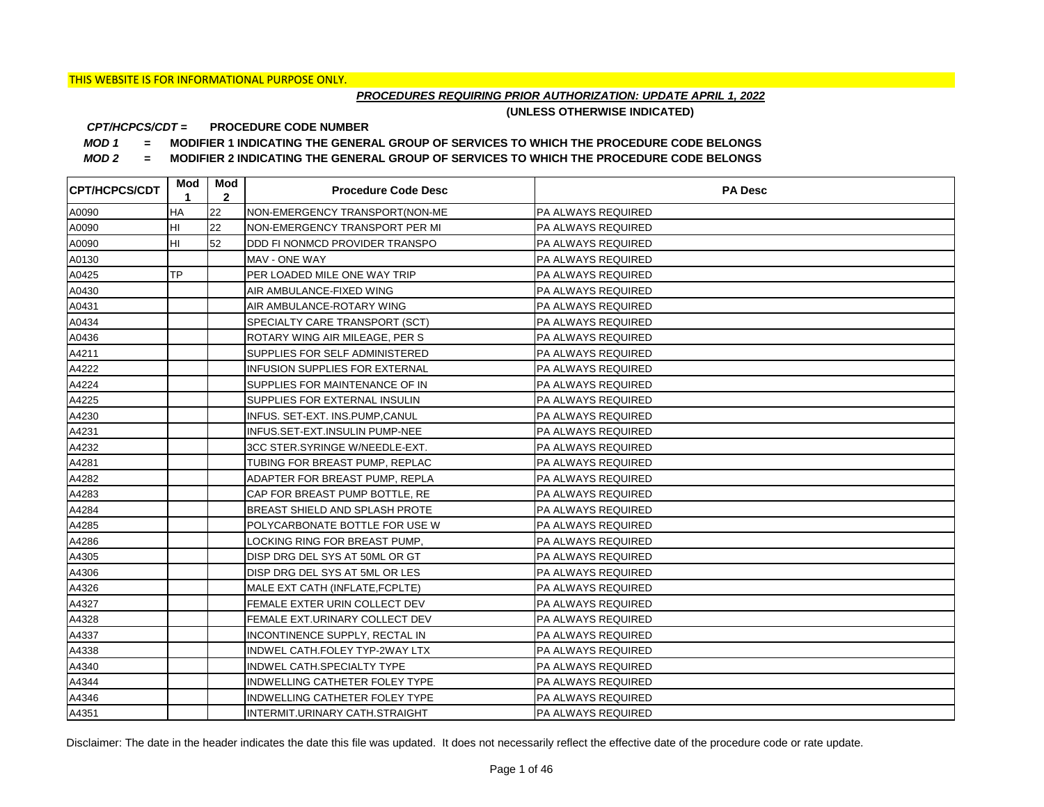THIS WEBSITE IS FOR INFORMATIONAL PURPOSE ONLY.

***PROCEDURES REQUIRING PRIOR AUTHORIZATION: UPDATE APRIL 1, 2022***

**(UNLESS OTHERWISE INDICATED)**

***CPT/HCPCS/CDT =*** **PROCEDURE CODE NUMBER**

***MOD 1*** **= MODIFIER 1 INDICATING THE GENERAL GROUP OF SERVICES TO WHICH THE PROCEDURE CODE BELONGS**

***MOD 2*** **= MODIFIER 2 INDICATING THE GENERAL GROUP OF SERVICES TO WHICH THE PROCEDURE CODE BELONGS**

| CPT/HCPCS/CDT | Mod 1 | Mod 2 | Procedure Code Desc | PA Desc |
|---|---|---|---|---|
| A0090 | HA | 22 | NON-EMERGENCY TRANSPORT(NON-ME | PA ALWAYS REQUIRED |
| A0090 | HI | 22 | NON-EMERGENCY TRANSPORT PER MI | PA ALWAYS REQUIRED |
| A0090 | HI | 52 | DDD FI NONMCD PROVIDER TRANSPO | PA ALWAYS REQUIRED |
| A0130 | | | MAV - ONE WAY | PA ALWAYS REQUIRED |
| A0425 | TP | | PER LOADED MILE ONE WAY TRIP | PA ALWAYS REQUIRED |
| A0430 | | | AIR AMBULANCE-FIXED WING | PA ALWAYS REQUIRED |
| A0431 | | | AIR AMBULANCE-ROTARY WING | PA ALWAYS REQUIRED |
| A0434 | | | SPECIALTY CARE TRANSPORT (SCT) | PA ALWAYS REQUIRED |
| A0436 | | | ROTARY WING AIR MILEAGE, PER S | PA ALWAYS REQUIRED |
| A4211 | | | SUPPLIES FOR SELF ADMINISTERED | PA ALWAYS REQUIRED |
| A4222 | | | INFUSION SUPPLIES FOR EXTERNAL | PA ALWAYS REQUIRED |
| A4224 | | | SUPPLIES FOR MAINTENANCE OF IN | PA ALWAYS REQUIRED |
| A4225 | | | SUPPLIES FOR EXTERNAL INSULIN | PA ALWAYS REQUIRED |
| A4230 | | | INFUS. SET-EXT. INS.PUMP,CANUL | PA ALWAYS REQUIRED |
| A4231 | | | INFUS.SET-EXT.INSULIN PUMP-NEE | PA ALWAYS REQUIRED |
| A4232 | | | 3CC STER.SYRINGE W/NEEDLE-EXT. | PA ALWAYS REQUIRED |
| A4281 | | | TUBING FOR BREAST PUMP, REPLAC | PA ALWAYS REQUIRED |
| A4282 | | | ADAPTER FOR BREAST PUMP, REPLA | PA ALWAYS REQUIRED |
| A4283 | | | CAP FOR BREAST PUMP BOTTLE, RE | PA ALWAYS REQUIRED |
| A4284 | | | BREAST SHIELD AND SPLASH PROTE | PA ALWAYS REQUIRED |
| A4285 | | | POLYCARBONATE BOTTLE FOR USE W | PA ALWAYS REQUIRED |
| A4286 | | | LOCKING RING FOR BREAST PUMP, | PA ALWAYS REQUIRED |
| A4305 | | | DISP DRG DEL SYS AT 50ML OR GT | PA ALWAYS REQUIRED |
| A4306 | | | DISP DRG DEL SYS AT 5ML OR LES | PA ALWAYS REQUIRED |
| A4326 | | | MALE EXT CATH (INFLATE,FCPLTE) | PA ALWAYS REQUIRED |
| A4327 | | | FEMALE EXTER URIN COLLECT DEV | PA ALWAYS REQUIRED |
| A4328 | | | FEMALE EXT.URINARY COLLECT DEV | PA ALWAYS REQUIRED |
| A4337 | | | INCONTINENCE SUPPLY, RECTAL IN | PA ALWAYS REQUIRED |
| A4338 | | | INDWEL CATH.FOLEY TYP-2WAY LTX | PA ALWAYS REQUIRED |
| A4340 | | | INDWEL CATH.SPECIALTY TYPE | PA ALWAYS REQUIRED |
| A4344 | | | INDWELLING CATHETER FOLEY TYPE | PA ALWAYS REQUIRED |
| A4346 | | | INDWELLING CATHETER FOLEY TYPE | PA ALWAYS REQUIRED |
| A4351 | | | INTERMIT.URINARY CATH.STRAIGHT | PA ALWAYS REQUIRED |

Disclaimer: The date in the header indicates the date this file was updated. It does not necessarily reflect the effective date of the procedure code or rate update.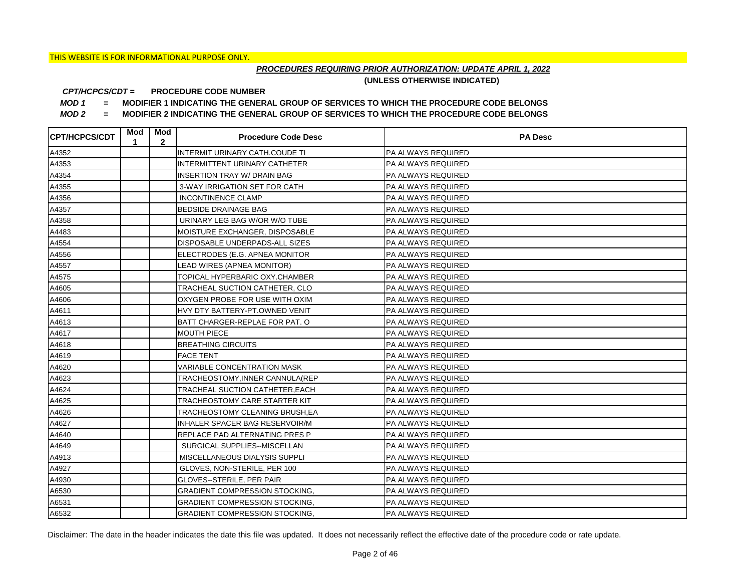THIS WEBSITE IS FOR INFORMATIONAL PURPOSE ONLY.

***PROCEDURES REQUIRING PRIOR AUTHORIZATION: UPDATE APRIL 1, 2022***

**(UNLESS OTHERWISE INDICATED)**

***CPT/HCPCS/CDT =*** **PROCEDURE CODE NUMBER**

***MOD 1*** **= MODIFIER 1 INDICATING THE GENERAL GROUP OF SERVICES TO WHICH THE PROCEDURE CODE BELONGS**

***MOD 2*** **= MODIFIER 2 INDICATING THE GENERAL GROUP OF SERVICES TO WHICH THE PROCEDURE CODE BELONGS**

| CPT/HCPCS/CDT | Mod 1 | Mod 2 | Procedure Code Desc | PA Desc |
|---|---|---|---|---|
| A4352 | | | INTERMIT URINARY CATH.COUDE TI | PA ALWAYS REQUIRED |
| A4353 | | | INTERMITTENT URINARY CATHETER | PA ALWAYS REQUIRED |
| A4354 | | | INSERTION TRAY W/ DRAIN BAG | PA ALWAYS REQUIRED |
| A4355 | | | 3-WAY IRRIGATION SET FOR CATH | PA ALWAYS REQUIRED |
| A4356 | | | INCONTINENCE CLAMP | PA ALWAYS REQUIRED |
| A4357 | | | BEDSIDE DRAINAGE BAG | PA ALWAYS REQUIRED |
| A4358 | | | URINARY LEG BAG W/OR W/O TUBE | PA ALWAYS REQUIRED |
| A4483 | | | MOISTURE EXCHANGER, DISPOSABLE | PA ALWAYS REQUIRED |
| A4554 | | | DISPOSABLE UNDERPADS-ALL SIZES | PA ALWAYS REQUIRED |
| A4556 | | | ELECTRODES (E.G. APNEA MONITOR | PA ALWAYS REQUIRED |
| A4557 | | | LEAD WIRES (APNEA MONITOR) | PA ALWAYS REQUIRED |
| A4575 | | | TOPICAL HYPERBARIC OXY.CHAMBER | PA ALWAYS REQUIRED |
| A4605 | | | TRACHEAL SUCTION CATHETER, CLO | PA ALWAYS REQUIRED |
| A4606 | | | OXYGEN PROBE FOR USE WITH OXIM | PA ALWAYS REQUIRED |
| A4611 | | | HVY DTY BATTERY-PT.OWNED VENIT | PA ALWAYS REQUIRED |
| A4613 | | | BATT CHARGER-REPLAE FOR PAT. O | PA ALWAYS REQUIRED |
| A4617 | | | MOUTH PIECE | PA ALWAYS REQUIRED |
| A4618 | | | BREATHING CIRCUITS | PA ALWAYS REQUIRED |
| A4619 | | | FACE TENT | PA ALWAYS REQUIRED |
| A4620 | | | VARIABLE CONCENTRATION MASK | PA ALWAYS REQUIRED |
| A4623 | | | TRACHEOSTOMY,INNER CANNULA(REP | PA ALWAYS REQUIRED |
| A4624 | | | TRACHEAL SUCTION CATHETER,EACH | PA ALWAYS REQUIRED |
| A4625 | | | TRACHEOSTOMY CARE STARTER KIT | PA ALWAYS REQUIRED |
| A4626 | | | TRACHEOSTOMY CLEANING BRUSH,EA | PA ALWAYS REQUIRED |
| A4627 | | | INHALER SPACER BAG RESERVOIR/M | PA ALWAYS REQUIRED |
| A4640 | | | REPLACE PAD ALTERNATING PRES P | PA ALWAYS REQUIRED |
| A4649 | | | SURGICAL SUPPLIES--MISCELLAN | PA ALWAYS REQUIRED |
| A4913 | | | MISCELLANEOUS DIALYSIS SUPPLI | PA ALWAYS REQUIRED |
| A4927 | | | GLOVES, NON-STERILE, PER 100 | PA ALWAYS REQUIRED |
| A4930 | | | GLOVES--STERILE, PER PAIR | PA ALWAYS REQUIRED |
| A6530 | | | GRADIENT COMPRESSION STOCKING, | PA ALWAYS REQUIRED |
| A6531 | | | GRADIENT COMPRESSION STOCKING, | PA ALWAYS REQUIRED |
| A6532 | | | GRADIENT COMPRESSION STOCKING, | PA ALWAYS REQUIRED |

Disclaimer: The date in the header indicates the date this file was updated. It does not necessarily reflect the effective date of the procedure code or rate update.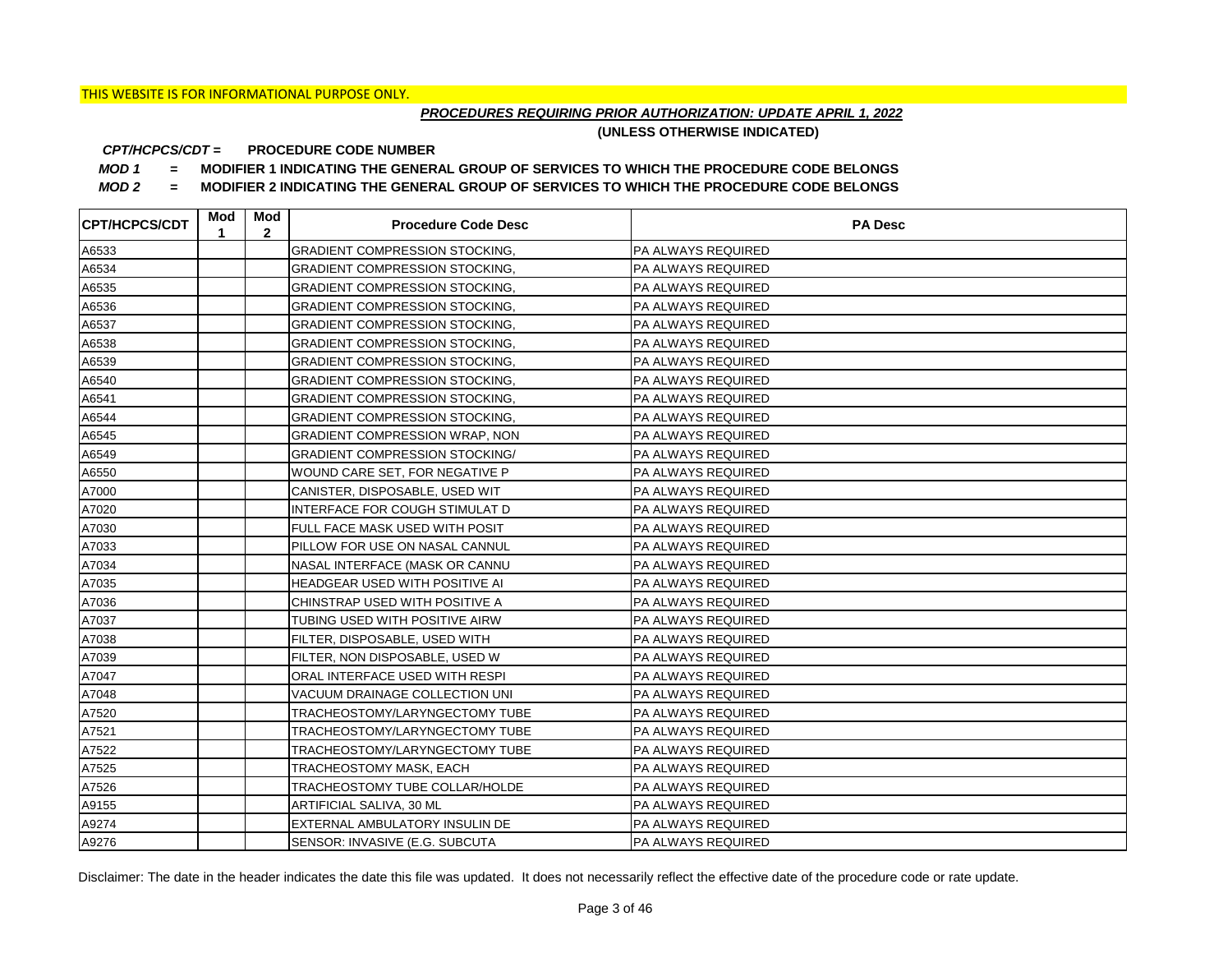THIS WEBSITE IS FOR INFORMATIONAL PURPOSE ONLY.

***PROCEDURES REQUIRING PRIOR AUTHORIZATION: UPDATE APRIL 1, 2022***

**(UNLESS OTHERWISE INDICATED)**

***CPT/HCPCS/CDT =*** **PROCEDURE CODE NUMBER**

***MOD 1*** **= MODIFIER 1 INDICATING THE GENERAL GROUP OF SERVICES TO WHICH THE PROCEDURE CODE BELONGS**

***MOD 2*** **= MODIFIER 2 INDICATING THE GENERAL GROUP OF SERVICES TO WHICH THE PROCEDURE CODE BELONGS**

| CPT/HCPCS/CDT | Mod 1 | Mod 2 | Procedure Code Desc | PA Desc |
|---|---|---|---|---|
| A6533 | | | GRADIENT COMPRESSION STOCKING, | PA ALWAYS REQUIRED |
| A6534 | | | GRADIENT COMPRESSION STOCKING, | PA ALWAYS REQUIRED |
| A6535 | | | GRADIENT COMPRESSION STOCKING, | PA ALWAYS REQUIRED |
| A6536 | | | GRADIENT COMPRESSION STOCKING, | PA ALWAYS REQUIRED |
| A6537 | | | GRADIENT COMPRESSION STOCKING, | PA ALWAYS REQUIRED |
| A6538 | | | GRADIENT COMPRESSION STOCKING, | PA ALWAYS REQUIRED |
| A6539 | | | GRADIENT COMPRESSION STOCKING, | PA ALWAYS REQUIRED |
| A6540 | | | GRADIENT COMPRESSION STOCKING, | PA ALWAYS REQUIRED |
| A6541 | | | GRADIENT COMPRESSION STOCKING, | PA ALWAYS REQUIRED |
| A6544 | | | GRADIENT COMPRESSION STOCKING, | PA ALWAYS REQUIRED |
| A6545 | | | GRADIENT COMPRESSION WRAP, NON | PA ALWAYS REQUIRED |
| A6549 | | | GRADIENT COMPRESSION STOCKING/ | PA ALWAYS REQUIRED |
| A6550 | | | WOUND CARE SET, FOR NEGATIVE P | PA ALWAYS REQUIRED |
| A7000 | | | CANISTER, DISPOSABLE, USED WIT | PA ALWAYS REQUIRED |
| A7020 | | | INTERFACE FOR COUGH STIMULAT D | PA ALWAYS REQUIRED |
| A7030 | | | FULL FACE MASK USED WITH POSIT | PA ALWAYS REQUIRED |
| A7033 | | | PILLOW FOR USE ON NASAL CANNUL | PA ALWAYS REQUIRED |
| A7034 | | | NASAL INTERFACE (MASK OR CANNU | PA ALWAYS REQUIRED |
| A7035 | | | HEADGEAR USED WITH POSITIVE AI | PA ALWAYS REQUIRED |
| A7036 | | | CHINSTRAP USED WITH POSITIVE A | PA ALWAYS REQUIRED |
| A7037 | | | TUBING USED WITH POSITIVE AIRW | PA ALWAYS REQUIRED |
| A7038 | | | FILTER, DISPOSABLE, USED WITH | PA ALWAYS REQUIRED |
| A7039 | | | FILTER, NON DISPOSABLE, USED W | PA ALWAYS REQUIRED |
| A7047 | | | ORAL INTERFACE USED WITH RESPI | PA ALWAYS REQUIRED |
| A7048 | | | VACUUM DRAINAGE COLLECTION UNI | PA ALWAYS REQUIRED |
| A7520 | | | TRACHEOSTOMY/LARYNGECTOMY TUBE | PA ALWAYS REQUIRED |
| A7521 | | | TRACHEOSTOMY/LARYNGECTOMY TUBE | PA ALWAYS REQUIRED |
| A7522 | | | TRACHEOSTOMY/LARYNGECTOMY TUBE | PA ALWAYS REQUIRED |
| A7525 | | | TRACHEOSTOMY MASK, EACH | PA ALWAYS REQUIRED |
| A7526 | | | TRACHEOSTOMY TUBE COLLAR/HOLDE | PA ALWAYS REQUIRED |
| A9155 | | | ARTIFICIAL SALIVA, 30 ML | PA ALWAYS REQUIRED |
| A9274 | | | EXTERNAL AMBULATORY INSULIN DE | PA ALWAYS REQUIRED |
| A9276 | | | SENSOR: INVASIVE (E.G. SUBCUTA | PA ALWAYS REQUIRED |

Disclaimer: The date in the header indicates the date this file was updated. It does not necessarily reflect the effective date of the procedure code or rate update.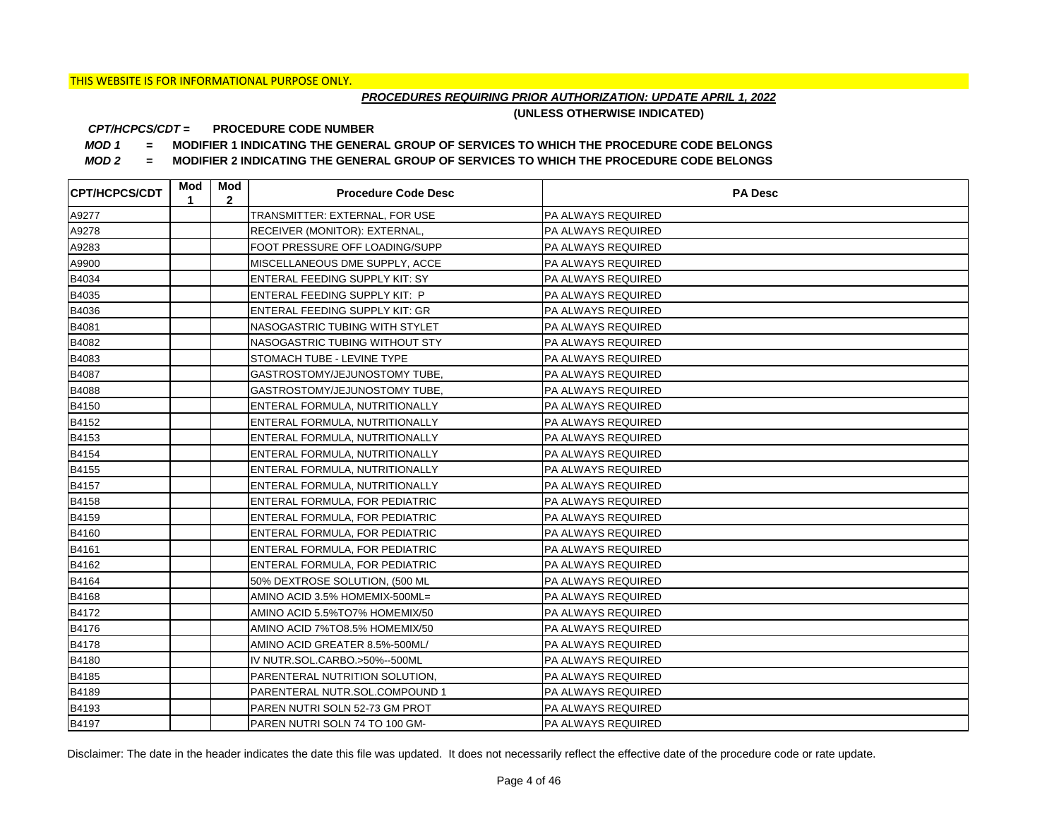THIS WEBSITE IS FOR INFORMATIONAL PURPOSE ONLY.

***PROCEDURES REQUIRING PRIOR AUTHORIZATION: UPDATE APRIL 1, 2022***

**(UNLESS OTHERWISE INDICATED)**

***CPT/HCPCS/CDT =*** **PROCEDURE CODE NUMBER**

***MOD 1*** **= MODIFIER 1 INDICATING THE GENERAL GROUP OF SERVICES TO WHICH THE PROCEDURE CODE BELONGS**

***MOD 2*** **= MODIFIER 2 INDICATING THE GENERAL GROUP OF SERVICES TO WHICH THE PROCEDURE CODE BELONGS**

| CPT/HCPCS/CDT | Mod 1 | Mod 2 | Procedure Code Desc | PA Desc |
|---|---|---|---|---|
| A9277 | | | TRANSMITTER: EXTERNAL, FOR USE | PA ALWAYS REQUIRED |
| A9278 | | | RECEIVER (MONITOR): EXTERNAL, | PA ALWAYS REQUIRED |
| A9283 | | | FOOT PRESSURE OFF LOADING/SUPP | PA ALWAYS REQUIRED |
| A9900 | | | MISCELLANEOUS DME SUPPLY, ACCE | PA ALWAYS REQUIRED |
| B4034 | | | ENTERAL FEEDING SUPPLY KIT: SY | PA ALWAYS REQUIRED |
| B4035 | | | ENTERAL FEEDING SUPPLY KIT: P | PA ALWAYS REQUIRED |
| B4036 | | | ENTERAL FEEDING SUPPLY KIT: GR | PA ALWAYS REQUIRED |
| B4081 | | | NASOGASTRIC TUBING WITH STYLET | PA ALWAYS REQUIRED |
| B4082 | | | NASOGASTRIC TUBING WITHOUT STY | PA ALWAYS REQUIRED |
| B4083 | | | STOMACH TUBE - LEVINE TYPE | PA ALWAYS REQUIRED |
| B4087 | | | GASTROSTOMY/JEJUNOSTOMY TUBE, | PA ALWAYS REQUIRED |
| B4088 | | | GASTROSTOMY/JEJUNOSTOMY TUBE, | PA ALWAYS REQUIRED |
| B4150 | | | ENTERAL FORMULA, NUTRITIONALLY | PA ALWAYS REQUIRED |
| B4152 | | | ENTERAL FORMULA, NUTRITIONALLY | PA ALWAYS REQUIRED |
| B4153 | | | ENTERAL FORMULA, NUTRITIONALLY | PA ALWAYS REQUIRED |
| B4154 | | | ENTERAL FORMULA, NUTRITIONALLY | PA ALWAYS REQUIRED |
| B4155 | | | ENTERAL FORMULA, NUTRITIONALLY | PA ALWAYS REQUIRED |
| B4157 | | | ENTERAL FORMULA, NUTRITIONALLY | PA ALWAYS REQUIRED |
| B4158 | | | ENTERAL FORMULA, FOR PEDIATRIC | PA ALWAYS REQUIRED |
| B4159 | | | ENTERAL FORMULA, FOR PEDIATRIC | PA ALWAYS REQUIRED |
| B4160 | | | ENTERAL FORMULA, FOR PEDIATRIC | PA ALWAYS REQUIRED |
| B4161 | | | ENTERAL FORMULA, FOR PEDIATRIC | PA ALWAYS REQUIRED |
| B4162 | | | ENTERAL FORMULA, FOR PEDIATRIC | PA ALWAYS REQUIRED |
| B4164 | | | 50% DEXTROSE SOLUTION, (500 ML | PA ALWAYS REQUIRED |
| B4168 | | | AMINO ACID 3.5% HOMEMIX-500ML= | PA ALWAYS REQUIRED |
| B4172 | | | AMINO ACID 5.5%TO7% HOMEMIX/50 | PA ALWAYS REQUIRED |
| B4176 | | | AMINO ACID 7%TO8.5% HOMEMIX/50 | PA ALWAYS REQUIRED |
| B4178 | | | AMINO ACID GREATER 8.5%-500ML/ | PA ALWAYS REQUIRED |
| B4180 | | | IV NUTR.SOL.CARBO.>50%--500ML | PA ALWAYS REQUIRED |
| B4185 | | | PARENTERAL NUTRITION SOLUTION, | PA ALWAYS REQUIRED |
| B4189 | | | PARENTERAL NUTR.SOL.COMPOUND 1 | PA ALWAYS REQUIRED |
| B4193 | | | PAREN NUTRI SOLN 52-73 GM PROT | PA ALWAYS REQUIRED |
| B4197 | | | PAREN NUTRI SOLN 74 TO 100 GM- | PA ALWAYS REQUIRED |

Disclaimer: The date in the header indicates the date this file was updated. It does not necessarily reflect the effective date of the procedure code or rate update.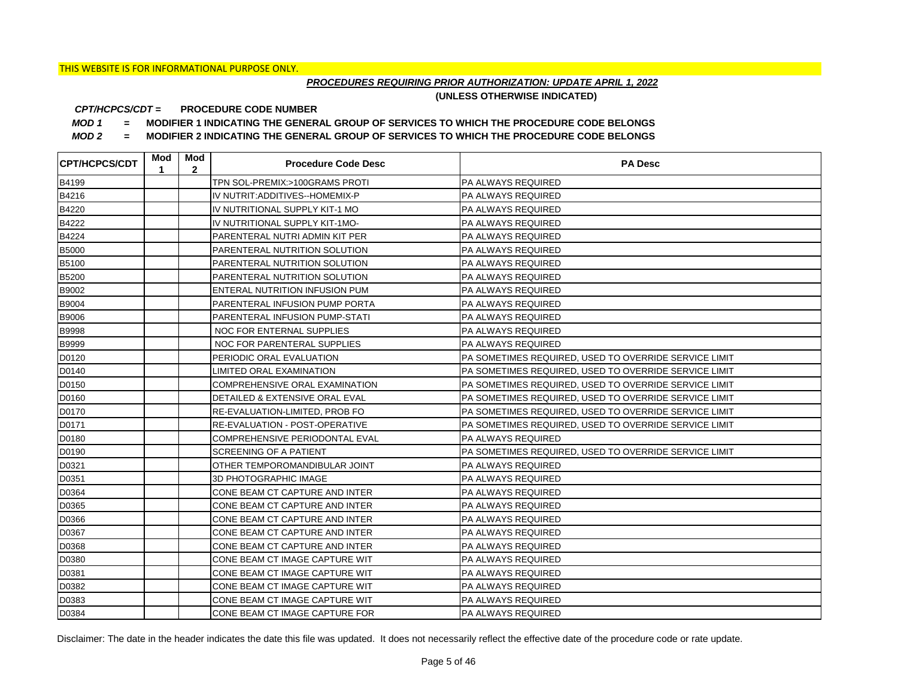THIS WEBSITE IS FOR INFORMATIONAL PURPOSE ONLY.

***PROCEDURES REQUIRING PRIOR AUTHORIZATION: UPDATE APRIL 1, 2022***

**(UNLESS OTHERWISE INDICATED)**

***CPT/HCPCS/CDT =*** **PROCEDURE CODE NUMBER**

***MOD 1*** **= MODIFIER 1 INDICATING THE GENERAL GROUP OF SERVICES TO WHICH THE PROCEDURE CODE BELONGS**

***MOD 2*** **= MODIFIER 2 INDICATING THE GENERAL GROUP OF SERVICES TO WHICH THE PROCEDURE CODE BELONGS**

| CPT/HCPCS/CDT | Mod 1 | Mod 2 | Procedure Code Desc | PA Desc |
|---|---|---|---|---|
| B4199 | | | TPN SOL-PREMIX:>100GRAMS PROTI | PA ALWAYS REQUIRED |
| B4216 | | | IV NUTRIT:ADDITIVES--HOMEMIX-P | PA ALWAYS REQUIRED |
| B4220 | | | IV NUTRITIONAL SUPPLY KIT-1 MO | PA ALWAYS REQUIRED |
| B4222 | | | IV NUTRITIONAL SUPPLY KIT-1MO- | PA ALWAYS REQUIRED |
| B4224 | | | PARENTERAL NUTRI ADMIN KIT PER | PA ALWAYS REQUIRED |
| B5000 | | | PARENTERAL NUTRITION SOLUTION | PA ALWAYS REQUIRED |
| B5100 | | | PARENTERAL NUTRITION SOLUTION | PA ALWAYS REQUIRED |
| B5200 | | | PARENTERAL NUTRITION SOLUTION | PA ALWAYS REQUIRED |
| B9002 | | | ENTERAL NUTRITION INFUSION PUM | PA ALWAYS REQUIRED |
| B9004 | | | PARENTERAL INFUSION PUMP PORTA | PA ALWAYS REQUIRED |
| B9006 | | | PARENTERAL INFUSION PUMP-STATI | PA ALWAYS REQUIRED |
| B9998 | | | NOC FOR ENTERNAL SUPPLIES | PA ALWAYS REQUIRED |
| B9999 | | | NOC FOR PARENTERAL SUPPLIES | PA ALWAYS REQUIRED |
| D0120 | | | PERIODIC ORAL EVALUATION | PA SOMETIMES REQUIRED, USED TO OVERRIDE SERVICE LIMIT |
| D0140 | | | LIMITED ORAL EXAMINATION | PA SOMETIMES REQUIRED, USED TO OVERRIDE SERVICE LIMIT |
| D0150 | | | COMPREHENSIVE ORAL EXAMINATION | PA SOMETIMES REQUIRED, USED TO OVERRIDE SERVICE LIMIT |
| D0160 | | | DETAILED & EXTENSIVE ORAL EVAL | PA SOMETIMES REQUIRED, USED TO OVERRIDE SERVICE LIMIT |
| D0170 | | | RE-EVALUATION-LIMITED, PROB FO | PA SOMETIMES REQUIRED, USED TO OVERRIDE SERVICE LIMIT |
| D0171 | | | RE-EVALUATION - POST-OPERATIVE | PA SOMETIMES REQUIRED, USED TO OVERRIDE SERVICE LIMIT |
| D0180 | | | COMPREHENSIVE PERIODONTAL EVAL | PA ALWAYS REQUIRED |
| D0190 | | | SCREENING OF A PATIENT | PA SOMETIMES REQUIRED, USED TO OVERRIDE SERVICE LIMIT |
| D0321 | | | OTHER TEMPOROMANDIBULAR JOINT | PA ALWAYS REQUIRED |
| D0351 | | | 3D PHOTOGRAPHIC IMAGE | PA ALWAYS REQUIRED |
| D0364 | | | CONE BEAM CT CAPTURE AND INTER | PA ALWAYS REQUIRED |
| D0365 | | | CONE BEAM CT CAPTURE AND INTER | PA ALWAYS REQUIRED |
| D0366 | | | CONE BEAM CT CAPTURE AND INTER | PA ALWAYS REQUIRED |
| D0367 | | | CONE BEAM CT CAPTURE AND INTER | PA ALWAYS REQUIRED |
| D0368 | | | CONE BEAM CT CAPTURE AND INTER | PA ALWAYS REQUIRED |
| D0380 | | | CONE BEAM CT IMAGE CAPTURE WIT | PA ALWAYS REQUIRED |
| D0381 | | | CONE BEAM CT IMAGE CAPTURE WIT | PA ALWAYS REQUIRED |
| D0382 | | | CONE BEAM CT IMAGE CAPTURE WIT | PA ALWAYS REQUIRED |
| D0383 | | | CONE BEAM CT IMAGE CAPTURE WIT | PA ALWAYS REQUIRED |
| D0384 | | | CONE BEAM CT IMAGE CAPTURE FOR | PA ALWAYS REQUIRED |

Disclaimer: The date in the header indicates the date this file was updated. It does not necessarily reflect the effective date of the procedure code or rate update.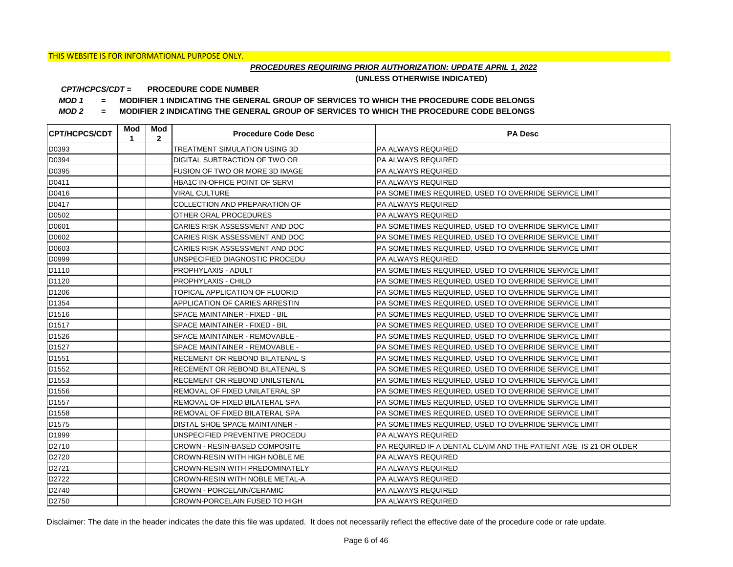THIS WEBSITE IS FOR INFORMATIONAL PURPOSE ONLY.

***PROCEDURES REQUIRING PRIOR AUTHORIZATION: UPDATE APRIL 1, 2022***

**(UNLESS OTHERWISE INDICATED)**

***CPT/HCPCS/CDT =*** **PROCEDURE CODE NUMBER**

***MOD 1*** **= MODIFIER 1 INDICATING THE GENERAL GROUP OF SERVICES TO WHICH THE PROCEDURE CODE BELONGS**

***MOD 2*** **= MODIFIER 2 INDICATING THE GENERAL GROUP OF SERVICES TO WHICH THE PROCEDURE CODE BELONGS**

| CPT/HCPCS/CDT | Mod 1 | Mod 2 | Procedure Code Desc | PA Desc |
|---|---|---|---|---|
| D0393 | | | TREATMENT SIMULATION USING 3D | PA ALWAYS REQUIRED |
| D0394 | | | DIGITAL SUBTRACTION OF TWO OR | PA ALWAYS REQUIRED |
| D0395 | | | FUSION OF TWO OR MORE 3D IMAGE | PA ALWAYS REQUIRED |
| D0411 | | | HBA1C IN-OFFICE POINT OF SERVI | PA ALWAYS REQUIRED |
| D0416 | | | VIRAL CULTURE | PA SOMETIMES REQUIRED, USED TO OVERRIDE SERVICE LIMIT |
| D0417 | | | COLLECTION AND PREPARATION OF | PA ALWAYS REQUIRED |
| D0502 | | | OTHER ORAL PROCEDURES | PA ALWAYS REQUIRED |
| D0601 | | | CARIES RISK ASSESSMENT AND DOC | PA SOMETIMES REQUIRED, USED TO OVERRIDE SERVICE LIMIT |
| D0602 | | | CARIES RISK ASSESSMENT AND DOC | PA SOMETIMES REQUIRED, USED TO OVERRIDE SERVICE LIMIT |
| D0603 | | | CARIES RISK ASSESSMENT AND DOC | PA SOMETIMES REQUIRED, USED TO OVERRIDE SERVICE LIMIT |
| D0999 | | | UNSPECIFIED DIAGNOSTIC PROCEDU | PA ALWAYS REQUIRED |
| D1110 | | | PROPHYLAXIS - ADULT | PA SOMETIMES REQUIRED, USED TO OVERRIDE SERVICE LIMIT |
| D1120 | | | PROPHYLAXIS - CHILD | PA SOMETIMES REQUIRED, USED TO OVERRIDE SERVICE LIMIT |
| D1206 | | | TOPICAL APPLICATION OF FLUORID | PA SOMETIMES REQUIRED, USED TO OVERRIDE SERVICE LIMIT |
| D1354 | | | APPLICATION OF CARIES ARRESTIN | PA SOMETIMES REQUIRED, USED TO OVERRIDE SERVICE LIMIT |
| D1516 | | | SPACE MAINTAINER - FIXED - BIL | PA SOMETIMES REQUIRED, USED TO OVERRIDE SERVICE LIMIT |
| D1517 | | | SPACE MAINTAINER - FIXED - BIL | PA SOMETIMES REQUIRED, USED TO OVERRIDE SERVICE LIMIT |
| D1526 | | | SPACE MAINTAINER - REMOVABLE - | PA SOMETIMES REQUIRED, USED TO OVERRIDE SERVICE LIMIT |
| D1527 | | | SPACE MAINTAINER - REMOVABLE - | PA SOMETIMES REQUIRED, USED TO OVERRIDE SERVICE LIMIT |
| D1551 | | | RECEMENT OR REBOND BILATENAL S | PA SOMETIMES REQUIRED, USED TO OVERRIDE SERVICE LIMIT |
| D1552 | | | RECEMENT OR REBOND BILATENAL S | PA SOMETIMES REQUIRED, USED TO OVERRIDE SERVICE LIMIT |
| D1553 | | | RECEMENT OR REBOND UNILSTENAL | PA SOMETIMES REQUIRED, USED TO OVERRIDE SERVICE LIMIT |
| D1556 | | | REMOVAL OF FIXED UNILATERAL SP | PA SOMETIMES REQUIRED, USED TO OVERRIDE SERVICE LIMIT |
| D1557 | | | REMOVAL OF FIXED BILATERAL SPA | PA SOMETIMES REQUIRED, USED TO OVERRIDE SERVICE LIMIT |
| D1558 | | | REMOVAL OF FIXED BILATERAL SPA | PA SOMETIMES REQUIRED, USED TO OVERRIDE SERVICE LIMIT |
| D1575 | | | DISTAL SHOE SPACE MAINTAINER - | PA SOMETIMES REQUIRED, USED TO OVERRIDE SERVICE LIMIT |
| D1999 | | | UNSPECIFIED PREVENTIVE PROCEDU | PA ALWAYS REQUIRED |
| D2710 | | | CROWN - RESIN-BASED COMPOSITE | PA REQUIRED IF A DENTAL CLAIM AND THE PATIENT AGE IS 21 OR OLDER |
| D2720 | | | CROWN-RESIN WITH HIGH NOBLE ME | PA ALWAYS REQUIRED |
| D2721 | | | CROWN-RESIN WITH PREDOMINATELY | PA ALWAYS REQUIRED |
| D2722 | | | CROWN-RESIN WITH NOBLE METAL-A | PA ALWAYS REQUIRED |
| D2740 | | | CROWN - PORCELAIN/CERAMIC | PA ALWAYS REQUIRED |
| D2750 | | | CROWN-PORCELAIN FUSED TO HIGH | PA ALWAYS REQUIRED |

Disclaimer: The date in the header indicates the date this file was updated. It does not necessarily reflect the effective date of the procedure code or rate update.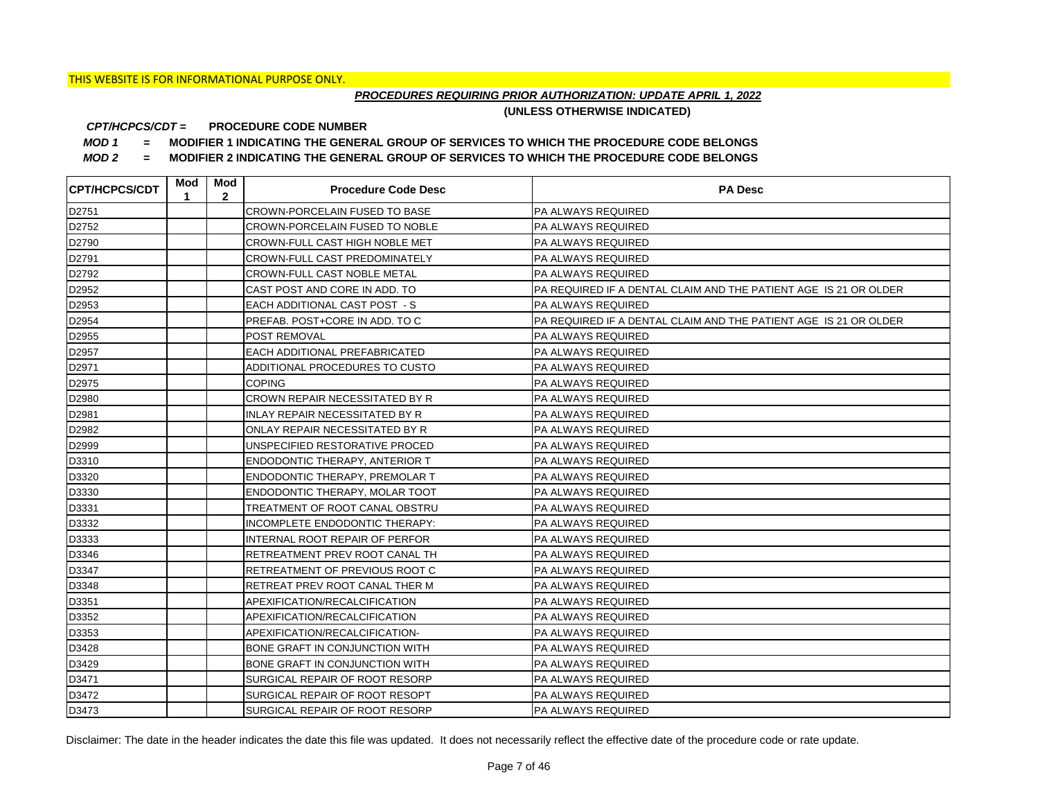THIS WEBSITE IS FOR INFORMATIONAL PURPOSE ONLY.

***PROCEDURES REQUIRING PRIOR AUTHORIZATION: UPDATE APRIL 1, 2022***

**(UNLESS OTHERWISE INDICATED)**

***CPT/HCPCS/CDT*** **= PROCEDURE CODE NUMBER**

***MOD 1*** **= MODIFIER 1 INDICATING THE GENERAL GROUP OF SERVICES TO WHICH THE PROCEDURE CODE BELONGS**

***MOD 2*** **= MODIFIER 2 INDICATING THE GENERAL GROUP OF SERVICES TO WHICH THE PROCEDURE CODE BELONGS**

| CPT/HCPCS/CDT | Mod 1 | Mod 2 | Procedure Code Desc | PA Desc |
|---|---|---|---|---|
| D2751 | | | CROWN-PORCELAIN FUSED TO BASE | PA ALWAYS REQUIRED |
| D2752 | | | CROWN-PORCELAIN FUSED TO NOBLE | PA ALWAYS REQUIRED |
| D2790 | | | CROWN-FULL CAST HIGH NOBLE MET | PA ALWAYS REQUIRED |
| D2791 | | | CROWN-FULL CAST PREDOMINATELY | PA ALWAYS REQUIRED |
| D2792 | | | CROWN-FULL CAST NOBLE METAL | PA ALWAYS REQUIRED |
| D2952 | | | CAST POST AND CORE IN ADD. TO | PA REQUIRED IF A DENTAL CLAIM AND THE PATIENT AGE IS 21 OR OLDER |
| D2953 | | | EACH ADDITIONAL CAST POST - S | PA ALWAYS REQUIRED |
| D2954 | | | PREFAB. POST+CORE IN ADD. TO C | PA REQUIRED IF A DENTAL CLAIM AND THE PATIENT AGE IS 21 OR OLDER |
| D2955 | | | POST REMOVAL | PA ALWAYS REQUIRED |
| D2957 | | | EACH ADDITIONAL PREFABRICATED | PA ALWAYS REQUIRED |
| D2971 | | | ADDITIONAL PROCEDURES TO CUSTO | PA ALWAYS REQUIRED |
| D2975 | | | COPING | PA ALWAYS REQUIRED |
| D2980 | | | CROWN REPAIR NECESSITATED BY R | PA ALWAYS REQUIRED |
| D2981 | | | INLAY REPAIR NECESSITATED BY R | PA ALWAYS REQUIRED |
| D2982 | | | ONLAY REPAIR NECESSITATED BY R | PA ALWAYS REQUIRED |
| D2999 | | | UNSPECIFIED RESTORATIVE PROCED | PA ALWAYS REQUIRED |
| D3310 | | | ENDODONTIC THERAPY, ANTERIOR T | PA ALWAYS REQUIRED |
| D3320 | | | ENDODONTIC THERAPY, PREMOLAR T | PA ALWAYS REQUIRED |
| D3330 | | | ENDODONTIC THERAPY, MOLAR TOOT | PA ALWAYS REQUIRED |
| D3331 | | | TREATMENT OF ROOT CANAL OBSTRU | PA ALWAYS REQUIRED |
| D3332 | | | INCOMPLETE ENDODONTIC THERAPY: | PA ALWAYS REQUIRED |
| D3333 | | | INTERNAL ROOT REPAIR OF PERFOR | PA ALWAYS REQUIRED |
| D3346 | | | RETREATMENT PREV ROOT CANAL TH | PA ALWAYS REQUIRED |
| D3347 | | | RETREATMENT OF PREVIOUS ROOT C | PA ALWAYS REQUIRED |
| D3348 | | | RETREAT PREV ROOT CANAL THER M | PA ALWAYS REQUIRED |
| D3351 | | | APEXIFICATION/RECALCIFICATION | PA ALWAYS REQUIRED |
| D3352 | | | APEXIFICATION/RECALCIFICATION | PA ALWAYS REQUIRED |
| D3353 | | | APEXIFICATION/RECALCIFICATION- | PA ALWAYS REQUIRED |
| D3428 | | | BONE GRAFT IN CONJUNCTION WITH | PA ALWAYS REQUIRED |
| D3429 | | | BONE GRAFT IN CONJUNCTION WITH | PA ALWAYS REQUIRED |
| D3471 | | | SURGICAL REPAIR OF ROOT RESORP | PA ALWAYS REQUIRED |
| D3472 | | | SURGICAL REPAIR OF ROOT RESOPT | PA ALWAYS REQUIRED |
| D3473 | | | SURGICAL REPAIR OF ROOT RESORP | PA ALWAYS REQUIRED |

Disclaimer: The date in the header indicates the date this file was updated. It does not necessarily reflect the effective date of the procedure code or rate update.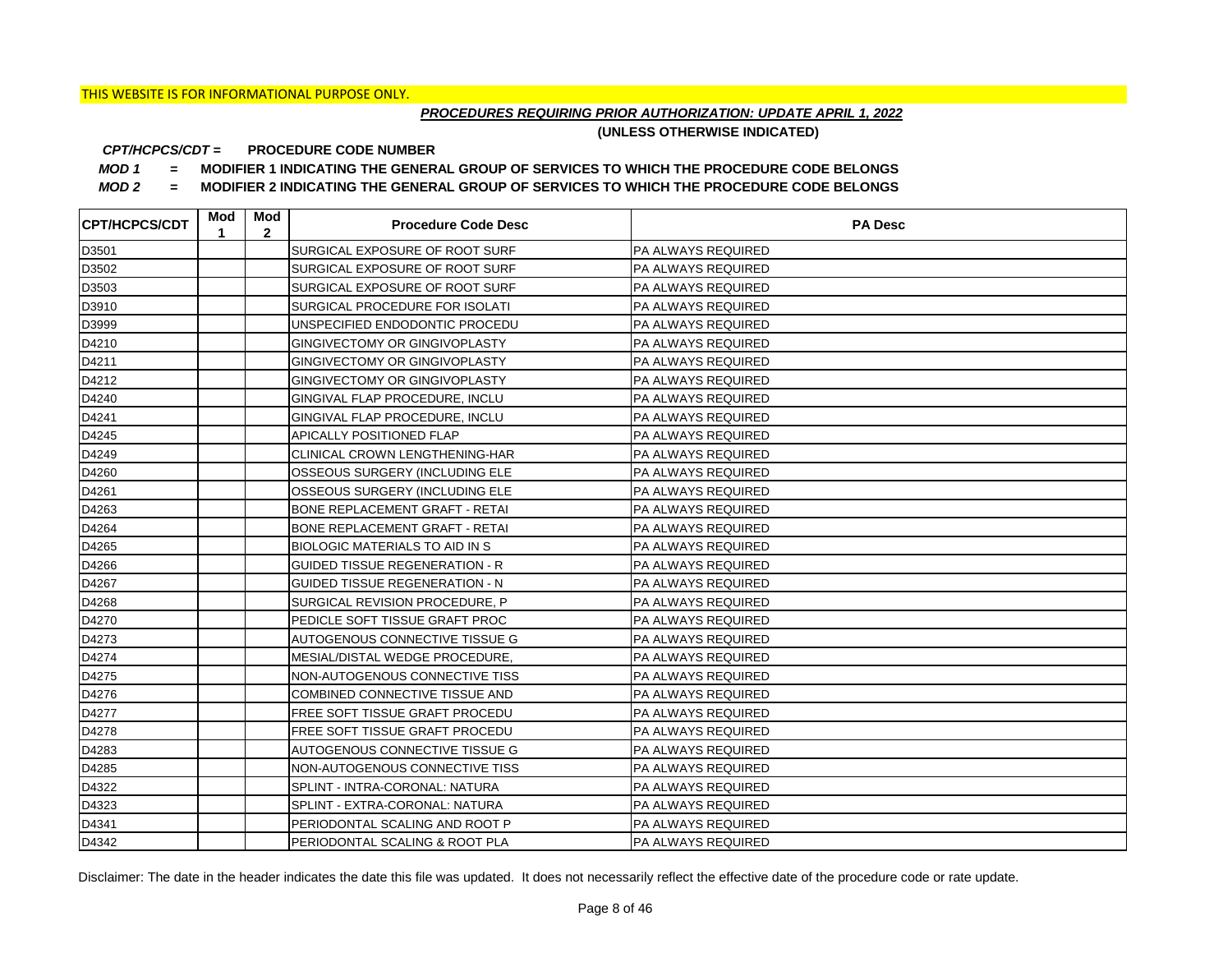THIS WEBSITE IS FOR INFORMATIONAL PURPOSE ONLY.

***PROCEDURES REQUIRING PRIOR AUTHORIZATION: UPDATE APRIL 1, 2022***

**(UNLESS OTHERWISE INDICATED)**

***CPT/HCPCS/CDT =*** **PROCEDURE CODE NUMBER**

***MOD 1*** **= MODIFIER 1 INDICATING THE GENERAL GROUP OF SERVICES TO WHICH THE PROCEDURE CODE BELONGS**

***MOD 2*** **= MODIFIER 2 INDICATING THE GENERAL GROUP OF SERVICES TO WHICH THE PROCEDURE CODE BELONGS**

| CPT/HCPCS/CDT | Mod 1 | Mod 2 | Procedure Code Desc | PA Desc |
|---|---|---|---|---|
| D3501 | | | SURGICAL EXPOSURE OF ROOT SURF | PA ALWAYS REQUIRED |
| D3502 | | | SURGICAL EXPOSURE OF ROOT SURF | PA ALWAYS REQUIRED |
| D3503 | | | SURGICAL EXPOSURE OF ROOT SURF | PA ALWAYS REQUIRED |
| D3910 | | | SURGICAL PROCEDURE FOR ISOLATI | PA ALWAYS REQUIRED |
| D3999 | | | UNSPECIFIED ENDODONTIC PROCEDU | PA ALWAYS REQUIRED |
| D4210 | | | GINGIVECTOMY OR GINGIVOPLASTY | PA ALWAYS REQUIRED |
| D4211 | | | GINGIVECTOMY OR GINGIVOPLASTY | PA ALWAYS REQUIRED |
| D4212 | | | GINGIVECTOMY OR GINGIVOPLASTY | PA ALWAYS REQUIRED |
| D4240 | | | GINGIVAL FLAP PROCEDURE, INCLU | PA ALWAYS REQUIRED |
| D4241 | | | GINGIVAL FLAP PROCEDURE, INCLU | PA ALWAYS REQUIRED |
| D4245 | | | APICALLY POSITIONED FLAP | PA ALWAYS REQUIRED |
| D4249 | | | CLINICAL CROWN LENGTHENING-HAR | PA ALWAYS REQUIRED |
| D4260 | | | OSSEOUS SURGERY (INCLUDING ELE | PA ALWAYS REQUIRED |
| D4261 | | | OSSEOUS SURGERY (INCLUDING ELE | PA ALWAYS REQUIRED |
| D4263 | | | BONE REPLACEMENT GRAFT - RETAI | PA ALWAYS REQUIRED |
| D4264 | | | BONE REPLACEMENT GRAFT - RETAI | PA ALWAYS REQUIRED |
| D4265 | | | BIOLOGIC MATERIALS TO AID IN S | PA ALWAYS REQUIRED |
| D4266 | | | GUIDED TISSUE REGENERATION - R | PA ALWAYS REQUIRED |
| D4267 | | | GUIDED TISSUE REGENERATION - N | PA ALWAYS REQUIRED |
| D4268 | | | SURGICAL REVISION PROCEDURE, P | PA ALWAYS REQUIRED |
| D4270 | | | PEDICLE SOFT TISSUE GRAFT PROC | PA ALWAYS REQUIRED |
| D4273 | | | AUTOGENOUS CONNECTIVE TISSUE G | PA ALWAYS REQUIRED |
| D4274 | | | MESIAL/DISTAL WEDGE PROCEDURE, | PA ALWAYS REQUIRED |
| D4275 | | | NON-AUTOGENOUS CONNECTIVE TISS | PA ALWAYS REQUIRED |
| D4276 | | | COMBINED CONNECTIVE TISSUE AND | PA ALWAYS REQUIRED |
| D4277 | | | FREE SOFT TISSUE GRAFT PROCEDU | PA ALWAYS REQUIRED |
| D4278 | | | FREE SOFT TISSUE GRAFT PROCEDU | PA ALWAYS REQUIRED |
| D4283 | | | AUTOGENOUS CONNECTIVE TISSUE G | PA ALWAYS REQUIRED |
| D4285 | | | NON-AUTOGENOUS CONNECTIVE TISS | PA ALWAYS REQUIRED |
| D4322 | | | SPLINT - INTRA-CORONAL: NATURA | PA ALWAYS REQUIRED |
| D4323 | | | SPLINT - EXTRA-CORONAL: NATURA | PA ALWAYS REQUIRED |
| D4341 | | | PERIODONTAL SCALING AND ROOT P | PA ALWAYS REQUIRED |
| D4342 | | | PERIODONTAL SCALING & ROOT PLA | PA ALWAYS REQUIRED |

Disclaimer: The date in the header indicates the date this file was updated. It does not necessarily reflect the effective date of the procedure code or rate update.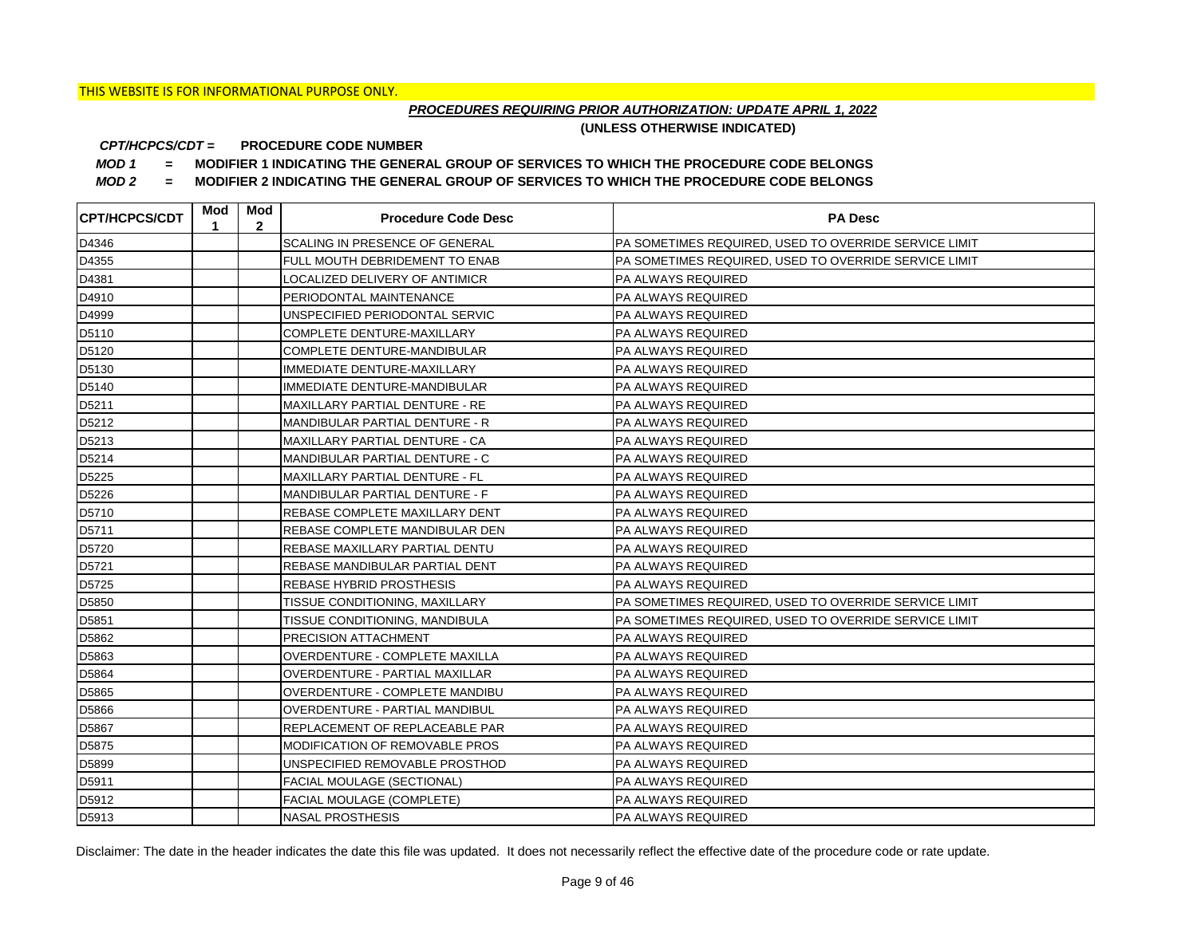THIS WEBSITE IS FOR INFORMATIONAL PURPOSE ONLY.

***PROCEDURES REQUIRING PRIOR AUTHORIZATION: UPDATE APRIL 1, 2022***

**(UNLESS OTHERWISE INDICATED)**

***CPT/HCPCS/CDT =*** **PROCEDURE CODE NUMBER**

***MOD 1*** **= MODIFIER 1 INDICATING THE GENERAL GROUP OF SERVICES TO WHICH THE PROCEDURE CODE BELONGS**

***MOD 2*** **= MODIFIER 2 INDICATING THE GENERAL GROUP OF SERVICES TO WHICH THE PROCEDURE CODE BELONGS**

| CPT/HCPCS/CDT | Mod 1 | Mod 2 | Procedure Code Desc | PA Desc |
|---|---|---|---|---|
| D4346 | | | SCALING IN PRESENCE OF GENERAL | PA SOMETIMES REQUIRED, USED TO OVERRIDE SERVICE LIMIT |
| D4355 | | | FULL MOUTH DEBRIDEMENT TO ENAB | PA SOMETIMES REQUIRED, USED TO OVERRIDE SERVICE LIMIT |
| D4381 | | | LOCALIZED DELIVERY OF ANTIMICR | PA ALWAYS REQUIRED |
| D4910 | | | PERIODONTAL MAINTENANCE | PA ALWAYS REQUIRED |
| D4999 | | | UNSPECIFIED PERIODONTAL SERVIC | PA ALWAYS REQUIRED |
| D5110 | | | COMPLETE DENTURE-MAXILLARY | PA ALWAYS REQUIRED |
| D5120 | | | COMPLETE DENTURE-MANDIBULAR | PA ALWAYS REQUIRED |
| D5130 | | | IMMEDIATE DENTURE-MAXILLARY | PA ALWAYS REQUIRED |
| D5140 | | | IMMEDIATE DENTURE-MANDIBULAR | PA ALWAYS REQUIRED |
| D5211 | | | MAXILLARY PARTIAL DENTURE - RE | PA ALWAYS REQUIRED |
| D5212 | | | MANDIBULAR PARTIAL DENTURE - R | PA ALWAYS REQUIRED |
| D5213 | | | MAXILLARY PARTIAL DENTURE - CA | PA ALWAYS REQUIRED |
| D5214 | | | MANDIBULAR PARTIAL DENTURE - C | PA ALWAYS REQUIRED |
| D5225 | | | MAXILLARY PARTIAL DENTURE - FL | PA ALWAYS REQUIRED |
| D5226 | | | MANDIBULAR PARTIAL DENTURE - F | PA ALWAYS REQUIRED |
| D5710 | | | REBASE COMPLETE MAXILLARY DENT | PA ALWAYS REQUIRED |
| D5711 | | | REBASE COMPLETE MANDIBULAR DEN | PA ALWAYS REQUIRED |
| D5720 | | | REBASE MAXILLARY PARTIAL DENTU | PA ALWAYS REQUIRED |
| D5721 | | | REBASE MANDIBULAR PARTIAL DENT | PA ALWAYS REQUIRED |
| D5725 | | | REBASE HYBRID PROSTHESIS | PA ALWAYS REQUIRED |
| D5850 | | | TISSUE CONDITIONING, MAXILLARY | PA SOMETIMES REQUIRED, USED TO OVERRIDE SERVICE LIMIT |
| D5851 | | | TISSUE CONDITIONING, MANDIBULA | PA SOMETIMES REQUIRED, USED TO OVERRIDE SERVICE LIMIT |
| D5862 | | | PRECISION ATTACHMENT | PA ALWAYS REQUIRED |
| D5863 | | | OVERDENTURE - COMPLETE MAXILLA | PA ALWAYS REQUIRED |
| D5864 | | | OVERDENTURE - PARTIAL MAXILLAR | PA ALWAYS REQUIRED |
| D5865 | | | OVERDENTURE - COMPLETE MANDIBU | PA ALWAYS REQUIRED |
| D5866 | | | OVERDENTURE - PARTIAL MANDIBUL | PA ALWAYS REQUIRED |
| D5867 | | | REPLACEMENT OF REPLACEABLE PAR | PA ALWAYS REQUIRED |
| D5875 | | | MODIFICATION OF REMOVABLE PROS | PA ALWAYS REQUIRED |
| D5899 | | | UNSPECIFIED REMOVABLE PROSTHOD | PA ALWAYS REQUIRED |
| D5911 | | | FACIAL MOULAGE (SECTIONAL) | PA ALWAYS REQUIRED |
| D5912 | | | FACIAL MOULAGE (COMPLETE) | PA ALWAYS REQUIRED |
| D5913 | | | NASAL PROSTHESIS | PA ALWAYS REQUIRED |

Disclaimer: The date in the header indicates the date this file was updated. It does not necessarily reflect the effective date of the procedure code or rate update.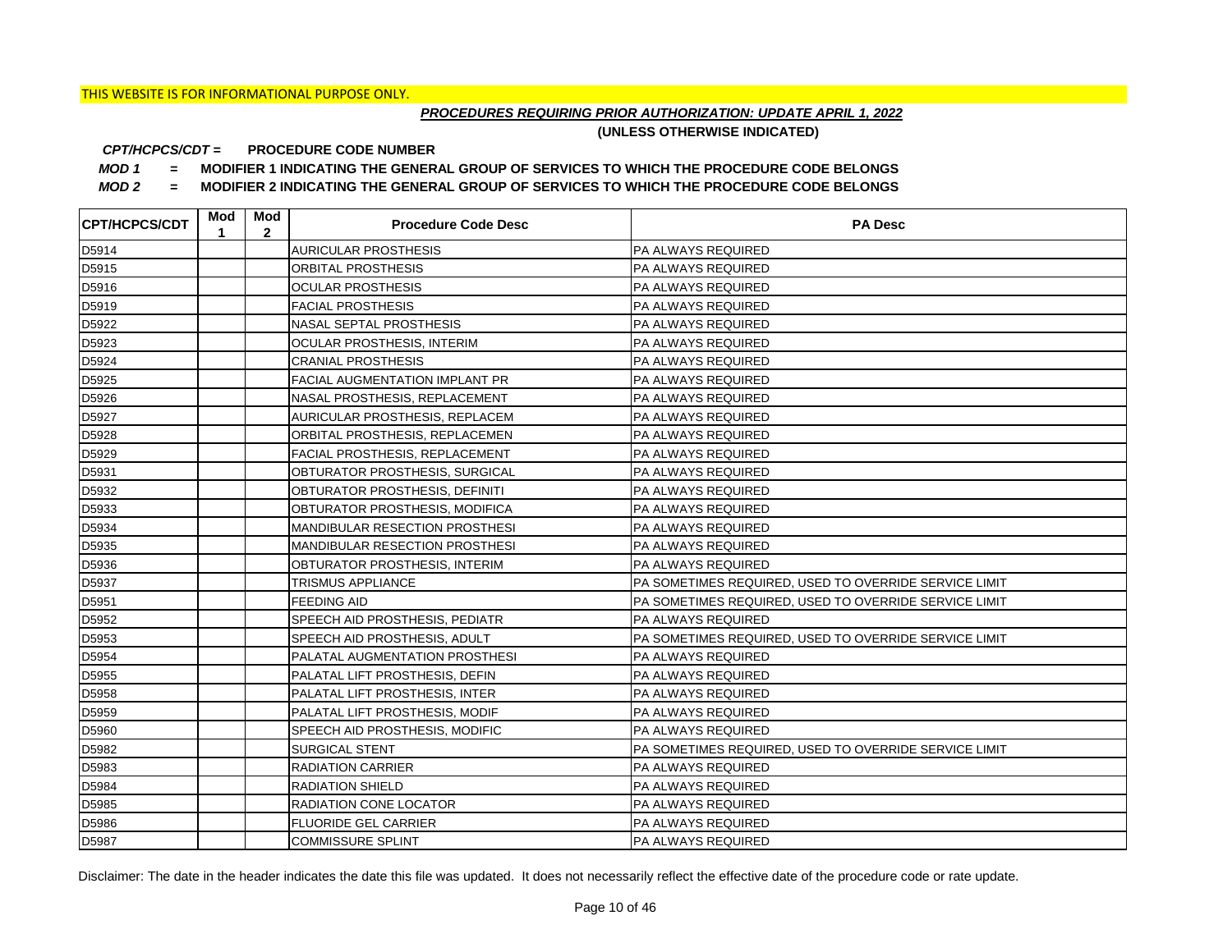THIS WEBSITE IS FOR INFORMATIONAL PURPOSE ONLY.

***PROCEDURES REQUIRING PRIOR AUTHORIZATION: UPDATE APRIL 1, 2022***

**(UNLESS OTHERWISE INDICATED)**

***CPT/HCPCS/CDT =*** **PROCEDURE CODE NUMBER**

***MOD 1*** **= MODIFIER 1 INDICATING THE GENERAL GROUP OF SERVICES TO WHICH THE PROCEDURE CODE BELONGS**

***MOD 2*** **= MODIFIER 2 INDICATING THE GENERAL GROUP OF SERVICES TO WHICH THE PROCEDURE CODE BELONGS**

| CPT/HCPCS/CDT | Mod 1 | Mod 2 | Procedure Code Desc | PA Desc |
|---|---|---|---|---|
| D5914 | | | AURICULAR PROSTHESIS | PA ALWAYS REQUIRED |
| D5915 | | | ORBITAL PROSTHESIS | PA ALWAYS REQUIRED |
| D5916 | | | OCULAR PROSTHESIS | PA ALWAYS REQUIRED |
| D5919 | | | FACIAL PROSTHESIS | PA ALWAYS REQUIRED |
| D5922 | | | NASAL SEPTAL PROSTHESIS | PA ALWAYS REQUIRED |
| D5923 | | | OCULAR PROSTHESIS, INTERIM | PA ALWAYS REQUIRED |
| D5924 | | | CRANIAL PROSTHESIS | PA ALWAYS REQUIRED |
| D5925 | | | FACIAL AUGMENTATION IMPLANT PR | PA ALWAYS REQUIRED |
| D5926 | | | NASAL PROSTHESIS, REPLACEMENT | PA ALWAYS REQUIRED |
| D5927 | | | AURICULAR PROSTHESIS, REPLACEM | PA ALWAYS REQUIRED |
| D5928 | | | ORBITAL PROSTHESIS, REPLACEMEN | PA ALWAYS REQUIRED |
| D5929 | | | FACIAL PROSTHESIS, REPLACEMENT | PA ALWAYS REQUIRED |
| D5931 | | | OBTURATOR PROSTHESIS, SURGICAL | PA ALWAYS REQUIRED |
| D5932 | | | OBTURATOR PROSTHESIS, DEFINITI | PA ALWAYS REQUIRED |
| D5933 | | | OBTURATOR PROSTHESIS, MODIFICA | PA ALWAYS REQUIRED |
| D5934 | | | MANDIBULAR RESECTION PROSTHESI | PA ALWAYS REQUIRED |
| D5935 | | | MANDIBULAR RESECTION PROSTHESI | PA ALWAYS REQUIRED |
| D5936 | | | OBTURATOR PROSTHESIS, INTERIM | PA ALWAYS REQUIRED |
| D5937 | | | TRISMUS APPLIANCE | PA SOMETIMES REQUIRED, USED TO OVERRIDE SERVICE LIMIT |
| D5951 | | | FEEDING AID | PA SOMETIMES REQUIRED, USED TO OVERRIDE SERVICE LIMIT |
| D5952 | | | SPEECH AID PROSTHESIS, PEDIATR | PA ALWAYS REQUIRED |
| D5953 | | | SPEECH AID PROSTHESIS, ADULT | PA SOMETIMES REQUIRED, USED TO OVERRIDE SERVICE LIMIT |
| D5954 | | | PALATAL AUGMENTATION PROSTHESI | PA ALWAYS REQUIRED |
| D5955 | | | PALATAL LIFT PROSTHESIS, DEFIN | PA ALWAYS REQUIRED |
| D5958 | | | PALATAL LIFT PROSTHESIS, INTER | PA ALWAYS REQUIRED |
| D5959 | | | PALATAL LIFT PROSTHESIS, MODIF | PA ALWAYS REQUIRED |
| D5960 | | | SPEECH AID PROSTHESIS, MODIFIC | PA ALWAYS REQUIRED |
| D5982 | | | SURGICAL STENT | PA SOMETIMES REQUIRED, USED TO OVERRIDE SERVICE LIMIT |
| D5983 | | | RADIATION CARRIER | PA ALWAYS REQUIRED |
| D5984 | | | RADIATION SHIELD | PA ALWAYS REQUIRED |
| D5985 | | | RADIATION CONE LOCATOR | PA ALWAYS REQUIRED |
| D5986 | | | FLUORIDE GEL CARRIER | PA ALWAYS REQUIRED |
| D5987 | | | COMMISSURE SPLINT | PA ALWAYS REQUIRED |

Disclaimer: The date in the header indicates the date this file was updated. It does not necessarily reflect the effective date of the procedure code or rate update.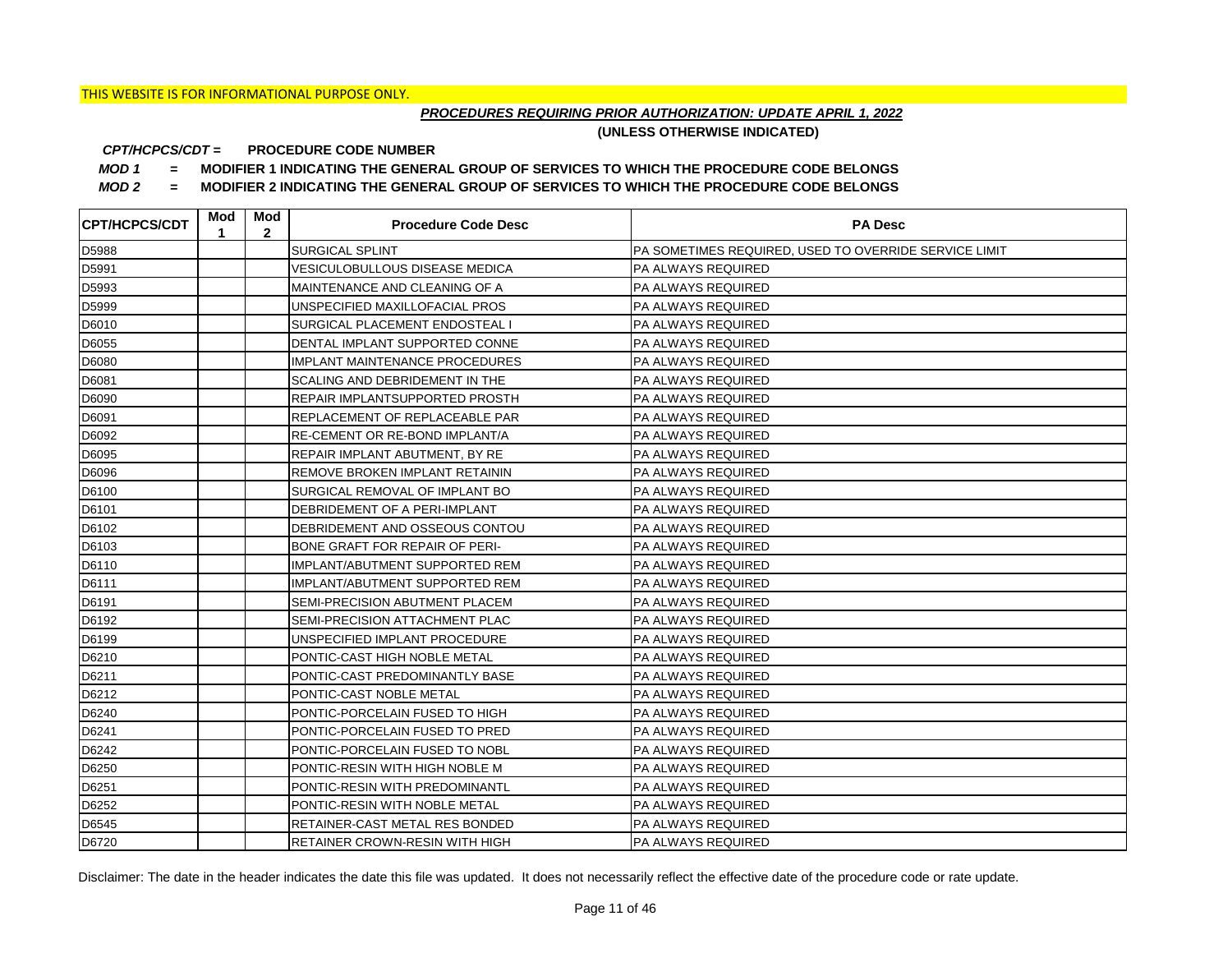THIS WEBSITE IS FOR INFORMATIONAL PURPOSE ONLY.

***PROCEDURES REQUIRING PRIOR AUTHORIZATION: UPDATE APRIL 1, 2022***

**(UNLESS OTHERWISE INDICATED)**

***CPT/HCPCS/CDT =*** **PROCEDURE CODE NUMBER**

***MOD 1*** **= MODIFIER 1 INDICATING THE GENERAL GROUP OF SERVICES TO WHICH THE PROCEDURE CODE BELONGS**

***MOD 2*** **= MODIFIER 2 INDICATING THE GENERAL GROUP OF SERVICES TO WHICH THE PROCEDURE CODE BELONGS**

| CPT/HCPCS/CDT | Mod 1 | Mod 2 | Procedure Code Desc | PA Desc |
|---|---|---|---|---|
| D5988 | | | SURGICAL SPLINT | PA SOMETIMES REQUIRED, USED TO OVERRIDE SERVICE LIMIT |
| D5991 | | | VESICULOBULLOUS DISEASE MEDICA | PA ALWAYS REQUIRED |
| D5993 | | | MAINTENANCE AND CLEANING OF A | PA ALWAYS REQUIRED |
| D5999 | | | UNSPECIFIED MAXILLOFACIAL PROS | PA ALWAYS REQUIRED |
| D6010 | | | SURGICAL PLACEMENT ENDOSTEAL I | PA ALWAYS REQUIRED |
| D6055 | | | DENTAL IMPLANT SUPPORTED CONNE | PA ALWAYS REQUIRED |
| D6080 | | | IMPLANT MAINTENANCE PROCEDURES | PA ALWAYS REQUIRED |
| D6081 | | | SCALING AND DEBRIDEMENT IN THE | PA ALWAYS REQUIRED |
| D6090 | | | REPAIR IMPLANTSUPPORTED PROSTH | PA ALWAYS REQUIRED |
| D6091 | | | REPLACEMENT OF REPLACEABLE PAR | PA ALWAYS REQUIRED |
| D6092 | | | RE-CEMENT OR RE-BOND IMPLANT/A | PA ALWAYS REQUIRED |
| D6095 | | | REPAIR IMPLANT ABUTMENT, BY RE | PA ALWAYS REQUIRED |
| D6096 | | | REMOVE BROKEN IMPLANT RETAININ | PA ALWAYS REQUIRED |
| D6100 | | | SURGICAL REMOVAL OF IMPLANT BO | PA ALWAYS REQUIRED |
| D6101 | | | DEBRIDEMENT OF A PERI-IMPLANT | PA ALWAYS REQUIRED |
| D6102 | | | DEBRIDEMENT AND OSSEOUS CONTOU | PA ALWAYS REQUIRED |
| D6103 | | | BONE GRAFT FOR REPAIR OF PERI- | PA ALWAYS REQUIRED |
| D6110 | | | IMPLANT/ABUTMENT SUPPORTED REM | PA ALWAYS REQUIRED |
| D6111 | | | IMPLANT/ABUTMENT SUPPORTED REM | PA ALWAYS REQUIRED |
| D6191 | | | SEMI-PRECISION ABUTMENT PLACEM | PA ALWAYS REQUIRED |
| D6192 | | | SEMI-PRECISION ATTACHMENT PLAC | PA ALWAYS REQUIRED |
| D6199 | | | UNSPECIFIED IMPLANT PROCEDURE | PA ALWAYS REQUIRED |
| D6210 | | | PONTIC-CAST HIGH NOBLE METAL | PA ALWAYS REQUIRED |
| D6211 | | | PONTIC-CAST PREDOMINANTLY BASE | PA ALWAYS REQUIRED |
| D6212 | | | PONTIC-CAST NOBLE METAL | PA ALWAYS REQUIRED |
| D6240 | | | PONTIC-PORCELAIN FUSED TO HIGH | PA ALWAYS REQUIRED |
| D6241 | | | PONTIC-PORCELAIN FUSED TO PRED | PA ALWAYS REQUIRED |
| D6242 | | | PONTIC-PORCELAIN FUSED TO NOBL | PA ALWAYS REQUIRED |
| D6250 | | | PONTIC-RESIN WITH HIGH NOBLE M | PA ALWAYS REQUIRED |
| D6251 | | | PONTIC-RESIN WITH PREDOMINANTL | PA ALWAYS REQUIRED |
| D6252 | | | PONTIC-RESIN WITH NOBLE METAL | PA ALWAYS REQUIRED |
| D6545 | | | RETAINER-CAST METAL RES BONDED | PA ALWAYS REQUIRED |
| D6720 | | | RETAINER CROWN-RESIN WITH HIGH | PA ALWAYS REQUIRED |

Disclaimer: The date in the header indicates the date this file was updated. It does not necessarily reflect the effective date of the procedure code or rate update.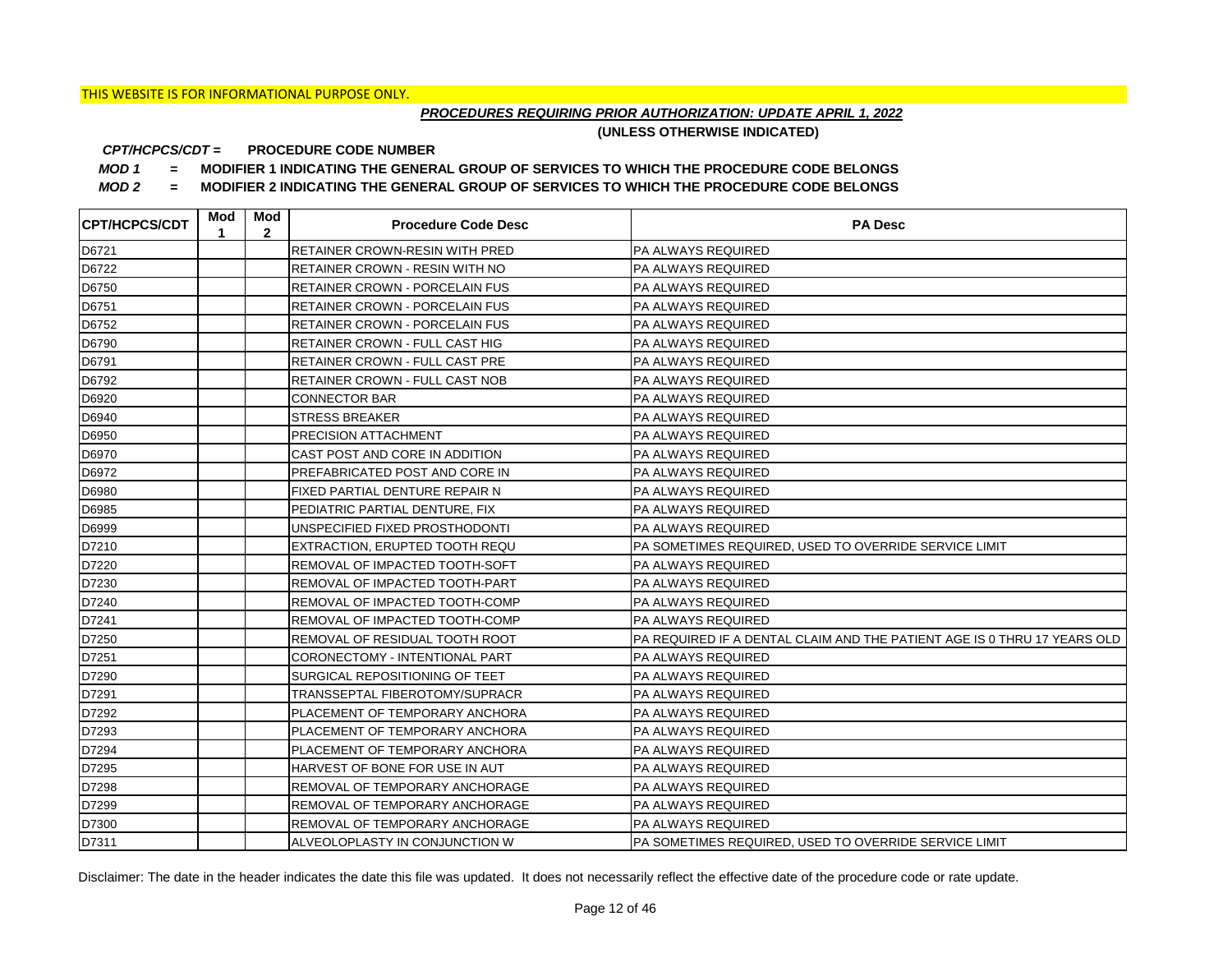THIS WEBSITE IS FOR INFORMATIONAL PURPOSE ONLY.

***PROCEDURES REQUIRING PRIOR AUTHORIZATION: UPDATE APRIL 1, 2022***

**(UNLESS OTHERWISE INDICATED)**

***CPT/HCPCS/CDT =*** **PROCEDURE CODE NUMBER**

***MOD 1*** **= MODIFIER 1 INDICATING THE GENERAL GROUP OF SERVICES TO WHICH THE PROCEDURE CODE BELONGS**

***MOD 2*** **= MODIFIER 2 INDICATING THE GENERAL GROUP OF SERVICES TO WHICH THE PROCEDURE CODE BELONGS**

| CPT/HCPCS/CDT | Mod 1 | Mod 2 | Procedure Code Desc | PA Desc |
|---|---|---|---|---|
| D6721 | | | RETAINER CROWN-RESIN WITH PRED | PA ALWAYS REQUIRED |
| D6722 | | | RETAINER CROWN - RESIN WITH NO | PA ALWAYS REQUIRED |
| D6750 | | | RETAINER CROWN - PORCELAIN FUS | PA ALWAYS REQUIRED |
| D6751 | | | RETAINER CROWN - PORCELAIN FUS | PA ALWAYS REQUIRED |
| D6752 | | | RETAINER CROWN - PORCELAIN FUS | PA ALWAYS REQUIRED |
| D6790 | | | RETAINER CROWN - FULL CAST HIG | PA ALWAYS REQUIRED |
| D6791 | | | RETAINER CROWN - FULL CAST PRE | PA ALWAYS REQUIRED |
| D6792 | | | RETAINER CROWN - FULL CAST NOB | PA ALWAYS REQUIRED |
| D6920 | | | CONNECTOR BAR | PA ALWAYS REQUIRED |
| D6940 | | | STRESS BREAKER | PA ALWAYS REQUIRED |
| D6950 | | | PRECISION ATTACHMENT | PA ALWAYS REQUIRED |
| D6970 | | | CAST POST AND CORE IN ADDITION | PA ALWAYS REQUIRED |
| D6972 | | | PREFABRICATED POST AND CORE IN | PA ALWAYS REQUIRED |
| D6980 | | | FIXED PARTIAL DENTURE REPAIR N | PA ALWAYS REQUIRED |
| D6985 | | | PEDIATRIC PARTIAL DENTURE, FIX | PA ALWAYS REQUIRED |
| D6999 | | | UNSPECIFIED FIXED PROSTHODONTI | PA ALWAYS REQUIRED |
| D7210 | | | EXTRACTION, ERUPTED TOOTH REQU | PA SOMETIMES REQUIRED, USED TO OVERRIDE SERVICE LIMIT |
| D7220 | | | REMOVAL OF IMPACTED TOOTH-SOFT | PA ALWAYS REQUIRED |
| D7230 | | | REMOVAL OF IMPACTED TOOTH-PART | PA ALWAYS REQUIRED |
| D7240 | | | REMOVAL OF IMPACTED TOOTH-COMP | PA ALWAYS REQUIRED |
| D7241 | | | REMOVAL OF IMPACTED TOOTH-COMP | PA ALWAYS REQUIRED |
| D7250 | | | REMOVAL OF RESIDUAL TOOTH ROOT | PA REQUIRED IF A DENTAL CLAIM AND THE PATIENT AGE IS 0 THRU 17 YEARS OLD |
| D7251 | | | CORONECTOMY - INTENTIONAL PART | PA ALWAYS REQUIRED |
| D7290 | | | SURGICAL REPOSITIONING OF TEET | PA ALWAYS REQUIRED |
| D7291 | | | TRANSSEPTAL FIBEROTOMY/SUPRACR | PA ALWAYS REQUIRED |
| D7292 | | | PLACEMENT OF TEMPORARY ANCHORA | PA ALWAYS REQUIRED |
| D7293 | | | PLACEMENT OF TEMPORARY ANCHORA | PA ALWAYS REQUIRED |
| D7294 | | | PLACEMENT OF TEMPORARY ANCHORA | PA ALWAYS REQUIRED |
| D7295 | | | HARVEST OF BONE FOR USE IN AUT | PA ALWAYS REQUIRED |
| D7298 | | | REMOVAL OF TEMPORARY ANCHORAGE | PA ALWAYS REQUIRED |
| D7299 | | | REMOVAL OF TEMPORARY ANCHORAGE | PA ALWAYS REQUIRED |
| D7300 | | | REMOVAL OF TEMPORARY ANCHORAGE | PA ALWAYS REQUIRED |
| D7311 | | | ALVEOLOPLASTY IN CONJUNCTION W | PA SOMETIMES REQUIRED, USED TO OVERRIDE SERVICE LIMIT |

Disclaimer: The date in the header indicates the date this file was updated. It does not necessarily reflect the effective date of the procedure code or rate update.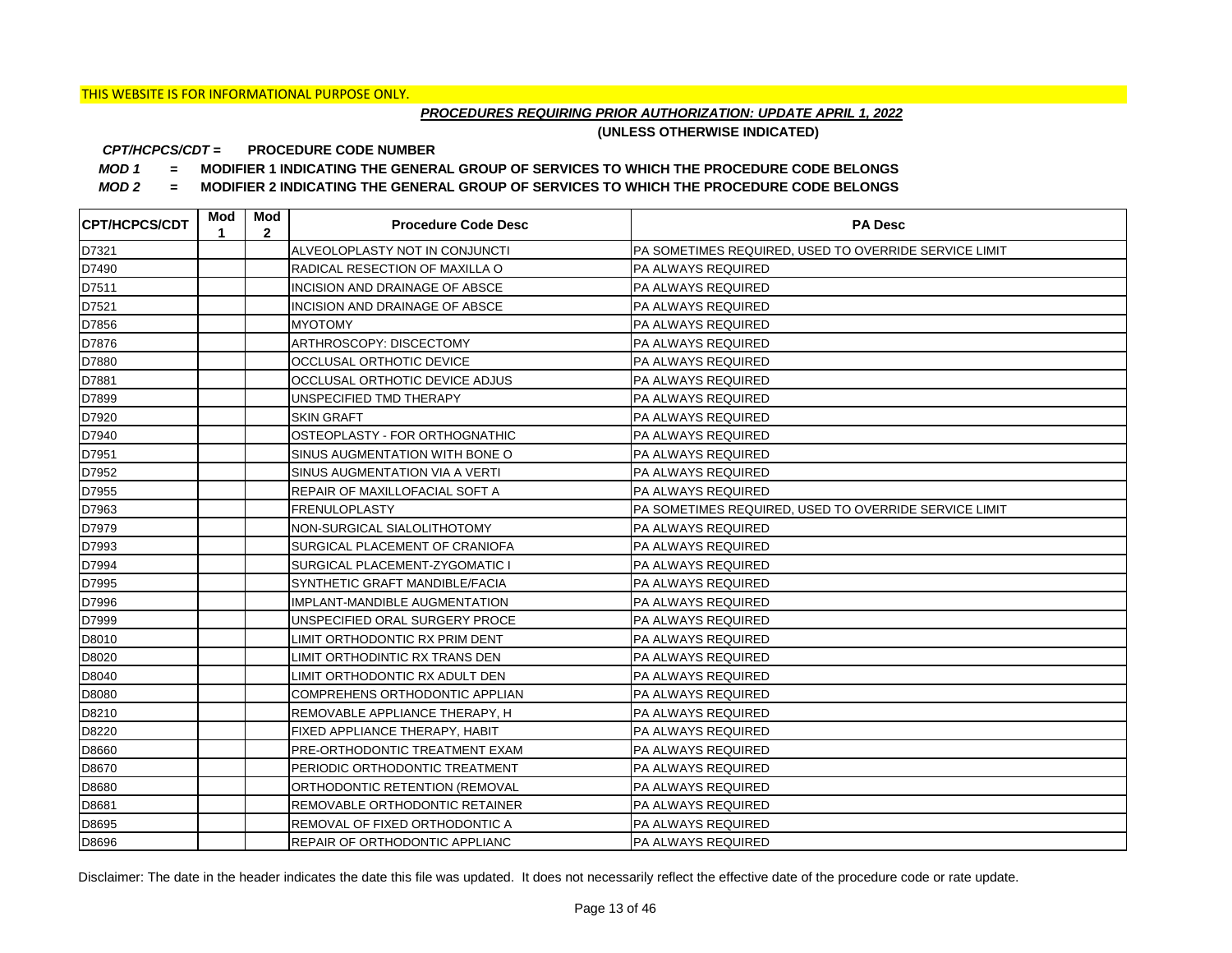THIS WEBSITE IS FOR INFORMATIONAL PURPOSE ONLY.

***PROCEDURES REQUIRING PRIOR AUTHORIZATION: UPDATE APRIL 1, 2022***

**(UNLESS OTHERWISE INDICATED)**

***CPT/HCPCS/CDT =*** **PROCEDURE CODE NUMBER**

***MOD 1*** **= MODIFIER 1 INDICATING THE GENERAL GROUP OF SERVICES TO WHICH THE PROCEDURE CODE BELONGS**

***MOD 2*** **= MODIFIER 2 INDICATING THE GENERAL GROUP OF SERVICES TO WHICH THE PROCEDURE CODE BELONGS**

| CPT/HCPCS/CDT | Mod 1 | Mod 2 | Procedure Code Desc | PA Desc |
|---|---|---|---|---|
| D7321 | | | ALVEOLOPLASTY NOT IN CONJUNCTI | PA SOMETIMES REQUIRED, USED TO OVERRIDE SERVICE LIMIT |
| D7490 | | | RADICAL RESECTION OF MAXILLA O | PA ALWAYS REQUIRED |
| D7511 | | | INCISION AND DRAINAGE OF ABSCE | PA ALWAYS REQUIRED |
| D7521 | | | INCISION AND DRAINAGE OF ABSCE | PA ALWAYS REQUIRED |
| D7856 | | | MYOTOMY | PA ALWAYS REQUIRED |
| D7876 | | | ARTHROSCOPY: DISCECTOMY | PA ALWAYS REQUIRED |
| D7880 | | | OCCLUSAL ORTHOTIC DEVICE | PA ALWAYS REQUIRED |
| D7881 | | | OCCLUSAL ORTHOTIC DEVICE ADJUS | PA ALWAYS REQUIRED |
| D7899 | | | UNSPECIFIED TMD THERAPY | PA ALWAYS REQUIRED |
| D7920 | | | SKIN GRAFT | PA ALWAYS REQUIRED |
| D7940 | | | OSTEOPLASTY - FOR ORTHOGNATHIC | PA ALWAYS REQUIRED |
| D7951 | | | SINUS AUGMENTATION WITH BONE O | PA ALWAYS REQUIRED |
| D7952 | | | SINUS AUGMENTATION VIA A VERTI | PA ALWAYS REQUIRED |
| D7955 | | | REPAIR OF MAXILLOFACIAL SOFT A | PA ALWAYS REQUIRED |
| D7963 | | | FRENULOPLASTY | PA SOMETIMES REQUIRED, USED TO OVERRIDE SERVICE LIMIT |
| D7979 | | | NON-SURGICAL SIALOLITHOTOMY | PA ALWAYS REQUIRED |
| D7993 | | | SURGICAL PLACEMENT OF CRANIOFA | PA ALWAYS REQUIRED |
| D7994 | | | SURGICAL PLACEMENT-ZYGOMATIC I | PA ALWAYS REQUIRED |
| D7995 | | | SYNTHETIC GRAFT MANDIBLE/FACIA | PA ALWAYS REQUIRED |
| D7996 | | | IMPLANT-MANDIBLE AUGMENTATION | PA ALWAYS REQUIRED |
| D7999 | | | UNSPECIFIED ORAL SURGERY PROCE | PA ALWAYS REQUIRED |
| D8010 | | | LIMIT ORTHODONTIC RX PRIM DENT | PA ALWAYS REQUIRED |
| D8020 | | | LIMIT ORTHODINTIC RX TRANS DEN | PA ALWAYS REQUIRED |
| D8040 | | | LIMIT ORTHODONTIC RX ADULT DEN | PA ALWAYS REQUIRED |
| D8080 | | | COMPREHENS ORTHODONTIC APPLIAN | PA ALWAYS REQUIRED |
| D8210 | | | REMOVABLE APPLIANCE THERAPY, H | PA ALWAYS REQUIRED |
| D8220 | | | FIXED APPLIANCE THERAPY, HABIT | PA ALWAYS REQUIRED |
| D8660 | | | PRE-ORTHODONTIC TREATMENT EXAM | PA ALWAYS REQUIRED |
| D8670 | | | PERIODIC ORTHODONTIC TREATMENT | PA ALWAYS REQUIRED |
| D8680 | | | ORTHODONTIC RETENTION (REMOVAL | PA ALWAYS REQUIRED |
| D8681 | | | REMOVABLE ORTHODONTIC RETAINER | PA ALWAYS REQUIRED |
| D8695 | | | REMOVAL OF FIXED ORTHODONTIC A | PA ALWAYS REQUIRED |
| D8696 | | | REPAIR OF ORTHODONTIC APPLIANC | PA ALWAYS REQUIRED |

Disclaimer: The date in the header indicates the date this file was updated. It does not necessarily reflect the effective date of the procedure code or rate update.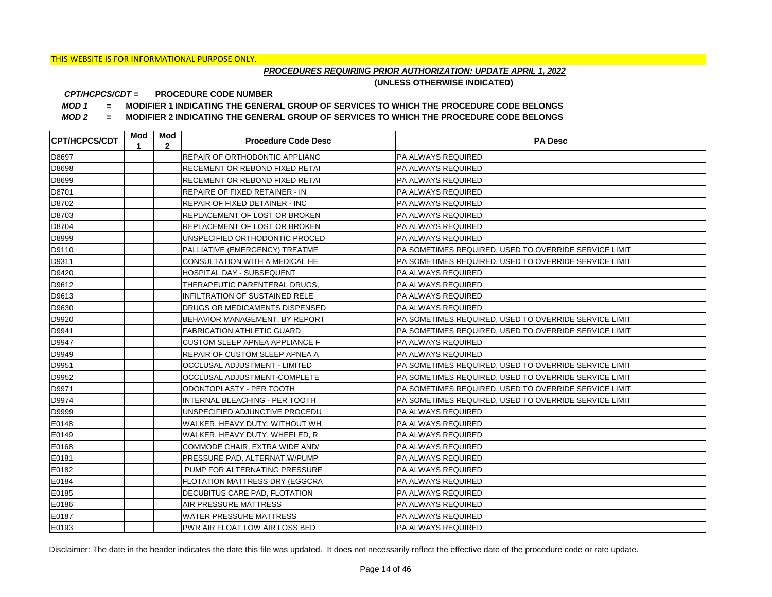THIS WEBSITE IS FOR INFORMATIONAL PURPOSE ONLY.

***PROCEDURES REQUIRING PRIOR AUTHORIZATION: UPDATE APRIL 1, 2022***

**(UNLESS OTHERWISE INDICATED)**

***CPT/HCPCS/CDT =*** **PROCEDURE CODE NUMBER**

***MOD 1*** **= MODIFIER 1 INDICATING THE GENERAL GROUP OF SERVICES TO WHICH THE PROCEDURE CODE BELONGS**

***MOD 2*** **= MODIFIER 2 INDICATING THE GENERAL GROUP OF SERVICES TO WHICH THE PROCEDURE CODE BELONGS**

| CPT/HCPCS/CDT | Mod 1 | Mod 2 | Procedure Code Desc | PA Desc |
|---|---|---|---|---|
| D8697 | | | REPAIR OF ORTHODONTIC APPLIANC | PA ALWAYS REQUIRED |
| D8698 | | | RECEMENT OR REBOND FIXED RETAI | PA ALWAYS REQUIRED |
| D8699 | | | RECEMENT OR REBOND FIXED RETAI | PA ALWAYS REQUIRED |
| D8701 | | | REPAIRE OF FIXED RETAINER - IN | PA ALWAYS REQUIRED |
| D8702 | | | REPAIR OF FIXED DETAINER - INC | PA ALWAYS REQUIRED |
| D8703 | | | REPLACEMENT OF LOST OR BROKEN | PA ALWAYS REQUIRED |
| D8704 | | | REPLACEMENT OF LOST OR BROKEN | PA ALWAYS REQUIRED |
| D8999 | | | UNSPECIFIED ORTHODONTIC PROCED | PA ALWAYS REQUIRED |
| D9110 | | | PALLIATIVE (EMERGENCY) TREATME | PA SOMETIMES REQUIRED, USED TO OVERRIDE SERVICE LIMIT |
| D9311 | | | CONSULTATION WITH A MEDICAL HE | PA SOMETIMES REQUIRED, USED TO OVERRIDE SERVICE LIMIT |
| D9420 | | | HOSPITAL DAY - SUBSEQUENT | PA ALWAYS REQUIRED |
| D9612 | | | THERAPEUTIC PARENTERAL DRUGS, | PA ALWAYS REQUIRED |
| D9613 | | | INFILTRATION OF SUSTAINED RELE | PA ALWAYS REQUIRED |
| D9630 | | | DRUGS OR MEDICAMENTS DISPENSED | PA ALWAYS REQUIRED |
| D9920 | | | BEHAVIOR MANAGEMENT, BY REPORT | PA SOMETIMES REQUIRED, USED TO OVERRIDE SERVICE LIMIT |
| D9941 | | | FABRICATION ATHLETIC GUARD | PA SOMETIMES REQUIRED, USED TO OVERRIDE SERVICE LIMIT |
| D9947 | | | CUSTOM SLEEP APNEA APPLIANCE F | PA ALWAYS REQUIRED |
| D9949 | | | REPAIR OF CUSTOM SLEEP APNEA A | PA ALWAYS REQUIRED |
| D9951 | | | OCCLUSAL ADJUSTMENT - LIMITED | PA SOMETIMES REQUIRED, USED TO OVERRIDE SERVICE LIMIT |
| D9952 | | | OCCLUSAL ADJUSTMENT-COMPLETE | PA SOMETIMES REQUIRED, USED TO OVERRIDE SERVICE LIMIT |
| D9971 | | | ODONTOPLASTY - PER TOOTH | PA SOMETIMES REQUIRED, USED TO OVERRIDE SERVICE LIMIT |
| D9974 | | | INTERNAL BLEACHING - PER TOOTH | PA SOMETIMES REQUIRED, USED TO OVERRIDE SERVICE LIMIT |
| D9999 | | | UNSPECIFIED ADJUNCTIVE PROCEDU | PA ALWAYS REQUIRED |
| E0148 | | | WALKER, HEAVY DUTY, WITHOUT WH | PA ALWAYS REQUIRED |
| E0149 | | | WALKER, HEAVY DUTY, WHEELED, R | PA ALWAYS REQUIRED |
| E0168 | | | COMMODE CHAIR, EXTRA WIDE AND/ | PA ALWAYS REQUIRED |
| E0181 | | | PRESSURE PAD, ALTERNAT.W/PUMP | PA ALWAYS REQUIRED |
| E0182 | | | PUMP FOR ALTERNATING PRESSURE | PA ALWAYS REQUIRED |
| E0184 | | | FLOTATION MATTRESS DRY (EGGCRA | PA ALWAYS REQUIRED |
| E0185 | | | DECUBITUS CARE PAD, FLOTATION | PA ALWAYS REQUIRED |
| E0186 | | | AIR PRESSURE MATTRESS | PA ALWAYS REQUIRED |
| E0187 | | | WATER PRESSURE MATTRESS | PA ALWAYS REQUIRED |
| E0193 | | | PWR AIR FLOAT LOW AIR LOSS BED | PA ALWAYS REQUIRED |

Disclaimer: The date in the header indicates the date this file was updated. It does not necessarily reflect the effective date of the procedure code or rate update.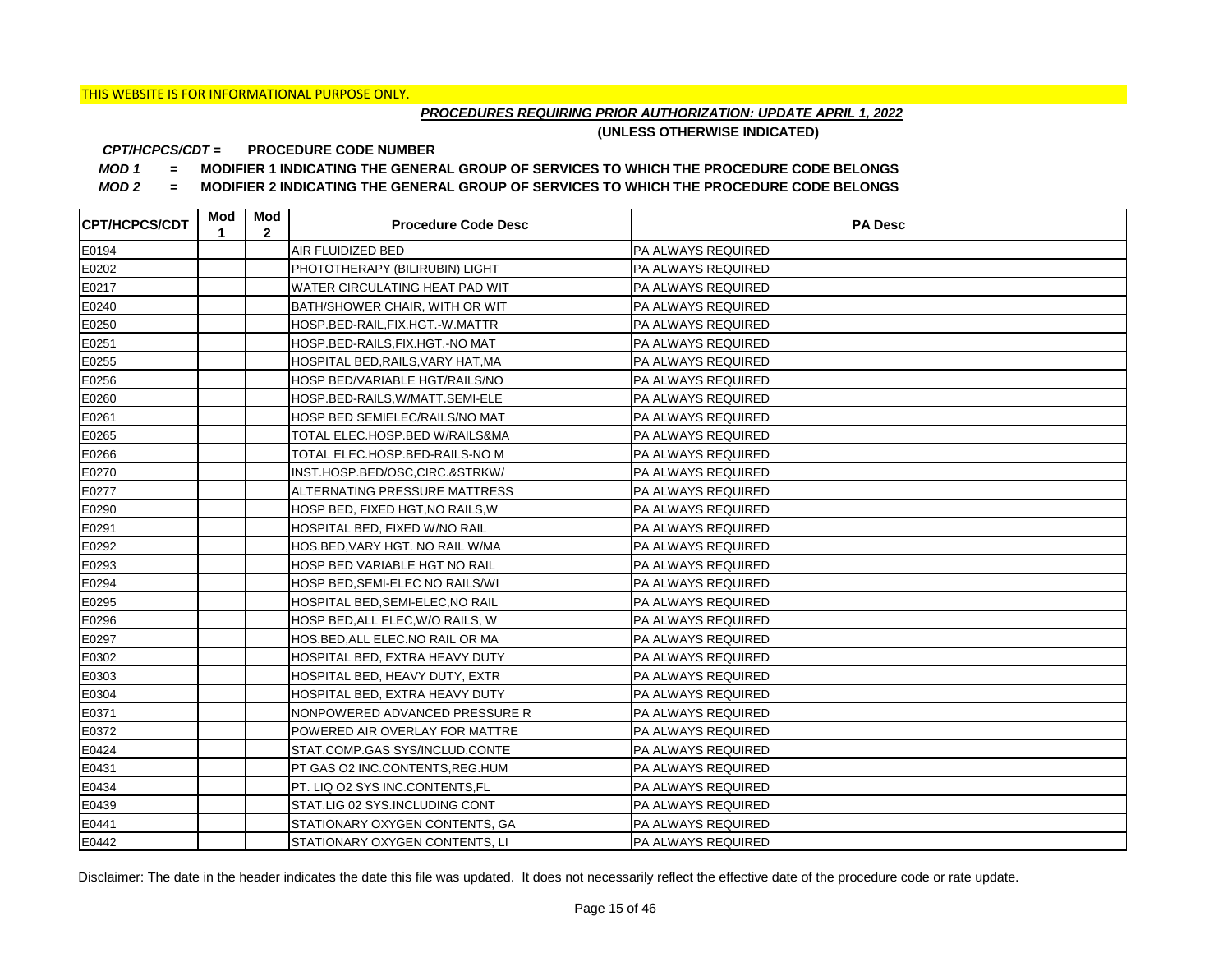THIS WEBSITE IS FOR INFORMATIONAL PURPOSE ONLY.

***PROCEDURES REQUIRING PRIOR AUTHORIZATION: UPDATE APRIL 1, 2022***

**(UNLESS OTHERWISE INDICATED)**

***CPT/HCPCS/CDT =*** **PROCEDURE CODE NUMBER**

***MOD 1*** **= MODIFIER 1 INDICATING THE GENERAL GROUP OF SERVICES TO WHICH THE PROCEDURE CODE BELONGS**

***MOD 2*** **= MODIFIER 2 INDICATING THE GENERAL GROUP OF SERVICES TO WHICH THE PROCEDURE CODE BELONGS**

| CPT/HCPCS/CDT | Mod 1 | Mod 2 | Procedure Code Desc | PA Desc |
|---|---|---|---|---|
| E0194 | | | AIR FLUIDIZED BED | PA ALWAYS REQUIRED |
| E0202 | | | PHOTOTHERAPY (BILIRUBIN) LIGHT | PA ALWAYS REQUIRED |
| E0217 | | | WATER CIRCULATING HEAT PAD WIT | PA ALWAYS REQUIRED |
| E0240 | | | BATH/SHOWER CHAIR, WITH OR WIT | PA ALWAYS REQUIRED |
| E0250 | | | HOSP.BED-RAIL,FIX.HGT.-W.MATTR | PA ALWAYS REQUIRED |
| E0251 | | | HOSP.BED-RAILS,FIX.HGT.-NO MAT | PA ALWAYS REQUIRED |
| E0255 | | | HOSPITAL BED,RAILS,VARY HAT,MA | PA ALWAYS REQUIRED |
| E0256 | | | HOSP BED/VARIABLE HGT/RAILS/NO | PA ALWAYS REQUIRED |
| E0260 | | | HOSP.BED-RAILS,W/MATT.SEMI-ELE | PA ALWAYS REQUIRED |
| E0261 | | | HOSP BED SEMIELEC/RAILS/NO MAT | PA ALWAYS REQUIRED |
| E0265 | | | TOTAL ELEC.HOSP.BED W/RAILS&MA | PA ALWAYS REQUIRED |
| E0266 | | | TOTAL ELEC.HOSP.BED-RAILS-NO M | PA ALWAYS REQUIRED |
| E0270 | | | INST.HOSP.BED/OSC,CIRC.&STRKW/ | PA ALWAYS REQUIRED |
| E0277 | | | ALTERNATING PRESSURE MATTRESS | PA ALWAYS REQUIRED |
| E0290 | | | HOSP BED, FIXED HGT,NO RAILS,W | PA ALWAYS REQUIRED |
| E0291 | | | HOSPITAL BED, FIXED W/NO RAIL | PA ALWAYS REQUIRED |
| E0292 | | | HOS.BED,VARY HGT. NO RAIL W/MA | PA ALWAYS REQUIRED |
| E0293 | | | HOSP BED VARIABLE HGT NO RAIL | PA ALWAYS REQUIRED |
| E0294 | | | HOSP BED,SEMI-ELEC NO RAILS/WI | PA ALWAYS REQUIRED |
| E0295 | | | HOSPITAL BED,SEMI-ELEC,NO RAIL | PA ALWAYS REQUIRED |
| E0296 | | | HOSP BED,ALL ELEC,W/O RAILS, W | PA ALWAYS REQUIRED |
| E0297 | | | HOS.BED,ALL ELEC.NO RAIL OR MA | PA ALWAYS REQUIRED |
| E0302 | | | HOSPITAL BED, EXTRA HEAVY DUTY | PA ALWAYS REQUIRED |
| E0303 | | | HOSPITAL BED, HEAVY DUTY, EXTR | PA ALWAYS REQUIRED |
| E0304 | | | HOSPITAL BED, EXTRA HEAVY DUTY | PA ALWAYS REQUIRED |
| E0371 | | | NONPOWERED ADVANCED PRESSURE R | PA ALWAYS REQUIRED |
| E0372 | | | POWERED AIR OVERLAY FOR MATTRE | PA ALWAYS REQUIRED |
| E0424 | | | STAT.COMP.GAS SYS/INCLUD.CONTE | PA ALWAYS REQUIRED |
| E0431 | | | PT GAS O2 INC.CONTENTS,REG.HUM | PA ALWAYS REQUIRED |
| E0434 | | | PT. LIQ O2 SYS INC.CONTENTS,FL | PA ALWAYS REQUIRED |
| E0439 | | | STAT.LIG 02 SYS.INCLUDING CONT | PA ALWAYS REQUIRED |
| E0441 | | | STATIONARY OXYGEN CONTENTS, GA | PA ALWAYS REQUIRED |
| E0442 | | | STATIONARY OXYGEN CONTENTS, LI | PA ALWAYS REQUIRED |

Disclaimer: The date in the header indicates the date this file was updated. It does not necessarily reflect the effective date of the procedure code or rate update.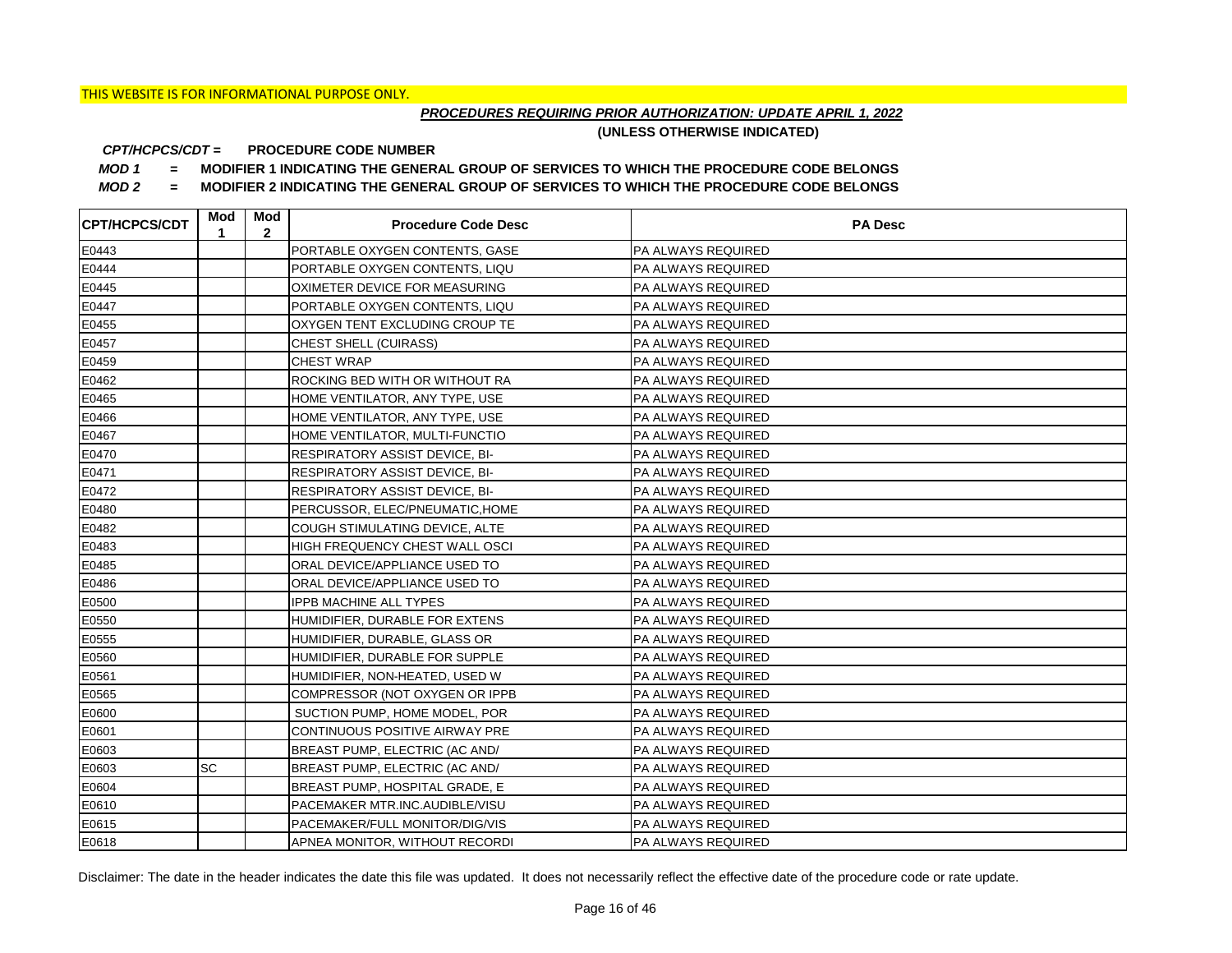THIS WEBSITE IS FOR INFORMATIONAL PURPOSE ONLY.

***PROCEDURES REQUIRING PRIOR AUTHORIZATION: UPDATE APRIL 1, 2022***

**(UNLESS OTHERWISE INDICATED)**

***CPT/HCPCS/CDT =*** **PROCEDURE CODE NUMBER**

***MOD 1*** **= MODIFIER 1 INDICATING THE GENERAL GROUP OF SERVICES TO WHICH THE PROCEDURE CODE BELONGS**

***MOD 2*** **= MODIFIER 2 INDICATING THE GENERAL GROUP OF SERVICES TO WHICH THE PROCEDURE CODE BELONGS**

| CPT/HCPCS/CDT | Mod 1 | Mod 2 | Procedure Code Desc | PA Desc |
|---|---|---|---|---|
| E0443 | | | PORTABLE OXYGEN CONTENTS, GASE | PA ALWAYS REQUIRED |
| E0444 | | | PORTABLE OXYGEN CONTENTS, LIQU | PA ALWAYS REQUIRED |
| E0445 | | | OXIMETER DEVICE FOR MEASURING | PA ALWAYS REQUIRED |
| E0447 | | | PORTABLE OXYGEN CONTENTS, LIQU | PA ALWAYS REQUIRED |
| E0455 | | | OXYGEN TENT EXCLUDING CROUP TE | PA ALWAYS REQUIRED |
| E0457 | | | CHEST SHELL (CUIRASS) | PA ALWAYS REQUIRED |
| E0459 | | | CHEST WRAP | PA ALWAYS REQUIRED |
| E0462 | | | ROCKING BED WITH OR WITHOUT RA | PA ALWAYS REQUIRED |
| E0465 | | | HOME VENTILATOR, ANY TYPE, USE | PA ALWAYS REQUIRED |
| E0466 | | | HOME VENTILATOR, ANY TYPE, USE | PA ALWAYS REQUIRED |
| E0467 | | | HOME VENTILATOR, MULTI-FUNCTIO | PA ALWAYS REQUIRED |
| E0470 | | | RESPIRATORY ASSIST DEVICE, BI- | PA ALWAYS REQUIRED |
| E0471 | | | RESPIRATORY ASSIST DEVICE, BI- | PA ALWAYS REQUIRED |
| E0472 | | | RESPIRATORY ASSIST DEVICE, BI- | PA ALWAYS REQUIRED |
| E0480 | | | PERCUSSOR, ELEC/PNEUMATIC,HOME | PA ALWAYS REQUIRED |
| E0482 | | | COUGH STIMULATING DEVICE, ALTE | PA ALWAYS REQUIRED |
| E0483 | | | HIGH FREQUENCY CHEST WALL OSCI | PA ALWAYS REQUIRED |
| E0485 | | | ORAL DEVICE/APPLIANCE USED TO | PA ALWAYS REQUIRED |
| E0486 | | | ORAL DEVICE/APPLIANCE USED TO | PA ALWAYS REQUIRED |
| E0500 | | | IPPB MACHINE ALL TYPES | PA ALWAYS REQUIRED |
| E0550 | | | HUMIDIFIER, DURABLE FOR EXTENS | PA ALWAYS REQUIRED |
| E0555 | | | HUMIDIFIER, DURABLE, GLASS OR | PA ALWAYS REQUIRED |
| E0560 | | | HUMIDIFIER, DURABLE FOR SUPPLE | PA ALWAYS REQUIRED |
| E0561 | | | HUMIDIFIER, NON-HEATED, USED W | PA ALWAYS REQUIRED |
| E0565 | | | COMPRESSOR (NOT OXYGEN OR IPPB | PA ALWAYS REQUIRED |
| E0600 | | | SUCTION PUMP, HOME MODEL, POR | PA ALWAYS REQUIRED |
| E0601 | | | CONTINUOUS POSITIVE AIRWAY PRE | PA ALWAYS REQUIRED |
| E0603 | | | BREAST PUMP, ELECTRIC (AC AND/ | PA ALWAYS REQUIRED |
| E0603 | SC | | BREAST PUMP, ELECTRIC (AC AND/ | PA ALWAYS REQUIRED |
| E0604 | | | BREAST PUMP, HOSPITAL GRADE, E | PA ALWAYS REQUIRED |
| E0610 | | | PACEMAKER MTR.INC.AUDIBLE/VISU | PA ALWAYS REQUIRED |
| E0615 | | | PACEMAKER/FULL MONITOR/DIG/VIS | PA ALWAYS REQUIRED |
| E0618 | | | APNEA MONITOR, WITHOUT RECORDI | PA ALWAYS REQUIRED |

Disclaimer: The date in the header indicates the date this file was updated. It does not necessarily reflect the effective date of the procedure code or rate update.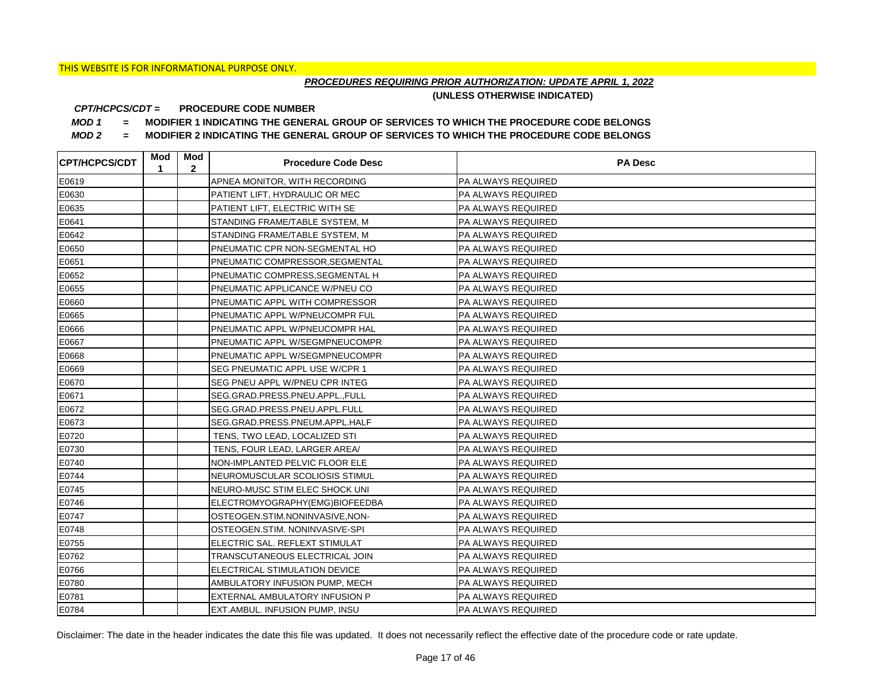THIS WEBSITE IS FOR INFORMATIONAL PURPOSE ONLY.

***PROCEDURES REQUIRING PRIOR AUTHORIZATION: UPDATE APRIL 1, 2022***

**(UNLESS OTHERWISE INDICATED)**

***CPT/HCPCS/CDT =*** **PROCEDURE CODE NUMBER**

***MOD 1*** **= MODIFIER 1 INDICATING THE GENERAL GROUP OF SERVICES TO WHICH THE PROCEDURE CODE BELONGS**

***MOD 2*** **= MODIFIER 2 INDICATING THE GENERAL GROUP OF SERVICES TO WHICH THE PROCEDURE CODE BELONGS**

| CPT/HCPCS/CDT | Mod 1 | Mod 2 | Procedure Code Desc | PA Desc |
|---|---|---|---|---|
| E0619 | | | APNEA MONITOR, WITH RECORDING | PA ALWAYS REQUIRED |
| E0630 | | | PATIENT LIFT, HYDRAULIC OR MEC | PA ALWAYS REQUIRED |
| E0635 | | | PATIENT LIFT, ELECTRIC WITH SE | PA ALWAYS REQUIRED |
| E0641 | | | STANDING FRAME/TABLE SYSTEM, M | PA ALWAYS REQUIRED |
| E0642 | | | STANDING FRAME/TABLE SYSTEM, M | PA ALWAYS REQUIRED |
| E0650 | | | PNEUMATIC CPR NON-SEGMENTAL HO | PA ALWAYS REQUIRED |
| E0651 | | | PNEUMATIC COMPRESSOR,SEGMENTAL | PA ALWAYS REQUIRED |
| E0652 | | | PNEUMATIC COMPRESS,SEGMENTAL H | PA ALWAYS REQUIRED |
| E0655 | | | PNEUMATIC APPLICANCE W/PNEU CO | PA ALWAYS REQUIRED |
| E0660 | | | PNEUMATIC APPL WITH COMPRESSOR | PA ALWAYS REQUIRED |
| E0665 | | | PNEUMATIC APPL W/PNEUCOMPR FUL | PA ALWAYS REQUIRED |
| E0666 | | | PNEUMATIC APPL W/PNEUCOMPR HAL | PA ALWAYS REQUIRED |
| E0667 | | | PNEUMATIC APPL W/SEGMPNEUCOMPR | PA ALWAYS REQUIRED |
| E0668 | | | PNEUMATIC APPL W/SEGMPNEUCOMPR | PA ALWAYS REQUIRED |
| E0669 | | | SEG PNEUMATIC APPL USE W/CPR 1 | PA ALWAYS REQUIRED |
| E0670 | | | SEG PNEU APPL W/PNEU CPR INTEG | PA ALWAYS REQUIRED |
| E0671 | | | SEG.GRAD.PRESS.PNEU.APPL.,FULL | PA ALWAYS REQUIRED |
| E0672 | | | SEG.GRAD.PRESS.PNEU.APPL.FULL | PA ALWAYS REQUIRED |
| E0673 | | | SEG.GRAD.PRESS.PNEUM.APPL.HALF | PA ALWAYS REQUIRED |
| E0720 | | | TENS, TWO LEAD, LOCALIZED STI | PA ALWAYS REQUIRED |
| E0730 | | | TENS, FOUR LEAD, LARGER AREA/ | PA ALWAYS REQUIRED |
| E0740 | | | NON-IMPLANTED PELVIC FLOOR ELE | PA ALWAYS REQUIRED |
| E0744 | | | NEUROMUSCULAR SCOLIOSIS STIMUL | PA ALWAYS REQUIRED |
| E0745 | | | NEURO-MUSC STIM ELEC SHOCK UNI | PA ALWAYS REQUIRED |
| E0746 | | | ELECTROMYOGRAPHY(EMG)BIOFEEDBA | PA ALWAYS REQUIRED |
| E0747 | | | OSTEOGEN.STIM.NONINVASIVE,NON- | PA ALWAYS REQUIRED |
| E0748 | | | OSTEOGEN.STIM. NONINVASIVE-SPI | PA ALWAYS REQUIRED |
| E0755 | | | ELECTRIC SAL. REFLEXT STIMULAT | PA ALWAYS REQUIRED |
| E0762 | | | TRANSCUTANEOUS ELECTRICAL JOIN | PA ALWAYS REQUIRED |
| E0766 | | | ELECTRICAL STIMULATION DEVICE | PA ALWAYS REQUIRED |
| E0780 | | | AMBULATORY INFUSION PUMP, MECH | PA ALWAYS REQUIRED |
| E0781 | | | EXTERNAL AMBULATORY INFUSION P | PA ALWAYS REQUIRED |
| E0784 | | | EXT.AMBUL. INFUSION PUMP, INSU | PA ALWAYS REQUIRED |

Disclaimer: The date in the header indicates the date this file was updated. It does not necessarily reflect the effective date of the procedure code or rate update.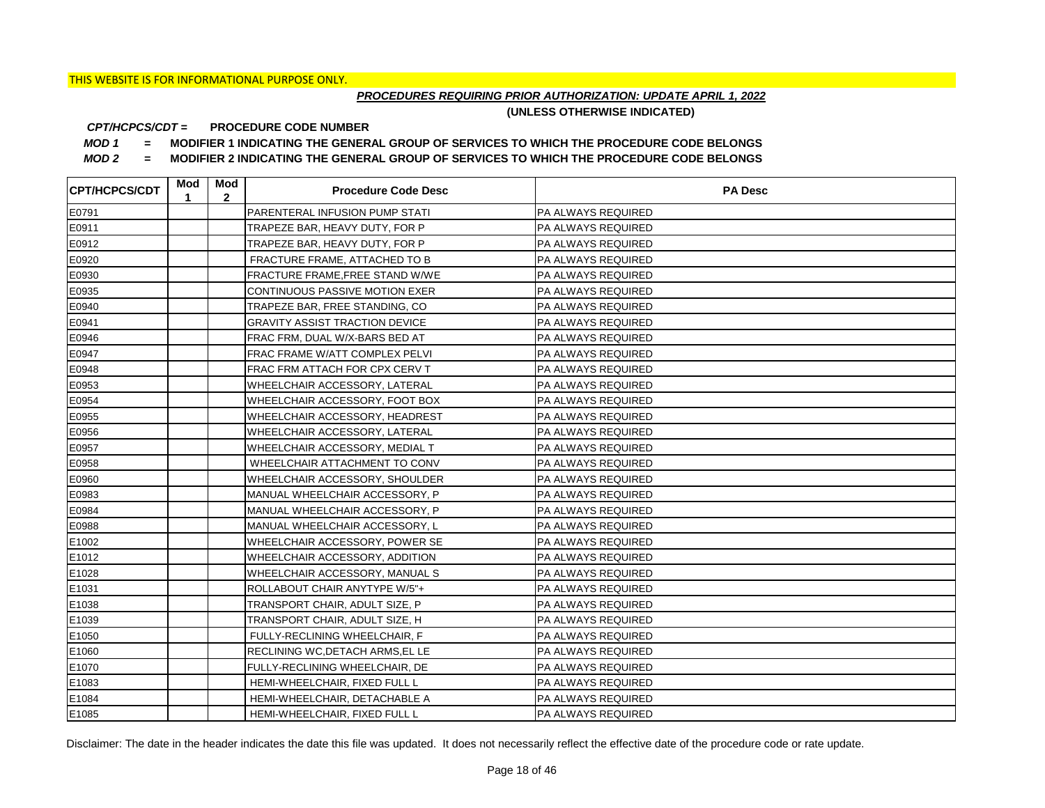THIS WEBSITE IS FOR INFORMATIONAL PURPOSE ONLY.

***PROCEDURES REQUIRING PRIOR AUTHORIZATION: UPDATE APRIL 1, 2022***

**(UNLESS OTHERWISE INDICATED)**

***CPT/HCPCS/CDT =*** **PROCEDURE CODE NUMBER**

***MOD 1*** **= MODIFIER 1 INDICATING THE GENERAL GROUP OF SERVICES TO WHICH THE PROCEDURE CODE BELONGS**

***MOD 2*** **= MODIFIER 2 INDICATING THE GENERAL GROUP OF SERVICES TO WHICH THE PROCEDURE CODE BELONGS**

| CPT/HCPCS/CDT | Mod 1 | Mod 2 | Procedure Code Desc | PA Desc |
|---|---|---|---|---|
| E0791 | | | PARENTERAL INFUSION PUMP STATI | PA ALWAYS REQUIRED |
| E0911 | | | TRAPEZE BAR, HEAVY DUTY, FOR P | PA ALWAYS REQUIRED |
| E0912 | | | TRAPEZE BAR, HEAVY DUTY, FOR P | PA ALWAYS REQUIRED |
| E0920 | | | FRACTURE FRAME, ATTACHED TO B | PA ALWAYS REQUIRED |
| E0930 | | | FRACTURE FRAME,FREE STAND W/WE | PA ALWAYS REQUIRED |
| E0935 | | | CONTINUOUS PASSIVE MOTION EXER | PA ALWAYS REQUIRED |
| E0940 | | | TRAPEZE BAR, FREE STANDING, CO | PA ALWAYS REQUIRED |
| E0941 | | | GRAVITY ASSIST TRACTION DEVICE | PA ALWAYS REQUIRED |
| E0946 | | | FRAC FRM, DUAL W/X-BARS BED AT | PA ALWAYS REQUIRED |
| E0947 | | | FRAC FRAME W/ATT COMPLEX PELVI | PA ALWAYS REQUIRED |
| E0948 | | | FRAC FRM ATTACH FOR CPX CERV T | PA ALWAYS REQUIRED |
| E0953 | | | WHEELCHAIR ACCESSORY, LATERAL | PA ALWAYS REQUIRED |
| E0954 | | | WHEELCHAIR ACCESSORY, FOOT BOX | PA ALWAYS REQUIRED |
| E0955 | | | WHEELCHAIR ACCESSORY, HEADREST | PA ALWAYS REQUIRED |
| E0956 | | | WHEELCHAIR ACCESSORY, LATERAL | PA ALWAYS REQUIRED |
| E0957 | | | WHEELCHAIR ACCESSORY, MEDIAL T | PA ALWAYS REQUIRED |
| E0958 | | | WHEELCHAIR ATTACHMENT TO CONV | PA ALWAYS REQUIRED |
| E0960 | | | WHEELCHAIR ACCESSORY, SHOULDER | PA ALWAYS REQUIRED |
| E0983 | | | MANUAL WHEELCHAIR ACCESSORY, P | PA ALWAYS REQUIRED |
| E0984 | | | MANUAL WHEELCHAIR ACCESSORY, P | PA ALWAYS REQUIRED |
| E0988 | | | MANUAL WHEELCHAIR ACCESSORY, L | PA ALWAYS REQUIRED |
| E1002 | | | WHEELCHAIR ACCESSORY, POWER SE | PA ALWAYS REQUIRED |
| E1012 | | | WHEELCHAIR ACCESSORY, ADDITION | PA ALWAYS REQUIRED |
| E1028 | | | WHEELCHAIR ACCESSORY, MANUAL S | PA ALWAYS REQUIRED |
| E1031 | | | ROLLABOUT CHAIR ANYTYPE W/5"+ | PA ALWAYS REQUIRED |
| E1038 | | | TRANSPORT CHAIR, ADULT SIZE, P | PA ALWAYS REQUIRED |
| E1039 | | | TRANSPORT CHAIR, ADULT SIZE, H | PA ALWAYS REQUIRED |
| E1050 | | | FULLY-RECLINING WHEELCHAIR, F | PA ALWAYS REQUIRED |
| E1060 | | | RECLINING WC,DETACH ARMS,EL LE | PA ALWAYS REQUIRED |
| E1070 | | | FULLY-RECLINING WHEELCHAIR, DE | PA ALWAYS REQUIRED |
| E1083 | | | HEMI-WHEELCHAIR, FIXED FULL L | PA ALWAYS REQUIRED |
| E1084 | | | HEMI-WHEELCHAIR, DETACHABLE A | PA ALWAYS REQUIRED |
| E1085 | | | HEMI-WHEELCHAIR, FIXED FULL L | PA ALWAYS REQUIRED |

Disclaimer: The date in the header indicates the date this file was updated. It does not necessarily reflect the effective date of the procedure code or rate update.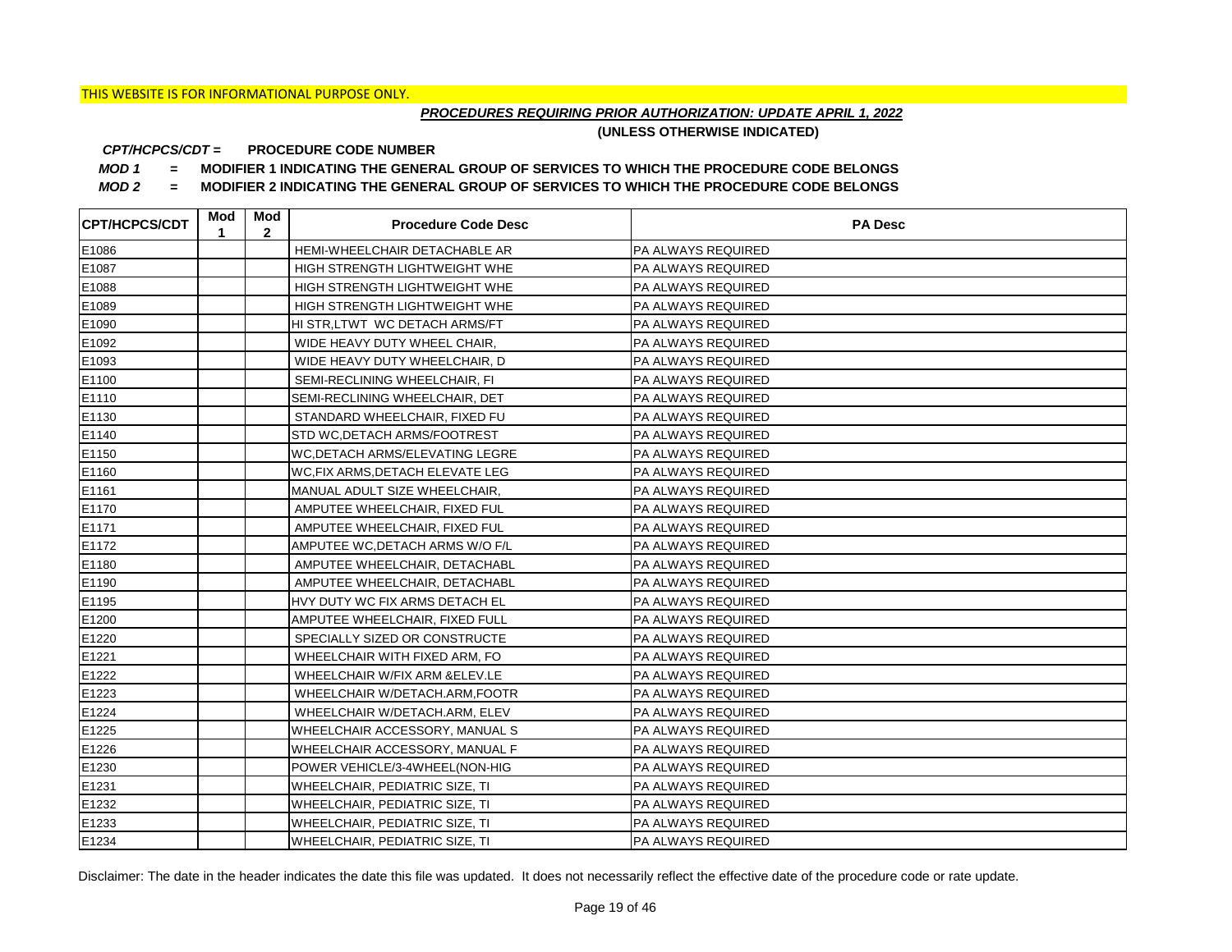THIS WEBSITE IS FOR INFORMATIONAL PURPOSE ONLY.

***PROCEDURES REQUIRING PRIOR AUTHORIZATION: UPDATE APRIL 1, 2022***

**(UNLESS OTHERWISE INDICATED)**

***CPT/HCPCS/CDT =*** **PROCEDURE CODE NUMBER**

***MOD 1*** **= MODIFIER 1 INDICATING THE GENERAL GROUP OF SERVICES TO WHICH THE PROCEDURE CODE BELONGS**

***MOD 2*** **= MODIFIER 2 INDICATING THE GENERAL GROUP OF SERVICES TO WHICH THE PROCEDURE CODE BELONGS**

| CPT/HCPCS/CDT | Mod 1 | Mod 2 | Procedure Code Desc | PA Desc |
|---|---|---|---|---|
| E1086 | | | HEMI-WHEELCHAIR DETACHABLE AR | PA ALWAYS REQUIRED |
| E1087 | | | HIGH STRENGTH LIGHTWEIGHT WHE | PA ALWAYS REQUIRED |
| E1088 | | | HIGH STRENGTH LIGHTWEIGHT WHE | PA ALWAYS REQUIRED |
| E1089 | | | HIGH STRENGTH LIGHTWEIGHT WHE | PA ALWAYS REQUIRED |
| E1090 | | | HI STR,LTWT WC DETACH ARMS/FT | PA ALWAYS REQUIRED |
| E1092 | | | WIDE HEAVY DUTY WHEEL CHAIR, | PA ALWAYS REQUIRED |
| E1093 | | | WIDE HEAVY DUTY WHEELCHAIR, D | PA ALWAYS REQUIRED |
| E1100 | | | SEMI-RECLINING WHEELCHAIR, FI | PA ALWAYS REQUIRED |
| E1110 | | | SEMI-RECLINING WHEELCHAIR, DET | PA ALWAYS REQUIRED |
| E1130 | | | STANDARD WHEELCHAIR, FIXED FU | PA ALWAYS REQUIRED |
| E1140 | | | STD WC,DETACH ARMS/FOOTREST | PA ALWAYS REQUIRED |
| E1150 | | | WC,DETACH ARMS/ELEVATING LEGRE | PA ALWAYS REQUIRED |
| E1160 | | | WC,FIX ARMS,DETACH ELEVATE LEG | PA ALWAYS REQUIRED |
| E1161 | | | MANUAL ADULT SIZE WHEELCHAIR, | PA ALWAYS REQUIRED |
| E1170 | | | AMPUTEE WHEELCHAIR, FIXED FUL | PA ALWAYS REQUIRED |
| E1171 | | | AMPUTEE WHEELCHAIR, FIXED FUL | PA ALWAYS REQUIRED |
| E1172 | | | AMPUTEE WC,DETACH ARMS W/O F/L | PA ALWAYS REQUIRED |
| E1180 | | | AMPUTEE WHEELCHAIR, DETACHABL | PA ALWAYS REQUIRED |
| E1190 | | | AMPUTEE WHEELCHAIR, DETACHABL | PA ALWAYS REQUIRED |
| E1195 | | | HVY DUTY WC FIX ARMS DETACH EL | PA ALWAYS REQUIRED |
| E1200 | | | AMPUTEE WHEELCHAIR, FIXED FULL | PA ALWAYS REQUIRED |
| E1220 | | | SPECIALLY SIZED OR CONSTRUCTE | PA ALWAYS REQUIRED |
| E1221 | | | WHEELCHAIR WITH FIXED ARM, FO | PA ALWAYS REQUIRED |
| E1222 | | | WHEELCHAIR W/FIX ARM &ELEV.LE | PA ALWAYS REQUIRED |
| E1223 | | | WHEELCHAIR W/DETACH.ARM,FOOTR | PA ALWAYS REQUIRED |
| E1224 | | | WHEELCHAIR W/DETACH.ARM, ELEV | PA ALWAYS REQUIRED |
| E1225 | | | WHEELCHAIR ACCESSORY, MANUAL S | PA ALWAYS REQUIRED |
| E1226 | | | WHEELCHAIR ACCESSORY, MANUAL F | PA ALWAYS REQUIRED |
| E1230 | | | POWER VEHICLE/3-4WHEEL(NON-HIG | PA ALWAYS REQUIRED |
| E1231 | | | WHEELCHAIR, PEDIATRIC SIZE, TI | PA ALWAYS REQUIRED |
| E1232 | | | WHEELCHAIR, PEDIATRIC SIZE, TI | PA ALWAYS REQUIRED |
| E1233 | | | WHEELCHAIR, PEDIATRIC SIZE, TI | PA ALWAYS REQUIRED |
| E1234 | | | WHEELCHAIR, PEDIATRIC SIZE, TI | PA ALWAYS REQUIRED |

Disclaimer: The date in the header indicates the date this file was updated. It does not necessarily reflect the effective date of the procedure code or rate update.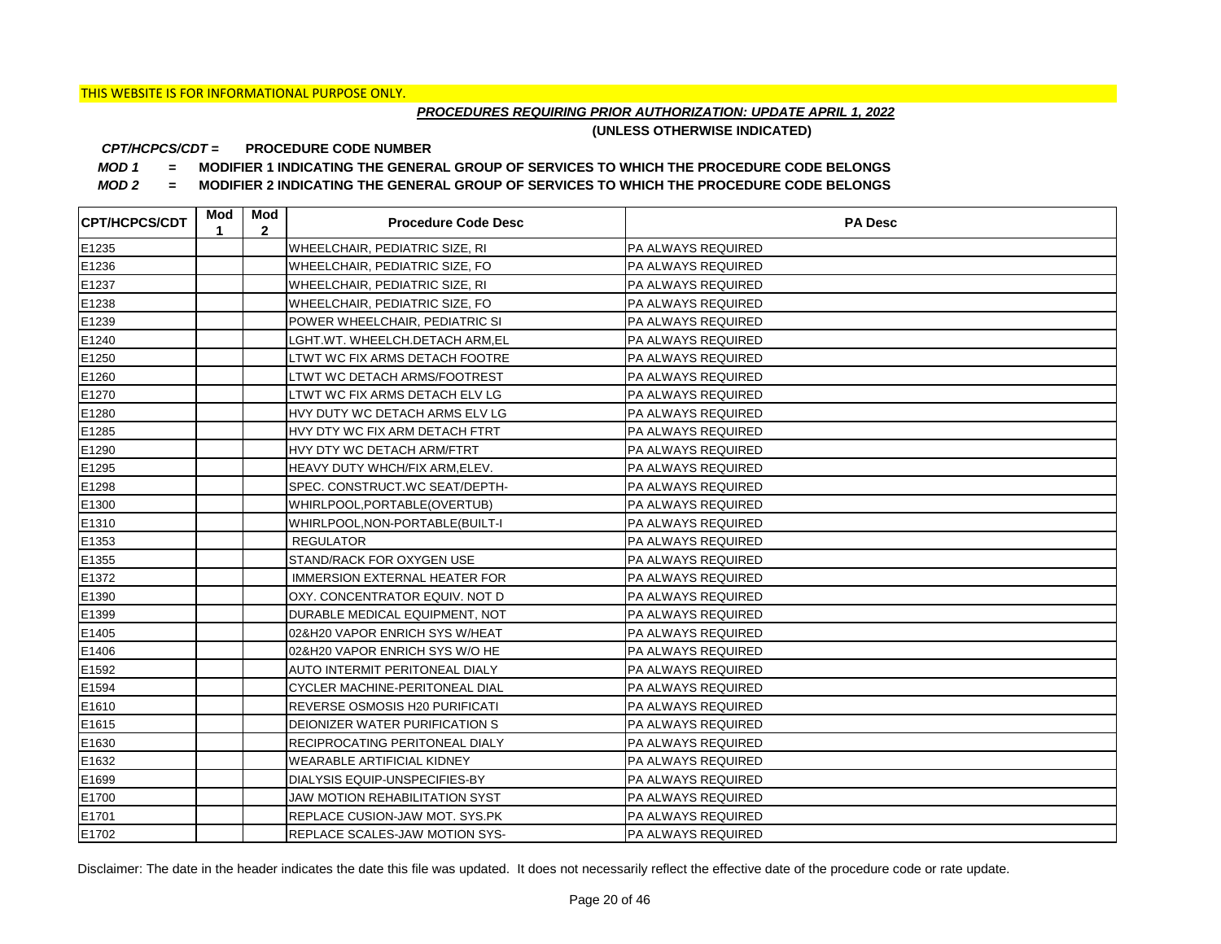THIS WEBSITE IS FOR INFORMATIONAL PURPOSE ONLY.

***PROCEDURES REQUIRING PRIOR AUTHORIZATION: UPDATE APRIL 1, 2022***

**(UNLESS OTHERWISE INDICATED)**

***CPT/HCPCS/CDT =*** **PROCEDURE CODE NUMBER**

***MOD 1*** **= MODIFIER 1 INDICATING THE GENERAL GROUP OF SERVICES TO WHICH THE PROCEDURE CODE BELONGS**

***MOD 2*** **= MODIFIER 2 INDICATING THE GENERAL GROUP OF SERVICES TO WHICH THE PROCEDURE CODE BELONGS**

| CPT/HCPCS/CDT | Mod 1 | Mod 2 | Procedure Code Desc | PA Desc |
|---|---|---|---|---|
| E1235 | | | WHEELCHAIR, PEDIATRIC SIZE, RI | PA ALWAYS REQUIRED |
| E1236 | | | WHEELCHAIR, PEDIATRIC SIZE, FO | PA ALWAYS REQUIRED |
| E1237 | | | WHEELCHAIR, PEDIATRIC SIZE, RI | PA ALWAYS REQUIRED |
| E1238 | | | WHEELCHAIR, PEDIATRIC SIZE, FO | PA ALWAYS REQUIRED |
| E1239 | | | POWER WHEELCHAIR, PEDIATRIC SI | PA ALWAYS REQUIRED |
| E1240 | | | LGHT.WT. WHEELCH.DETACH ARM,EL | PA ALWAYS REQUIRED |
| E1250 | | | LTWT WC FIX ARMS DETACH FOOTRE | PA ALWAYS REQUIRED |
| E1260 | | | LTWT WC DETACH ARMS/FOOTREST | PA ALWAYS REQUIRED |
| E1270 | | | LTWT WC FIX ARMS DETACH ELV LG | PA ALWAYS REQUIRED |
| E1280 | | | HVY DUTY WC DETACH ARMS ELV LG | PA ALWAYS REQUIRED |
| E1285 | | | HVY DTY WC FIX ARM DETACH FTRT | PA ALWAYS REQUIRED |
| E1290 | | | HVY DTY WC DETACH ARM/FTRT | PA ALWAYS REQUIRED |
| E1295 | | | HEAVY DUTY WHCH/FIX ARM,ELEV. | PA ALWAYS REQUIRED |
| E1298 | | | SPEC. CONSTRUCT.WC SEAT/DEPTH- | PA ALWAYS REQUIRED |
| E1300 | | | WHIRLPOOL,PORTABLE(OVERTUB) | PA ALWAYS REQUIRED |
| E1310 | | | WHIRLPOOL,NON-PORTABLE(BUILT-I | PA ALWAYS REQUIRED |
| E1353 | | | REGULATOR | PA ALWAYS REQUIRED |
| E1355 | | | STAND/RACK FOR OXYGEN USE | PA ALWAYS REQUIRED |
| E1372 | | | IMMERSION EXTERNAL HEATER FOR | PA ALWAYS REQUIRED |
| E1390 | | | OXY. CONCENTRATOR EQUIV. NOT D | PA ALWAYS REQUIRED |
| E1399 | | | DURABLE MEDICAL EQUIPMENT, NOT | PA ALWAYS REQUIRED |
| E1405 | | | 02&H20 VAPOR ENRICH SYS W/HEAT | PA ALWAYS REQUIRED |
| E1406 | | | 02&H20 VAPOR ENRICH SYS W/O HE | PA ALWAYS REQUIRED |
| E1592 | | | AUTO INTERMIT PERITONEAL DIALY | PA ALWAYS REQUIRED |
| E1594 | | | CYCLER MACHINE-PERITONEAL DIAL | PA ALWAYS REQUIRED |
| E1610 | | | REVERSE OSMOSIS H20 PURIFICATI | PA ALWAYS REQUIRED |
| E1615 | | | DEIONIZER WATER PURIFICATION S | PA ALWAYS REQUIRED |
| E1630 | | | RECIPROCATING PERITONEAL DIALY | PA ALWAYS REQUIRED |
| E1632 | | | WEARABLE ARTIFICIAL KIDNEY | PA ALWAYS REQUIRED |
| E1699 | | | DIALYSIS EQUIP-UNSPECIFIES-BY | PA ALWAYS REQUIRED |
| E1700 | | | JAW MOTION REHABILITATION SYST | PA ALWAYS REQUIRED |
| E1701 | | | REPLACE CUSION-JAW MOT. SYS.PK | PA ALWAYS REQUIRED |
| E1702 | | | REPLACE SCALES-JAW MOTION SYS- | PA ALWAYS REQUIRED |

Disclaimer: The date in the header indicates the date this file was updated. It does not necessarily reflect the effective date of the procedure code or rate update.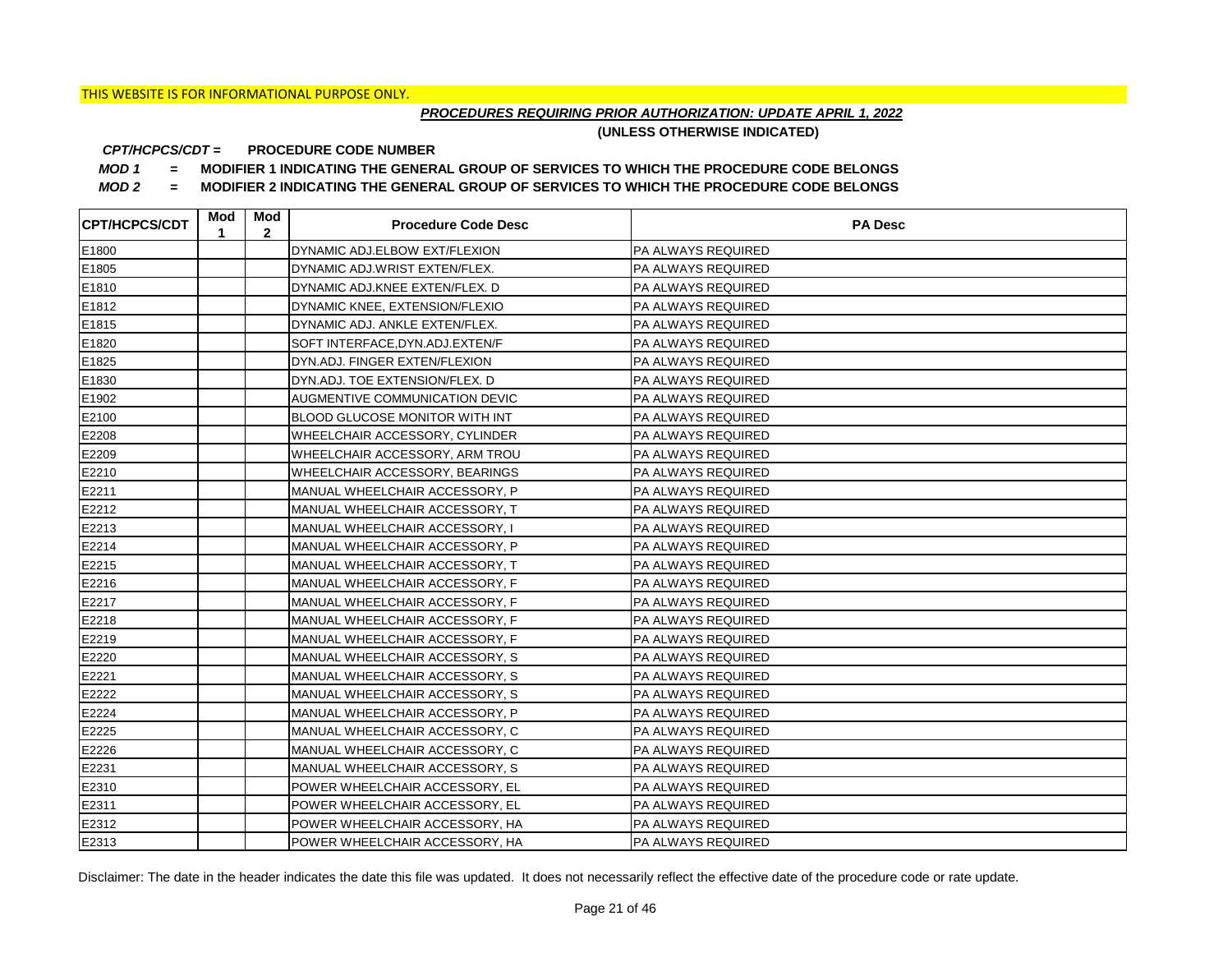THIS WEBSITE IS FOR INFORMATIONAL PURPOSE ONLY.

***PROCEDURES REQUIRING PRIOR AUTHORIZATION: UPDATE APRIL 1, 2022***

**(UNLESS OTHERWISE INDICATED)**

***CPT/HCPCS/CDT =*** **PROCEDURE CODE NUMBER**

***MOD 1*** **= MODIFIER 1 INDICATING THE GENERAL GROUP OF SERVICES TO WHICH THE PROCEDURE CODE BELONGS**

***MOD 2*** **= MODIFIER 2 INDICATING THE GENERAL GROUP OF SERVICES TO WHICH THE PROCEDURE CODE BELONGS**

| CPT/HCPCS/CDT | Mod 1 | Mod 2 | Procedure Code Desc | PA Desc |
|---|---|---|---|---|
| E1800 | | | DYNAMIC ADJ.ELBOW EXT/FLEXION | PA ALWAYS REQUIRED |
| E1805 | | | DYNAMIC ADJ.WRIST EXTEN/FLEX. | PA ALWAYS REQUIRED |
| E1810 | | | DYNAMIC ADJ.KNEE EXTEN/FLEX. D | PA ALWAYS REQUIRED |
| E1812 | | | DYNAMIC KNEE, EXTENSION/FLEXIO | PA ALWAYS REQUIRED |
| E1815 | | | DYNAMIC ADJ. ANKLE EXTEN/FLEX. | PA ALWAYS REQUIRED |
| E1820 | | | SOFT INTERFACE,DYN.ADJ.EXTEN/F | PA ALWAYS REQUIRED |
| E1825 | | | DYN.ADJ. FINGER EXTEN/FLEXION | PA ALWAYS REQUIRED |
| E1830 | | | DYN.ADJ. TOE EXTENSION/FLEX. D | PA ALWAYS REQUIRED |
| E1902 | | | AUGMENTIVE COMMUNICATION DEVIC | PA ALWAYS REQUIRED |
| E2100 | | | BLOOD GLUCOSE MONITOR WITH INT | PA ALWAYS REQUIRED |
| E2208 | | | WHEELCHAIR ACCESSORY, CYLINDER | PA ALWAYS REQUIRED |
| E2209 | | | WHEELCHAIR ACCESSORY, ARM TROU | PA ALWAYS REQUIRED |
| E2210 | | | WHEELCHAIR ACCESSORY, BEARINGS | PA ALWAYS REQUIRED |
| E2211 | | | MANUAL WHEELCHAIR ACCESSORY, P | PA ALWAYS REQUIRED |
| E2212 | | | MANUAL WHEELCHAIR ACCESSORY, T | PA ALWAYS REQUIRED |
| E2213 | | | MANUAL WHEELCHAIR ACCESSORY, I | PA ALWAYS REQUIRED |
| E2214 | | | MANUAL WHEELCHAIR ACCESSORY, P | PA ALWAYS REQUIRED |
| E2215 | | | MANUAL WHEELCHAIR ACCESSORY, T | PA ALWAYS REQUIRED |
| E2216 | | | MANUAL WHEELCHAIR ACCESSORY, F | PA ALWAYS REQUIRED |
| E2217 | | | MANUAL WHEELCHAIR ACCESSORY, F | PA ALWAYS REQUIRED |
| E2218 | | | MANUAL WHEELCHAIR ACCESSORY, F | PA ALWAYS REQUIRED |
| E2219 | | | MANUAL WHEELCHAIR ACCESSORY, F | PA ALWAYS REQUIRED |
| E2220 | | | MANUAL WHEELCHAIR ACCESSORY, S | PA ALWAYS REQUIRED |
| E2221 | | | MANUAL WHEELCHAIR ACCESSORY, S | PA ALWAYS REQUIRED |
| E2222 | | | MANUAL WHEELCHAIR ACCESSORY, S | PA ALWAYS REQUIRED |
| E2224 | | | MANUAL WHEELCHAIR ACCESSORY, P | PA ALWAYS REQUIRED |
| E2225 | | | MANUAL WHEELCHAIR ACCESSORY, C | PA ALWAYS REQUIRED |
| E2226 | | | MANUAL WHEELCHAIR ACCESSORY, C | PA ALWAYS REQUIRED |
| E2231 | | | MANUAL WHEELCHAIR ACCESSORY, S | PA ALWAYS REQUIRED |
| E2310 | | | POWER WHEELCHAIR ACCESSORY, EL | PA ALWAYS REQUIRED |
| E2311 | | | POWER WHEELCHAIR ACCESSORY, EL | PA ALWAYS REQUIRED |
| E2312 | | | POWER WHEELCHAIR ACCESSORY, HA | PA ALWAYS REQUIRED |
| E2313 | | | POWER WHEELCHAIR ACCESSORY, HA | PA ALWAYS REQUIRED |

Disclaimer: The date in the header indicates the date this file was updated. It does not necessarily reflect the effective date of the procedure code or rate update.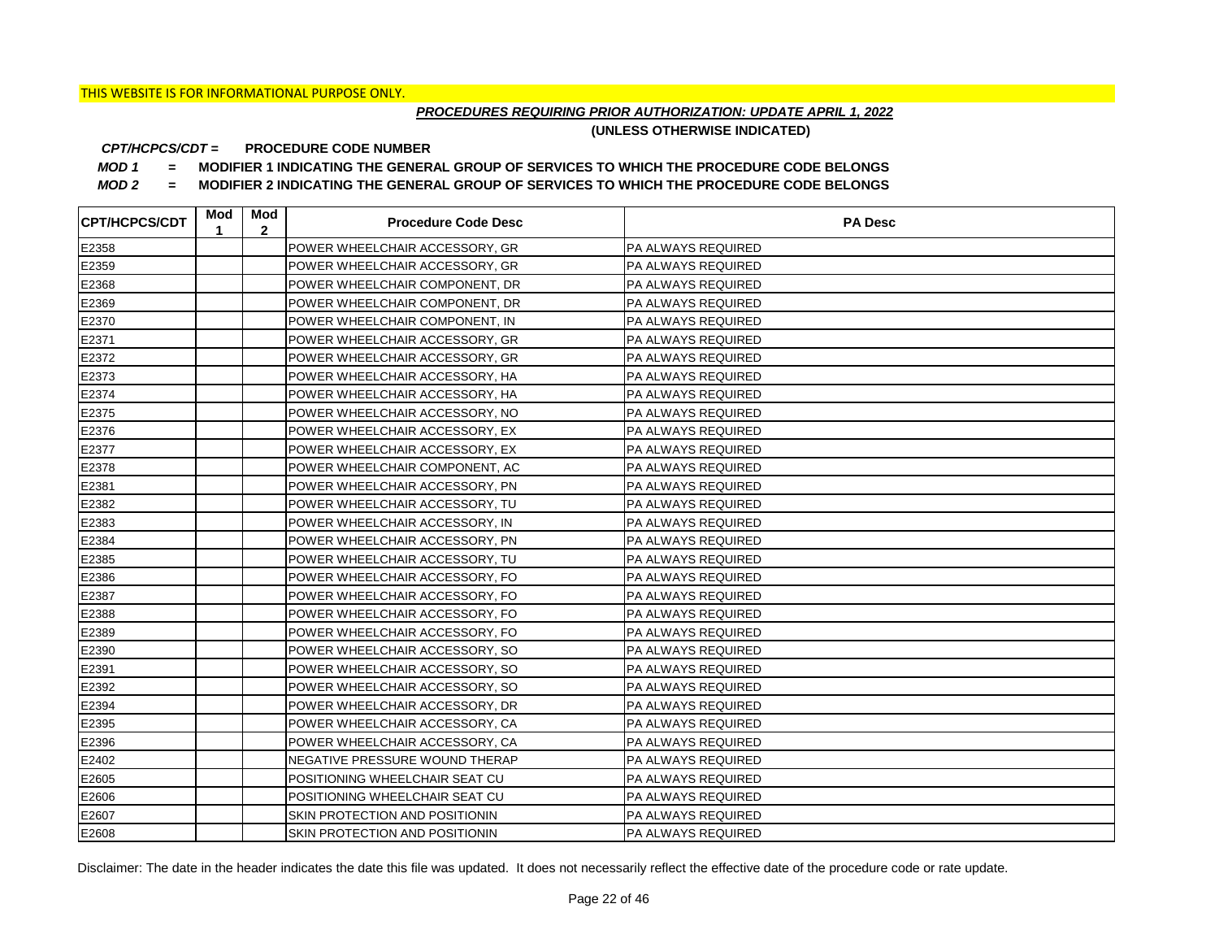THIS WEBSITE IS FOR INFORMATIONAL PURPOSE ONLY.

***PROCEDURES REQUIRING PRIOR AUTHORIZATION: UPDATE APRIL 1, 2022***

**(UNLESS OTHERWISE INDICATED)**

***CPT/HCPCS/CDT* = PROCEDURE CODE NUMBER**

***MOD 1* = MODIFIER 1 INDICATING THE GENERAL GROUP OF SERVICES TO WHICH THE PROCEDURE CODE BELONGS**

***MOD 2* = MODIFIER 2 INDICATING THE GENERAL GROUP OF SERVICES TO WHICH THE PROCEDURE CODE BELONGS**

| CPT/HCPCS/CDT | Mod 1 | Mod 2 | Procedure Code Desc | PA Desc |
|---|---|---|---|---|
| E2358 | | | POWER WHEELCHAIR ACCESSORY, GR | PA ALWAYS REQUIRED |
| E2359 | | | POWER WHEELCHAIR ACCESSORY, GR | PA ALWAYS REQUIRED |
| E2368 | | | POWER WHEELCHAIR COMPONENT, DR | PA ALWAYS REQUIRED |
| E2369 | | | POWER WHEELCHAIR COMPONENT, DR | PA ALWAYS REQUIRED |
| E2370 | | | POWER WHEELCHAIR COMPONENT, IN | PA ALWAYS REQUIRED |
| E2371 | | | POWER WHEELCHAIR ACCESSORY, GR | PA ALWAYS REQUIRED |
| E2372 | | | POWER WHEELCHAIR ACCESSORY, GR | PA ALWAYS REQUIRED |
| E2373 | | | POWER WHEELCHAIR ACCESSORY, HA | PA ALWAYS REQUIRED |
| E2374 | | | POWER WHEELCHAIR ACCESSORY, HA | PA ALWAYS REQUIRED |
| E2375 | | | POWER WHEELCHAIR ACCESSORY, NO | PA ALWAYS REQUIRED |
| E2376 | | | POWER WHEELCHAIR ACCESSORY, EX | PA ALWAYS REQUIRED |
| E2377 | | | POWER WHEELCHAIR ACCESSORY, EX | PA ALWAYS REQUIRED |
| E2378 | | | POWER WHEELCHAIR COMPONENT, AC | PA ALWAYS REQUIRED |
| E2381 | | | POWER WHEELCHAIR ACCESSORY, PN | PA ALWAYS REQUIRED |
| E2382 | | | POWER WHEELCHAIR ACCESSORY, TU | PA ALWAYS REQUIRED |
| E2383 | | | POWER WHEELCHAIR ACCESSORY, IN | PA ALWAYS REQUIRED |
| E2384 | | | POWER WHEELCHAIR ACCESSORY, PN | PA ALWAYS REQUIRED |
| E2385 | | | POWER WHEELCHAIR ACCESSORY, TU | PA ALWAYS REQUIRED |
| E2386 | | | POWER WHEELCHAIR ACCESSORY, FO | PA ALWAYS REQUIRED |
| E2387 | | | POWER WHEELCHAIR ACCESSORY, FO | PA ALWAYS REQUIRED |
| E2388 | | | POWER WHEELCHAIR ACCESSORY, FO | PA ALWAYS REQUIRED |
| E2389 | | | POWER WHEELCHAIR ACCESSORY, FO | PA ALWAYS REQUIRED |
| E2390 | | | POWER WHEELCHAIR ACCESSORY, SO | PA ALWAYS REQUIRED |
| E2391 | | | POWER WHEELCHAIR ACCESSORY, SO | PA ALWAYS REQUIRED |
| E2392 | | | POWER WHEELCHAIR ACCESSORY, SO | PA ALWAYS REQUIRED |
| E2394 | | | POWER WHEELCHAIR ACCESSORY, DR | PA ALWAYS REQUIRED |
| E2395 | | | POWER WHEELCHAIR ACCESSORY, CA | PA ALWAYS REQUIRED |
| E2396 | | | POWER WHEELCHAIR ACCESSORY, CA | PA ALWAYS REQUIRED |
| E2402 | | | NEGATIVE PRESSURE WOUND THERAP | PA ALWAYS REQUIRED |
| E2605 | | | POSITIONING WHEELCHAIR SEAT CU | PA ALWAYS REQUIRED |
| E2606 | | | POSITIONING WHEELCHAIR SEAT CU | PA ALWAYS REQUIRED |
| E2607 | | | SKIN PROTECTION AND POSITIONIN | PA ALWAYS REQUIRED |
| E2608 | | | SKIN PROTECTION AND POSITIONIN | PA ALWAYS REQUIRED |

Disclaimer: The date in the header indicates the date this file was updated. It does not necessarily reflect the effective date of the procedure code or rate update.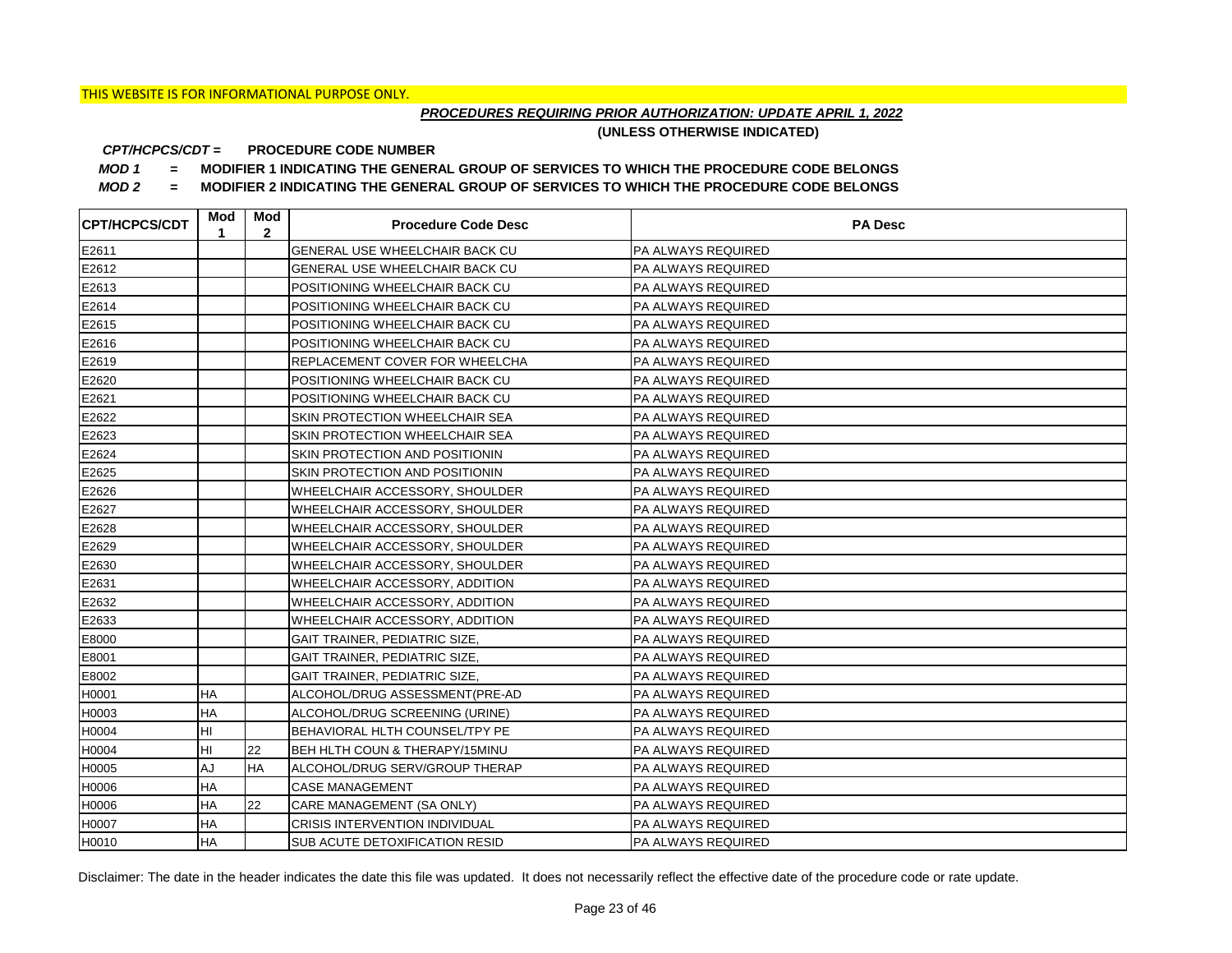THIS WEBSITE IS FOR INFORMATIONAL PURPOSE ONLY.

***PROCEDURES REQUIRING PRIOR AUTHORIZATION: UPDATE APRIL 1, 2022***

**(UNLESS OTHERWISE INDICATED)**

***CPT/HCPCS/CDT =*** **PROCEDURE CODE NUMBER**

***MOD 1*** **= MODIFIER 1 INDICATING THE GENERAL GROUP OF SERVICES TO WHICH THE PROCEDURE CODE BELONGS**

***MOD 2*** **= MODIFIER 2 INDICATING THE GENERAL GROUP OF SERVICES TO WHICH THE PROCEDURE CODE BELONGS**

| CPT/HCPCS/CDT | Mod 1 | Mod 2 | Procedure Code Desc | PA Desc |
|---|---|---|---|---|
| E2611 | | | GENERAL USE WHEELCHAIR BACK CU | PA ALWAYS REQUIRED |
| E2612 | | | GENERAL USE WHEELCHAIR BACK CU | PA ALWAYS REQUIRED |
| E2613 | | | POSITIONING WHEELCHAIR BACK CU | PA ALWAYS REQUIRED |
| E2614 | | | POSITIONING WHEELCHAIR BACK CU | PA ALWAYS REQUIRED |
| E2615 | | | POSITIONING WHEELCHAIR BACK CU | PA ALWAYS REQUIRED |
| E2616 | | | POSITIONING WHEELCHAIR BACK CU | PA ALWAYS REQUIRED |
| E2619 | | | REPLACEMENT COVER FOR WHEELCHA | PA ALWAYS REQUIRED |
| E2620 | | | POSITIONING WHEELCHAIR BACK CU | PA ALWAYS REQUIRED |
| E2621 | | | POSITIONING WHEELCHAIR BACK CU | PA ALWAYS REQUIRED |
| E2622 | | | SKIN PROTECTION WHEELCHAIR SEA | PA ALWAYS REQUIRED |
| E2623 | | | SKIN PROTECTION WHEELCHAIR SEA | PA ALWAYS REQUIRED |
| E2624 | | | SKIN PROTECTION AND POSITIONIN | PA ALWAYS REQUIRED |
| E2625 | | | SKIN PROTECTION AND POSITIONIN | PA ALWAYS REQUIRED |
| E2626 | | | WHEELCHAIR ACCESSORY, SHOULDER | PA ALWAYS REQUIRED |
| E2627 | | | WHEELCHAIR ACCESSORY, SHOULDER | PA ALWAYS REQUIRED |
| E2628 | | | WHEELCHAIR ACCESSORY, SHOULDER | PA ALWAYS REQUIRED |
| E2629 | | | WHEELCHAIR ACCESSORY, SHOULDER | PA ALWAYS REQUIRED |
| E2630 | | | WHEELCHAIR ACCESSORY, SHOULDER | PA ALWAYS REQUIRED |
| E2631 | | | WHEELCHAIR ACCESSORY, ADDITION | PA ALWAYS REQUIRED |
| E2632 | | | WHEELCHAIR ACCESSORY, ADDITION | PA ALWAYS REQUIRED |
| E2633 | | | WHEELCHAIR ACCESSORY, ADDITION | PA ALWAYS REQUIRED |
| E8000 | | | GAIT TRAINER, PEDIATRIC SIZE, | PA ALWAYS REQUIRED |
| E8001 | | | GAIT TRAINER, PEDIATRIC SIZE, | PA ALWAYS REQUIRED |
| E8002 | | | GAIT TRAINER, PEDIATRIC SIZE, | PA ALWAYS REQUIRED |
| H0001 | HA | | ALCOHOL/DRUG ASSESSMENT(PRE-AD | PA ALWAYS REQUIRED |
| H0003 | HA | | ALCOHOL/DRUG SCREENING (URINE) | PA ALWAYS REQUIRED |
| H0004 | HI | | BEHAVIORAL HLTH COUNSEL/TPY PE | PA ALWAYS REQUIRED |
| H0004 | HI | 22 | BEH HLTH COUN & THERAPY/15MINU | PA ALWAYS REQUIRED |
| H0005 | AJ | HA | ALCOHOL/DRUG SERV/GROUP THERAP | PA ALWAYS REQUIRED |
| H0006 | HA | | CASE MANAGEMENT | PA ALWAYS REQUIRED |
| H0006 | HA | 22 | CARE MANAGEMENT (SA ONLY) | PA ALWAYS REQUIRED |
| H0007 | HA | | CRISIS INTERVENTION INDIVIDUAL | PA ALWAYS REQUIRED |
| H0010 | HA | | SUB ACUTE DETOXIFICATION RESID | PA ALWAYS REQUIRED |

Disclaimer: The date in the header indicates the date this file was updated. It does not necessarily reflect the effective date of the procedure code or rate update.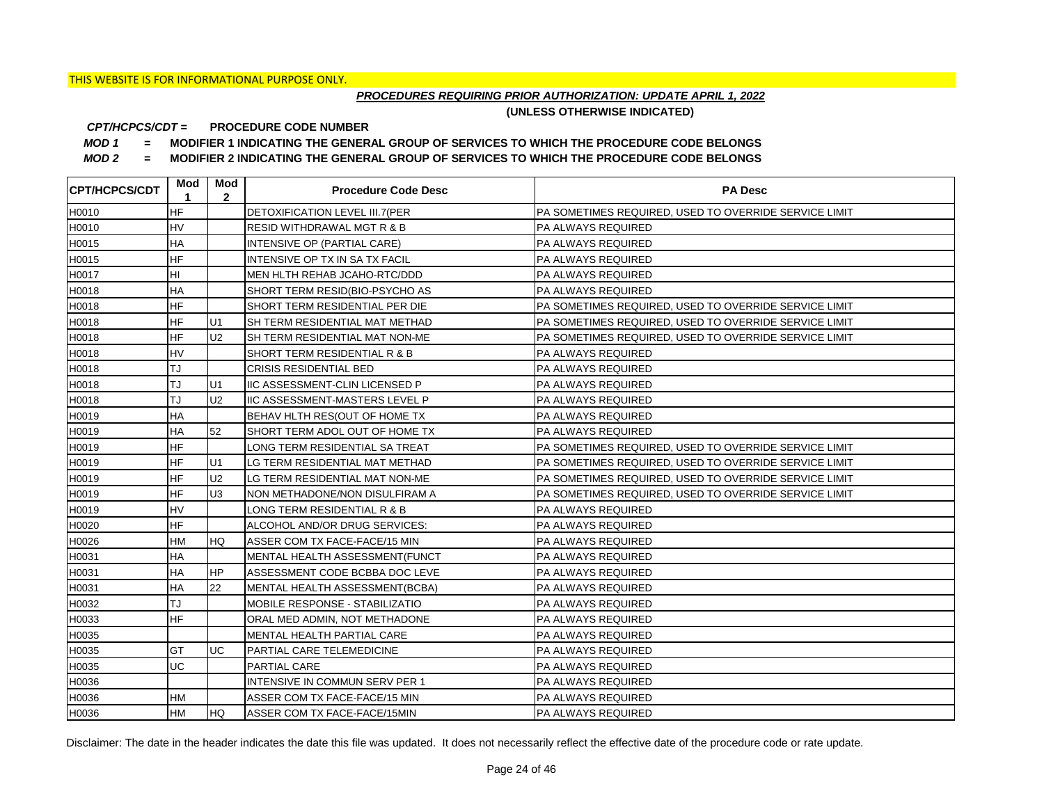THIS WEBSITE IS FOR INFORMATIONAL PURPOSE ONLY.

***PROCEDURES REQUIRING PRIOR AUTHORIZATION: UPDATE APRIL 1, 2022***

**(UNLESS OTHERWISE INDICATED)**

***CPT/HCPCS/CDT =*** **PROCEDURE CODE NUMBER**

***MOD 1*** **= MODIFIER 1 INDICATING THE GENERAL GROUP OF SERVICES TO WHICH THE PROCEDURE CODE BELONGS**

***MOD 2*** **= MODIFIER 2 INDICATING THE GENERAL GROUP OF SERVICES TO WHICH THE PROCEDURE CODE BELONGS**

| CPT/HCPCS/CDT | Mod 1 | Mod 2 | Procedure Code Desc | PA Desc |
|---|---|---|---|---|
| H0010 | HF | | DETOXIFICATION LEVEL III.7(PER | PA SOMETIMES REQUIRED, USED TO OVERRIDE SERVICE LIMIT |
| H0010 | HV | | RESID WITHDRAWAL MGT R & B | PA ALWAYS REQUIRED |
| H0015 | HA | | INTENSIVE OP (PARTIAL CARE) | PA ALWAYS REQUIRED |
| H0015 | HF | | INTENSIVE OP TX IN SA TX FACIL | PA ALWAYS REQUIRED |
| H0017 | HI | | MEN HLTH REHAB JCAHO-RTC/DDD | PA ALWAYS REQUIRED |
| H0018 | HA | | SHORT TERM RESID(BIO-PSYCHO AS | PA ALWAYS REQUIRED |
| H0018 | HF | | SHORT TERM RESIDENTIAL PER DIE | PA SOMETIMES REQUIRED, USED TO OVERRIDE SERVICE LIMIT |
| H0018 | HF | U1 | SH TERM RESIDENTIAL MAT METHAD | PA SOMETIMES REQUIRED, USED TO OVERRIDE SERVICE LIMIT |
| H0018 | HF | U2 | SH TERM RESIDENTIAL MAT NON-ME | PA SOMETIMES REQUIRED, USED TO OVERRIDE SERVICE LIMIT |
| H0018 | HV | | SHORT TERM RESIDENTIAL R & B | PA ALWAYS REQUIRED |
| H0018 | TJ | | CRISIS RESIDENTIAL BED | PA ALWAYS REQUIRED |
| H0018 | TJ | U1 | IIC ASSESSMENT-CLIN LICENSED P | PA ALWAYS REQUIRED |
| H0018 | TJ | U2 | IIC ASSESSMENT-MASTERS LEVEL P | PA ALWAYS REQUIRED |
| H0019 | HA | | BEHAV HLTH RES(OUT OF HOME TX | PA ALWAYS REQUIRED |
| H0019 | HA | 52 | SHORT TERM ADOL OUT OF HOME TX | PA ALWAYS REQUIRED |
| H0019 | HF | | LONG TERM RESIDENTIAL SA TREAT | PA SOMETIMES REQUIRED, USED TO OVERRIDE SERVICE LIMIT |
| H0019 | HF | U1 | LG TERM RESIDENTIAL MAT METHAD | PA SOMETIMES REQUIRED, USED TO OVERRIDE SERVICE LIMIT |
| H0019 | HF | U2 | LG TERM RESIDENTIAL MAT NON-ME | PA SOMETIMES REQUIRED, USED TO OVERRIDE SERVICE LIMIT |
| H0019 | HF | U3 | NON METHADONE/NON DISULFIRAM A | PA SOMETIMES REQUIRED, USED TO OVERRIDE SERVICE LIMIT |
| H0019 | HV | | LONG TERM RESIDENTIAL R & B | PA ALWAYS REQUIRED |
| H0020 | HF | | ALCOHOL AND/OR DRUG SERVICES: | PA ALWAYS REQUIRED |
| H0026 | HM | HQ | ASSER COM TX FACE-FACE/15 MIN | PA ALWAYS REQUIRED |
| H0031 | HA | | MENTAL HEALTH ASSESSMENT(FUNCT | PA ALWAYS REQUIRED |
| H0031 | HA | HP | ASSESSMENT CODE BCBBA DOC LEVE | PA ALWAYS REQUIRED |
| H0031 | HA | 22 | MENTAL HEALTH ASSESSMENT(BCBA) | PA ALWAYS REQUIRED |
| H0032 | TJ | | MOBILE RESPONSE - STABILIZATIO | PA ALWAYS REQUIRED |
| H0033 | HF | | ORAL MED ADMIN, NOT METHADONE | PA ALWAYS REQUIRED |
| H0035 | | | MENTAL HEALTH PARTIAL CARE | PA ALWAYS REQUIRED |
| H0035 | GT | UC | PARTIAL CARE TELEMEDICINE | PA ALWAYS REQUIRED |
| H0035 | UC | | PARTIAL CARE | PA ALWAYS REQUIRED |
| H0036 | | | INTENSIVE IN COMMUN SERV PER 1 | PA ALWAYS REQUIRED |
| H0036 | HM | | ASSER COM TX FACE-FACE/15 MIN | PA ALWAYS REQUIRED |
| H0036 | HM | HQ | ASSER COM TX FACE-FACE/15MIN | PA ALWAYS REQUIRED |

Disclaimer: The date in the header indicates the date this file was updated. It does not necessarily reflect the effective date of the procedure code or rate update.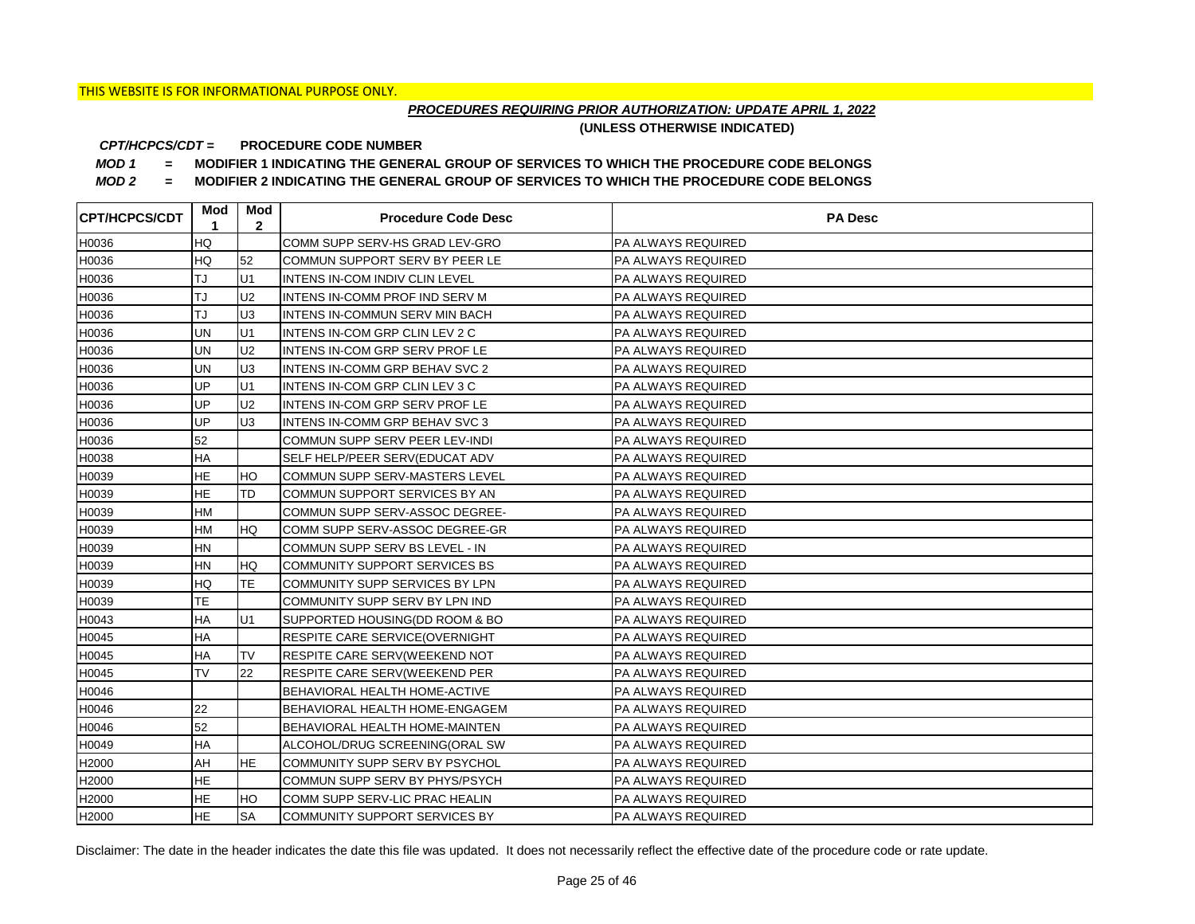THIS WEBSITE IS FOR INFORMATIONAL PURPOSE ONLY.

***PROCEDURES REQUIRING PRIOR AUTHORIZATION: UPDATE APRIL 1, 2022***

**(UNLESS OTHERWISE INDICATED)**

***CPT/HCPCS/CDT =*** **PROCEDURE CODE NUMBER**

***MOD 1*** **= MODIFIER 1 INDICATING THE GENERAL GROUP OF SERVICES TO WHICH THE PROCEDURE CODE BELONGS**

***MOD 2*** **= MODIFIER 2 INDICATING THE GENERAL GROUP OF SERVICES TO WHICH THE PROCEDURE CODE BELONGS**

| CPT/HCPCS/CDT | Mod 1 | Mod 2 | Procedure Code Desc | PA Desc |
|---|---|---|---|---|
| H0036 | HQ | | COMM SUPP SERV-HS GRAD LEV-GRO | PA ALWAYS REQUIRED |
| H0036 | HQ | 52 | COMMUN SUPPORT SERV BY PEER LE | PA ALWAYS REQUIRED |
| H0036 | TJ | U1 | INTENS IN-COM INDIV CLIN LEVEL | PA ALWAYS REQUIRED |
| H0036 | TJ | U2 | INTENS IN-COMM PROF IND SERV M | PA ALWAYS REQUIRED |
| H0036 | TJ | U3 | INTENS IN-COMMUN SERV MIN BACH | PA ALWAYS REQUIRED |
| H0036 | UN | U1 | INTENS IN-COM GRP CLIN LEV 2 C | PA ALWAYS REQUIRED |
| H0036 | UN | U2 | INTENS IN-COM GRP SERV PROF LE | PA ALWAYS REQUIRED |
| H0036 | UN | U3 | INTENS IN-COMM GRP BEHAV SVC 2 | PA ALWAYS REQUIRED |
| H0036 | UP | U1 | INTENS IN-COM GRP CLIN LEV 3 C | PA ALWAYS REQUIRED |
| H0036 | UP | U2 | INTENS IN-COM GRP SERV PROF LE | PA ALWAYS REQUIRED |
| H0036 | UP | U3 | INTENS IN-COMM GRP BEHAV SVC 3 | PA ALWAYS REQUIRED |
| H0036 | 52 | | COMMUN SUPP SERV PEER LEV-INDI | PA ALWAYS REQUIRED |
| H0038 | HA | | SELF HELP/PEER SERV(EDUCAT ADV | PA ALWAYS REQUIRED |
| H0039 | HE | HO | COMMUN SUPP SERV-MASTERS LEVEL | PA ALWAYS REQUIRED |
| H0039 | HE | TD | COMMUN SUPPORT SERVICES BY AN | PA ALWAYS REQUIRED |
| H0039 | HM | | COMMUN SUPP SERV-ASSOC DEGREE- | PA ALWAYS REQUIRED |
| H0039 | HM | HQ | COMM SUPP SERV-ASSOC DEGREE-GR | PA ALWAYS REQUIRED |
| H0039 | HN | | COMMUN SUPP SERV BS LEVEL - IN | PA ALWAYS REQUIRED |
| H0039 | HN | HQ | COMMUNITY SUPPORT SERVICES BS | PA ALWAYS REQUIRED |
| H0039 | HQ | TE | COMMUNITY SUPP SERVICES BY LPN | PA ALWAYS REQUIRED |
| H0039 | TE | | COMMUNITY SUPP SERV BY LPN IND | PA ALWAYS REQUIRED |
| H0043 | HA | U1 | SUPPORTED HOUSING(DD ROOM & BO | PA ALWAYS REQUIRED |
| H0045 | HA | | RESPITE CARE SERVICE(OVERNIGHT | PA ALWAYS REQUIRED |
| H0045 | HA | TV | RESPITE CARE SERV(WEEKEND NOT | PA ALWAYS REQUIRED |
| H0045 | TV | 22 | RESPITE CARE SERV(WEEKEND PER | PA ALWAYS REQUIRED |
| H0046 | | | BEHAVIORAL HEALTH HOME-ACTIVE | PA ALWAYS REQUIRED |
| H0046 | 22 | | BEHAVIORAL HEALTH HOME-ENGAGEM | PA ALWAYS REQUIRED |
| H0046 | 52 | | BEHAVIORAL HEALTH HOME-MAINTEN | PA ALWAYS REQUIRED |
| H0049 | HA | | ALCOHOL/DRUG SCREENING(ORAL SW | PA ALWAYS REQUIRED |
| H2000 | AH | HE | COMMUNITY SUPP SERV BY PSYCHOL | PA ALWAYS REQUIRED |
| H2000 | HE | | COMMUN SUPP SERV BY PHYS/PSYCH | PA ALWAYS REQUIRED |
| H2000 | HE | HO | COMM SUPP SERV-LIC PRAC HEALIN | PA ALWAYS REQUIRED |
| H2000 | HE | SA | COMMUNITY SUPPORT SERVICES BY | PA ALWAYS REQUIRED |

Disclaimer: The date in the header indicates the date this file was updated. It does not necessarily reflect the effective date of the procedure code or rate update.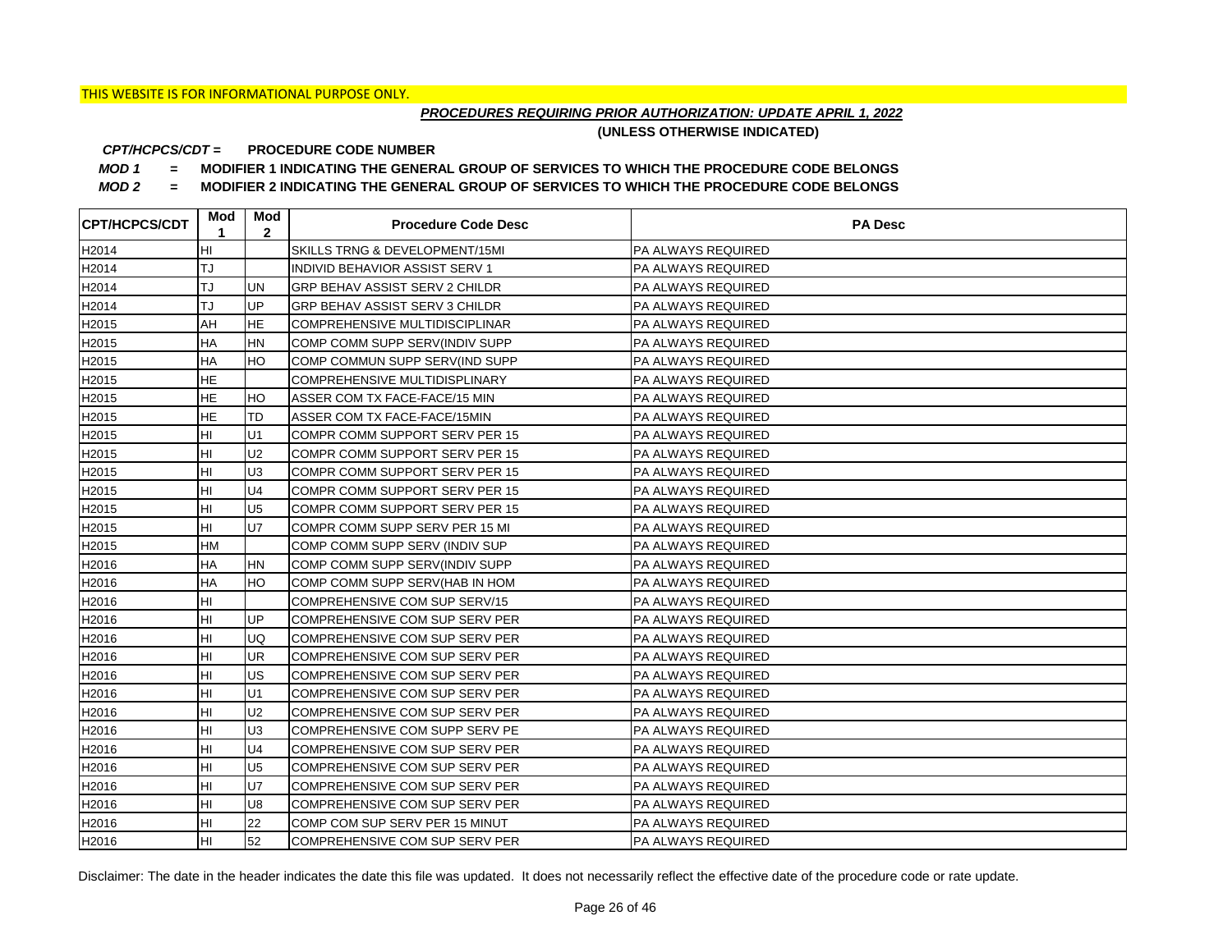THIS WEBSITE IS FOR INFORMATIONAL PURPOSE ONLY.

***PROCEDURES REQUIRING PRIOR AUTHORIZATION: UPDATE APRIL 1, 2022***

**(UNLESS OTHERWISE INDICATED)**

***CPT/HCPCS/CDT =*** **PROCEDURE CODE NUMBER**

***MOD 1*** **= MODIFIER 1 INDICATING THE GENERAL GROUP OF SERVICES TO WHICH THE PROCEDURE CODE BELONGS**

***MOD 2*** **= MODIFIER 2 INDICATING THE GENERAL GROUP OF SERVICES TO WHICH THE PROCEDURE CODE BELONGS**

| CPT/HCPCS/CDT | Mod 1 | Mod 2 | Procedure Code Desc | PA Desc |
|---|---|---|---|---|
| H2014 | HI | | SKILLS TRNG & DEVELOPMENT/15MI | PA ALWAYS REQUIRED |
| H2014 | TJ | | INDIVID BEHAVIOR ASSIST SERV 1 | PA ALWAYS REQUIRED |
| H2014 | TJ | UN | GRP BEHAV ASSIST SERV 2 CHILDR | PA ALWAYS REQUIRED |
| H2014 | TJ | UP | GRP BEHAV ASSIST SERV 3 CHILDR | PA ALWAYS REQUIRED |
| H2015 | AH | HE | COMPREHENSIVE MULTIDISCIPLINAR | PA ALWAYS REQUIRED |
| H2015 | HA | HN | COMP COMM SUPP SERV(INDIV SUPP | PA ALWAYS REQUIRED |
| H2015 | HA | HO | COMP COMMUN SUPP SERV(IND SUPP | PA ALWAYS REQUIRED |
| H2015 | HE | | COMPREHENSIVE MULTIDISPLINARY | PA ALWAYS REQUIRED |
| H2015 | HE | HO | ASSER COM TX FACE-FACE/15 MIN | PA ALWAYS REQUIRED |
| H2015 | HE | TD | ASSER COM TX FACE-FACE/15MIN | PA ALWAYS REQUIRED |
| H2015 | HI | U1 | COMPR COMM SUPPORT SERV PER 15 | PA ALWAYS REQUIRED |
| H2015 | HI | U2 | COMPR COMM SUPPORT SERV PER 15 | PA ALWAYS REQUIRED |
| H2015 | HI | U3 | COMPR COMM SUPPORT SERV PER 15 | PA ALWAYS REQUIRED |
| H2015 | HI | U4 | COMPR COMM SUPPORT SERV PER 15 | PA ALWAYS REQUIRED |
| H2015 | HI | U5 | COMPR COMM SUPPORT SERV PER 15 | PA ALWAYS REQUIRED |
| H2015 | HI | U7 | COMPR COMM SUPP SERV PER 15 MI | PA ALWAYS REQUIRED |
| H2015 | HM | | COMP COMM SUPP SERV (INDIV SUP | PA ALWAYS REQUIRED |
| H2016 | HA | HN | COMP COMM SUPP SERV(INDIV SUPP | PA ALWAYS REQUIRED |
| H2016 | HA | HO | COMP COMM SUPP SERV(HAB IN HOM | PA ALWAYS REQUIRED |
| H2016 | HI | | COMPREHENSIVE COM SUP SERV/15 | PA ALWAYS REQUIRED |
| H2016 | HI | UP | COMPREHENSIVE COM SUP SERV PER | PA ALWAYS REQUIRED |
| H2016 | HI | UQ | COMPREHENSIVE COM SUP SERV PER | PA ALWAYS REQUIRED |
| H2016 | HI | UR | COMPREHENSIVE COM SUP SERV PER | PA ALWAYS REQUIRED |
| H2016 | HI | US | COMPREHENSIVE COM SUP SERV PER | PA ALWAYS REQUIRED |
| H2016 | HI | U1 | COMPREHENSIVE COM SUP SERV PER | PA ALWAYS REQUIRED |
| H2016 | HI | U2 | COMPREHENSIVE COM SUP SERV PER | PA ALWAYS REQUIRED |
| H2016 | HI | U3 | COMPREHENSIVE COM SUPP SERV PE | PA ALWAYS REQUIRED |
| H2016 | HI | U4 | COMPREHENSIVE COM SUP SERV PER | PA ALWAYS REQUIRED |
| H2016 | HI | U5 | COMPREHENSIVE COM SUP SERV PER | PA ALWAYS REQUIRED |
| H2016 | HI | U7 | COMPREHENSIVE COM SUP SERV PER | PA ALWAYS REQUIRED |
| H2016 | HI | U8 | COMPREHENSIVE COM SUP SERV PER | PA ALWAYS REQUIRED |
| H2016 | HI | 22 | COMP COM SUP SERV PER 15 MINUT | PA ALWAYS REQUIRED |
| H2016 | HI | 52 | COMPREHENSIVE COM SUP SERV PER | PA ALWAYS REQUIRED |

Disclaimer: The date in the header indicates the date this file was updated. It does not necessarily reflect the effective date of the procedure code or rate update.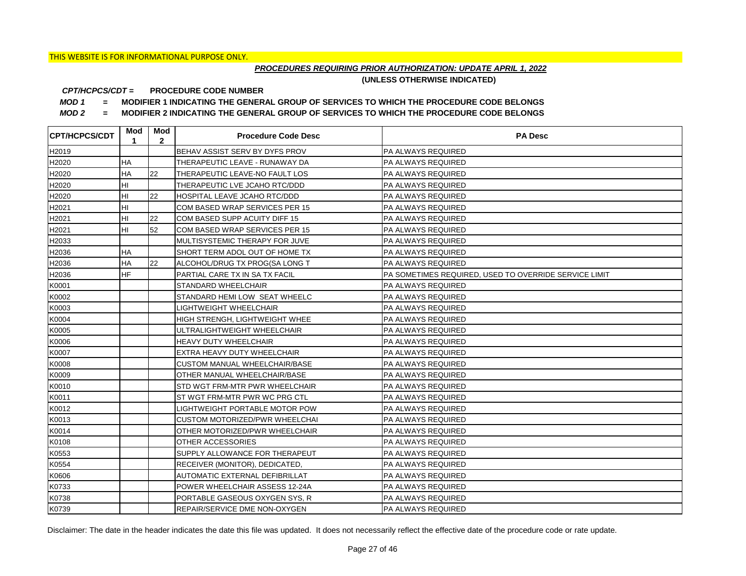THIS WEBSITE IS FOR INFORMATIONAL PURPOSE ONLY.

***PROCEDURES REQUIRING PRIOR AUTHORIZATION: UPDATE APRIL 1, 2022***

**(UNLESS OTHERWISE INDICATED)**

***CPT/HCPCS/CDT =*** **PROCEDURE CODE NUMBER**

***MOD 1*** **= MODIFIER 1 INDICATING THE GENERAL GROUP OF SERVICES TO WHICH THE PROCEDURE CODE BELONGS**

***MOD 2*** **= MODIFIER 2 INDICATING THE GENERAL GROUP OF SERVICES TO WHICH THE PROCEDURE CODE BELONGS**

| CPT/HCPCS/CDT | Mod 1 | Mod 2 | Procedure Code Desc | PA Desc |
|---|---|---|---|---|
| H2019 | | | BEHAV ASSIST SERV BY DYFS PROV | PA ALWAYS REQUIRED |
| H2020 | HA | | THERAPEUTIC LEAVE - RUNAWAY DA | PA ALWAYS REQUIRED |
| H2020 | HA | 22 | THERAPEUTIC LEAVE-NO FAULT LOS | PA ALWAYS REQUIRED |
| H2020 | HI | | THERAPEUTIC LVE JCAHO RTC/DDD | PA ALWAYS REQUIRED |
| H2020 | HI | 22 | HOSPITAL LEAVE JCAHO RTC/DDD | PA ALWAYS REQUIRED |
| H2021 | HI | | COM BASED WRAP SERVICES PER 15 | PA ALWAYS REQUIRED |
| H2021 | HI | 22 | COM BASED SUPP ACUITY DIFF 15 | PA ALWAYS REQUIRED |
| H2021 | HI | 52 | COM BASED WRAP SERVICES PER 15 | PA ALWAYS REQUIRED |
| H2033 | | | MULTISYSTEMIC THERAPY FOR JUVE | PA ALWAYS REQUIRED |
| H2036 | HA | | SHORT TERM ADOL OUT OF HOME TX | PA ALWAYS REQUIRED |
| H2036 | HA | 22 | ALCOHOL/DRUG TX PROG(SA LONG T | PA ALWAYS REQUIRED |
| H2036 | HF | | PARTIAL CARE TX IN SA TX FACIL | PA SOMETIMES REQUIRED, USED TO OVERRIDE SERVICE LIMIT |
| K0001 | | | STANDARD WHEELCHAIR | PA ALWAYS REQUIRED |
| K0002 | | | STANDARD HEMI LOW SEAT WHEELC | PA ALWAYS REQUIRED |
| K0003 | | | LIGHTWEIGHT WHEELCHAIR | PA ALWAYS REQUIRED |
| K0004 | | | HIGH STRENGH, LIGHTWEIGHT WHEE | PA ALWAYS REQUIRED |
| K0005 | | | ULTRALIGHTWEIGHT WHEELCHAIR | PA ALWAYS REQUIRED |
| K0006 | | | HEAVY DUTY WHEELCHAIR | PA ALWAYS REQUIRED |
| K0007 | | | EXTRA HEAVY DUTY WHEELCHAIR | PA ALWAYS REQUIRED |
| K0008 | | | CUSTOM MANUAL WHEELCHAIR/BASE | PA ALWAYS REQUIRED |
| K0009 | | | OTHER MANUAL WHEELCHAIR/BASE | PA ALWAYS REQUIRED |
| K0010 | | | STD WGT FRM-MTR PWR WHEELCHAIR | PA ALWAYS REQUIRED |
| K0011 | | | ST WGT FRM-MTR PWR WC PRG CTL | PA ALWAYS REQUIRED |
| K0012 | | | LIGHTWEIGHT PORTABLE MOTOR POW | PA ALWAYS REQUIRED |
| K0013 | | | CUSTOM MOTORIZED/PWR WHEELCHAI | PA ALWAYS REQUIRED |
| K0014 | | | OTHER MOTORIZED/PWR WHEELCHAIR | PA ALWAYS REQUIRED |
| K0108 | | | OTHER ACCESSORIES | PA ALWAYS REQUIRED |
| K0553 | | | SUPPLY ALLOWANCE FOR THERAPEUT | PA ALWAYS REQUIRED |
| K0554 | | | RECEIVER (MONITOR), DEDICATED, | PA ALWAYS REQUIRED |
| K0606 | | | AUTOMATIC EXTERNAL DEFIBRILLAT | PA ALWAYS REQUIRED |
| K0733 | | | POWER WHEELCHAIR ASSESS 12-24A | PA ALWAYS REQUIRED |
| K0738 | | | PORTABLE GASEOUS OXYGEN SYS, R | PA ALWAYS REQUIRED |
| K0739 | | | REPAIR/SERVICE DME NON-OXYGEN | PA ALWAYS REQUIRED |

Disclaimer: The date in the header indicates the date this file was updated. It does not necessarily reflect the effective date of the procedure code or rate update.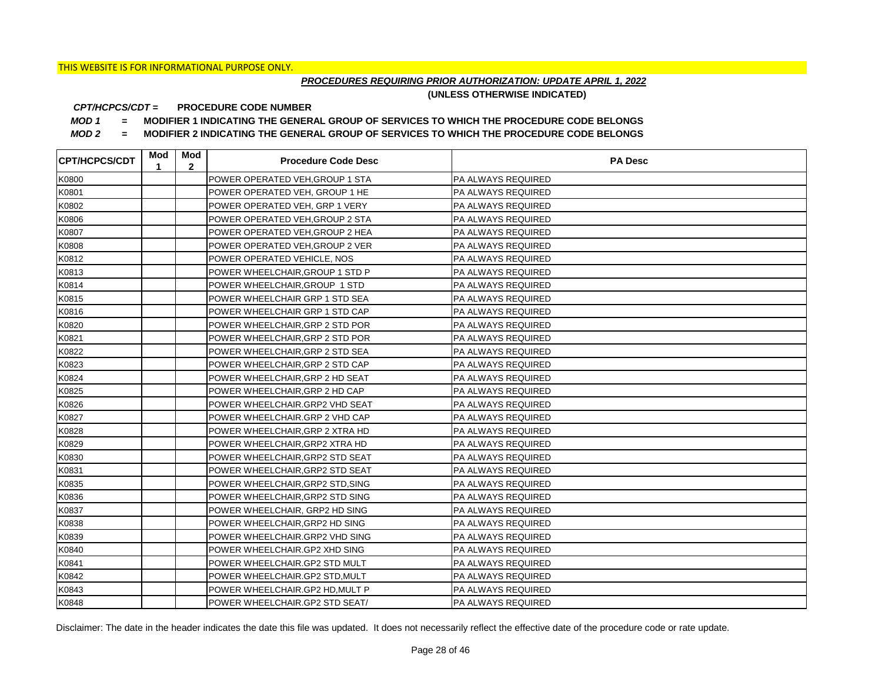THIS WEBSITE IS FOR INFORMATIONAL PURPOSE ONLY.

***PROCEDURES REQUIRING PRIOR AUTHORIZATION: UPDATE APRIL 1, 2022***

**(UNLESS OTHERWISE INDICATED)**

***CPT/HCPCS/CDT =*** **PROCEDURE CODE NUMBER**

***MOD 1*** **= MODIFIER 1 INDICATING THE GENERAL GROUP OF SERVICES TO WHICH THE PROCEDURE CODE BELONGS**

***MOD 2*** **= MODIFIER 2 INDICATING THE GENERAL GROUP OF SERVICES TO WHICH THE PROCEDURE CODE BELONGS**

| CPT/HCPCS/CDT | Mod 1 | Mod 2 | Procedure Code Desc | PA Desc |
|---|---|---|---|---|
| K0800 | | | POWER OPERATED VEH,GROUP 1 STA | PA ALWAYS REQUIRED |
| K0801 | | | POWER OPERATED VEH, GROUP 1 HE | PA ALWAYS REQUIRED |
| K0802 | | | POWER OPERATED VEH, GRP 1 VERY | PA ALWAYS REQUIRED |
| K0806 | | | POWER OPERATED VEH,GROUP 2 STA | PA ALWAYS REQUIRED |
| K0807 | | | POWER OPERATED VEH,GROUP 2 HEA | PA ALWAYS REQUIRED |
| K0808 | | | POWER OPERATED VEH,GROUP 2 VER | PA ALWAYS REQUIRED |
| K0812 | | | POWER OPERATED VEHICLE, NOS | PA ALWAYS REQUIRED |
| K0813 | | | POWER WHEELCHAIR,GROUP 1 STD P | PA ALWAYS REQUIRED |
| K0814 | | | POWER WHEELCHAIR,GROUP 1 STD | PA ALWAYS REQUIRED |
| K0815 | | | POWER WHEELCHAIR GRP 1 STD SEA | PA ALWAYS REQUIRED |
| K0816 | | | POWER WHEELCHAIR GRP 1 STD CAP | PA ALWAYS REQUIRED |
| K0820 | | | POWER WHEELCHAIR,GRP 2 STD POR | PA ALWAYS REQUIRED |
| K0821 | | | POWER WHEELCHAIR,GRP 2 STD POR | PA ALWAYS REQUIRED |
| K0822 | | | POWER WHEELCHAIR,GRP 2 STD SEA | PA ALWAYS REQUIRED |
| K0823 | | | POWER WHEELCHAIR,GRP 2 STD CAP | PA ALWAYS REQUIRED |
| K0824 | | | POWER WHEELCHAIR,GRP 2 HD SEAT | PA ALWAYS REQUIRED |
| K0825 | | | POWER WHEELCHAIR,GRP 2 HD CAP | PA ALWAYS REQUIRED |
| K0826 | | | POWER WHEELCHAIR.GRP2 VHD SEAT | PA ALWAYS REQUIRED |
| K0827 | | | POWER WHEELCHAIR.GRP 2 VHD CAP | PA ALWAYS REQUIRED |
| K0828 | | | POWER WHEELCHAIR,GRP 2 XTRA HD | PA ALWAYS REQUIRED |
| K0829 | | | POWER WHEELCHAIR,GRP2 XTRA HD | PA ALWAYS REQUIRED |
| K0830 | | | POWER WHEELCHAIR,GRP2 STD SEAT | PA ALWAYS REQUIRED |
| K0831 | | | POWER WHEELCHAIR,GRP2 STD SEAT | PA ALWAYS REQUIRED |
| K0835 | | | POWER WHEELCHAIR,GRP2 STD,SING | PA ALWAYS REQUIRED |
| K0836 | | | POWER WHEELCHAIR,GRP2 STD SING | PA ALWAYS REQUIRED |
| K0837 | | | POWER WHEELCHAIR, GRP2 HD SING | PA ALWAYS REQUIRED |
| K0838 | | | POWER WHEELCHAIR,GRP2 HD SING | PA ALWAYS REQUIRED |
| K0839 | | | POWER WHEELCHAIR.GRP2 VHD SING | PA ALWAYS REQUIRED |
| K0840 | | | POWER WHEELCHAIR.GP2 XHD SING | PA ALWAYS REQUIRED |
| K0841 | | | POWER WHEELCHAIR.GP2 STD MULT | PA ALWAYS REQUIRED |
| K0842 | | | POWER WHEELCHAIR.GP2 STD,MULT | PA ALWAYS REQUIRED |
| K0843 | | | POWER WHEELCHAIR.GP2 HD,MULT P | PA ALWAYS REQUIRED |
| K0848 | | | POWER WHEELCHAIR.GP2 STD SEAT/ | PA ALWAYS REQUIRED |

Disclaimer: The date in the header indicates the date this file was updated. It does not necessarily reflect the effective date of the procedure code or rate update.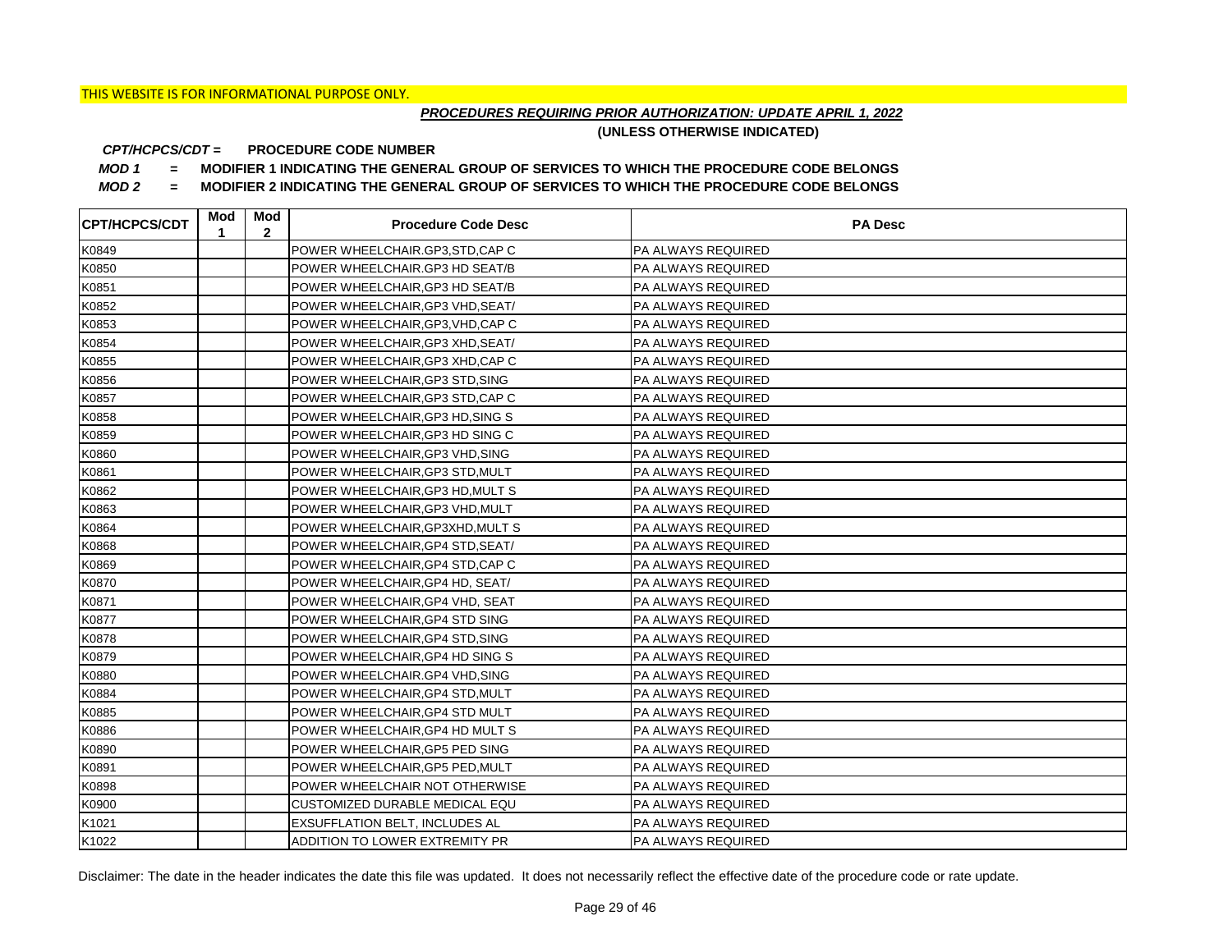THIS WEBSITE IS FOR INFORMATIONAL PURPOSE ONLY.

***PROCEDURES REQUIRING PRIOR AUTHORIZATION: UPDATE APRIL 1, 2022***

**(UNLESS OTHERWISE INDICATED)**

***CPT/HCPCS/CDT =*** **PROCEDURE CODE NUMBER**

***MOD 1*** **= MODIFIER 1 INDICATING THE GENERAL GROUP OF SERVICES TO WHICH THE PROCEDURE CODE BELONGS**

***MOD 2*** **= MODIFIER 2 INDICATING THE GENERAL GROUP OF SERVICES TO WHICH THE PROCEDURE CODE BELONGS**

| CPT/HCPCS/CDT | Mod 1 | Mod 2 | Procedure Code Desc | PA Desc |
|---|---|---|---|---|
| K0849 | | | POWER WHEELCHAIR.GP3,STD,CAP C | PA ALWAYS REQUIRED |
| K0850 | | | POWER WHEELCHAIR.GP3 HD SEAT/B | PA ALWAYS REQUIRED |
| K0851 | | | POWER WHEELCHAIR,GP3 HD SEAT/B | PA ALWAYS REQUIRED |
| K0852 | | | POWER WHEELCHAIR,GP3 VHD,SEAT/ | PA ALWAYS REQUIRED |
| K0853 | | | POWER WHEELCHAIR,GP3,VHD,CAP C | PA ALWAYS REQUIRED |
| K0854 | | | POWER WHEELCHAIR,GP3 XHD,SEAT/ | PA ALWAYS REQUIRED |
| K0855 | | | POWER WHEELCHAIR,GP3 XHD,CAP C | PA ALWAYS REQUIRED |
| K0856 | | | POWER WHEELCHAIR,GP3 STD,SING | PA ALWAYS REQUIRED |
| K0857 | | | POWER WHEELCHAIR,GP3 STD,CAP C | PA ALWAYS REQUIRED |
| K0858 | | | POWER WHEELCHAIR,GP3 HD,SING S | PA ALWAYS REQUIRED |
| K0859 | | | POWER WHEELCHAIR,GP3 HD SING C | PA ALWAYS REQUIRED |
| K0860 | | | POWER WHEELCHAIR,GP3 VHD,SING | PA ALWAYS REQUIRED |
| K0861 | | | POWER WHEELCHAIR,GP3 STD,MULT | PA ALWAYS REQUIRED |
| K0862 | | | POWER WHEELCHAIR,GP3 HD,MULT S | PA ALWAYS REQUIRED |
| K0863 | | | POWER WHEELCHAIR,GP3 VHD,MULT | PA ALWAYS REQUIRED |
| K0864 | | | POWER WHEELCHAIR,GP3XHD,MULT S | PA ALWAYS REQUIRED |
| K0868 | | | POWER WHEELCHAIR,GP4 STD,SEAT/ | PA ALWAYS REQUIRED |
| K0869 | | | POWER WHEELCHAIR,GP4 STD,CAP C | PA ALWAYS REQUIRED |
| K0870 | | | POWER WHEELCHAIR,GP4 HD, SEAT/ | PA ALWAYS REQUIRED |
| K0871 | | | POWER WHEELCHAIR,GP4 VHD, SEAT | PA ALWAYS REQUIRED |
| K0877 | | | POWER WHEELCHAIR,GP4 STD SING | PA ALWAYS REQUIRED |
| K0878 | | | POWER WHEELCHAIR,GP4 STD,SING | PA ALWAYS REQUIRED |
| K0879 | | | POWER WHEELCHAIR,GP4 HD SING S | PA ALWAYS REQUIRED |
| K0880 | | | POWER WHEELCHAIR.GP4 VHD,SING | PA ALWAYS REQUIRED |
| K0884 | | | POWER WHEELCHAIR,GP4 STD,MULT | PA ALWAYS REQUIRED |
| K0885 | | | POWER WHEELCHAIR,GP4 STD MULT | PA ALWAYS REQUIRED |
| K0886 | | | POWER WHEELCHAIR,GP4 HD MULT S | PA ALWAYS REQUIRED |
| K0890 | | | POWER WHEELCHAIR,GP5 PED SING | PA ALWAYS REQUIRED |
| K0891 | | | POWER WHEELCHAIR,GP5 PED,MULT | PA ALWAYS REQUIRED |
| K0898 | | | POWER WHEELCHAIR NOT OTHERWISE | PA ALWAYS REQUIRED |
| K0900 | | | CUSTOMIZED DURABLE MEDICAL EQU | PA ALWAYS REQUIRED |
| K1021 | | | EXSUFFLATION BELT, INCLUDES AL | PA ALWAYS REQUIRED |
| K1022 | | | ADDITION TO LOWER EXTREMITY PR | PA ALWAYS REQUIRED |

Disclaimer: The date in the header indicates the date this file was updated. It does not necessarily reflect the effective date of the procedure code or rate update.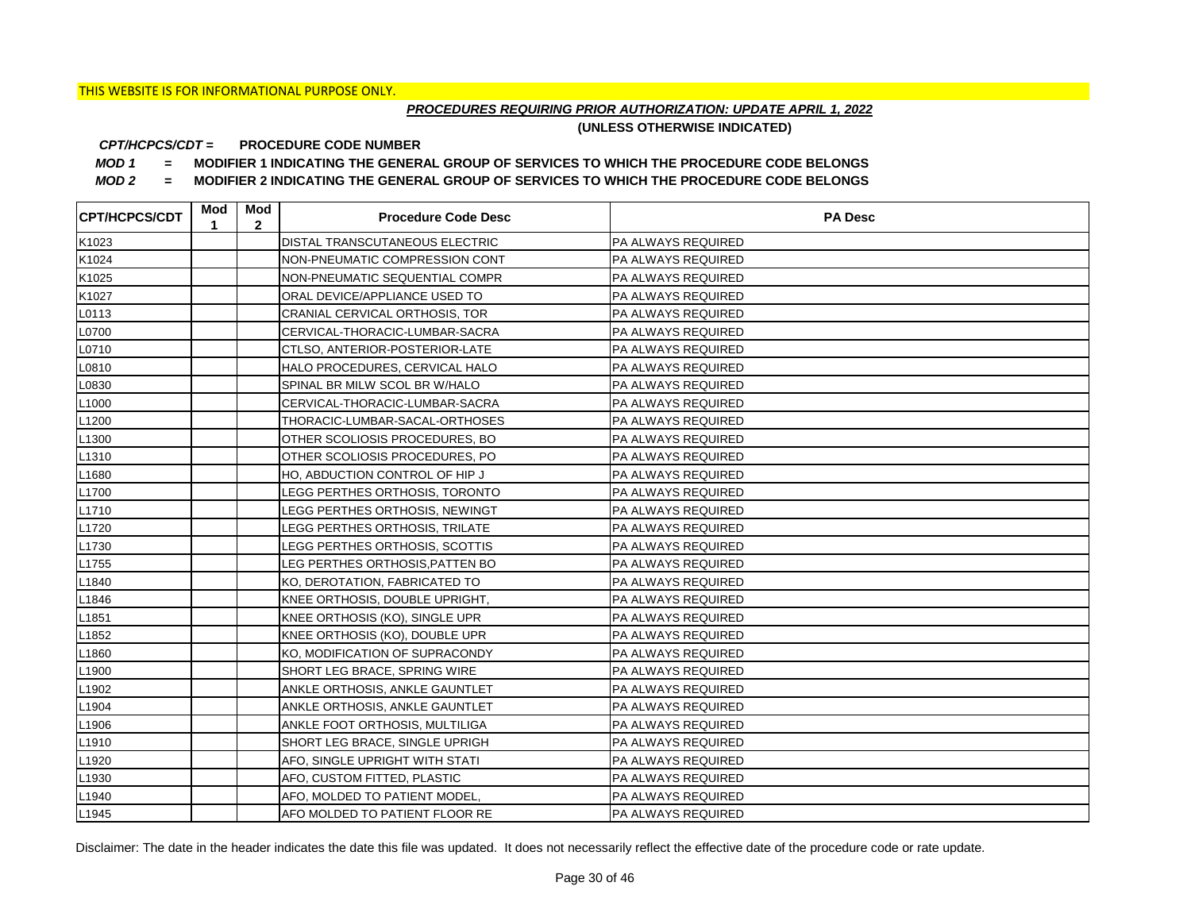THIS WEBSITE IS FOR INFORMATIONAL PURPOSE ONLY.

***PROCEDURES REQUIRING PRIOR AUTHORIZATION: UPDATE APRIL 1, 2022***

**(UNLESS OTHERWISE INDICATED)**

***CPT/HCPCS/CDT =*** **PROCEDURE CODE NUMBER**

***MOD 1*** **= MODIFIER 1 INDICATING THE GENERAL GROUP OF SERVICES TO WHICH THE PROCEDURE CODE BELONGS**

***MOD 2*** **= MODIFIER 2 INDICATING THE GENERAL GROUP OF SERVICES TO WHICH THE PROCEDURE CODE BELONGS**

| CPT/HCPCS/CDT | Mod 1 | Mod 2 | Procedure Code Desc | PA Desc |
|---|---|---|---|---|
| K1023 | | | DISTAL TRANSCUTANEOUS ELECTRIC | PA ALWAYS REQUIRED |
| K1024 | | | NON-PNEUMATIC COMPRESSION CONT | PA ALWAYS REQUIRED |
| K1025 | | | NON-PNEUMATIC SEQUENTIAL COMPR | PA ALWAYS REQUIRED |
| K1027 | | | ORAL DEVICE/APPLIANCE USED TO | PA ALWAYS REQUIRED |
| L0113 | | | CRANIAL CERVICAL ORTHOSIS, TOR | PA ALWAYS REQUIRED |
| L0700 | | | CERVICAL-THORACIC-LUMBAR-SACRA | PA ALWAYS REQUIRED |
| L0710 | | | CTLSO, ANTERIOR-POSTERIOR-LATE | PA ALWAYS REQUIRED |
| L0810 | | | HALO PROCEDURES, CERVICAL HALO | PA ALWAYS REQUIRED |
| L0830 | | | SPINAL BR MILW SCOL BR W/HALO | PA ALWAYS REQUIRED |
| L1000 | | | CERVICAL-THORACIC-LUMBAR-SACRA | PA ALWAYS REQUIRED |
| L1200 | | | THORACIC-LUMBAR-SACAL-ORTHOSES | PA ALWAYS REQUIRED |
| L1300 | | | OTHER SCOLIOSIS PROCEDURES, BO | PA ALWAYS REQUIRED |
| L1310 | | | OTHER SCOLIOSIS PROCEDURES, PO | PA ALWAYS REQUIRED |
| L1680 | | | HO, ABDUCTION CONTROL OF HIP J | PA ALWAYS REQUIRED |
| L1700 | | | LEGG PERTHES ORTHOSIS, TORONTO | PA ALWAYS REQUIRED |
| L1710 | | | LEGG PERTHES ORTHOSIS, NEWINGT | PA ALWAYS REQUIRED |
| L1720 | | | LEGG PERTHES ORTHOSIS, TRILATE | PA ALWAYS REQUIRED |
| L1730 | | | LEGG PERTHES ORTHOSIS, SCOTTIS | PA ALWAYS REQUIRED |
| L1755 | | | LEG PERTHES ORTHOSIS,PATTEN BO | PA ALWAYS REQUIRED |
| L1840 | | | KO, DEROTATION, FABRICATED TO | PA ALWAYS REQUIRED |
| L1846 | | | KNEE ORTHOSIS, DOUBLE UPRIGHT, | PA ALWAYS REQUIRED |
| L1851 | | | KNEE ORTHOSIS (KO), SINGLE UPR | PA ALWAYS REQUIRED |
| L1852 | | | KNEE ORTHOSIS (KO), DOUBLE UPR | PA ALWAYS REQUIRED |
| L1860 | | | KO, MODIFICATION OF SUPRACONDY | PA ALWAYS REQUIRED |
| L1900 | | | SHORT LEG BRACE, SPRING WIRE | PA ALWAYS REQUIRED |
| L1902 | | | ANKLE ORTHOSIS, ANKLE GAUNTLET | PA ALWAYS REQUIRED |
| L1904 | | | ANKLE ORTHOSIS, ANKLE GAUNTLET | PA ALWAYS REQUIRED |
| L1906 | | | ANKLE FOOT ORTHOSIS, MULTILIGA | PA ALWAYS REQUIRED |
| L1910 | | | SHORT LEG BRACE, SINGLE UPRIGH | PA ALWAYS REQUIRED |
| L1920 | | | AFO, SINGLE UPRIGHT WITH STATI | PA ALWAYS REQUIRED |
| L1930 | | | AFO, CUSTOM FITTED, PLASTIC | PA ALWAYS REQUIRED |
| L1940 | | | AFO, MOLDED TO PATIENT MODEL, | PA ALWAYS REQUIRED |
| L1945 | | | AFO MOLDED TO PATIENT FLOOR RE | PA ALWAYS REQUIRED |

Disclaimer: The date in the header indicates the date this file was updated. It does not necessarily reflect the effective date of the procedure code or rate update.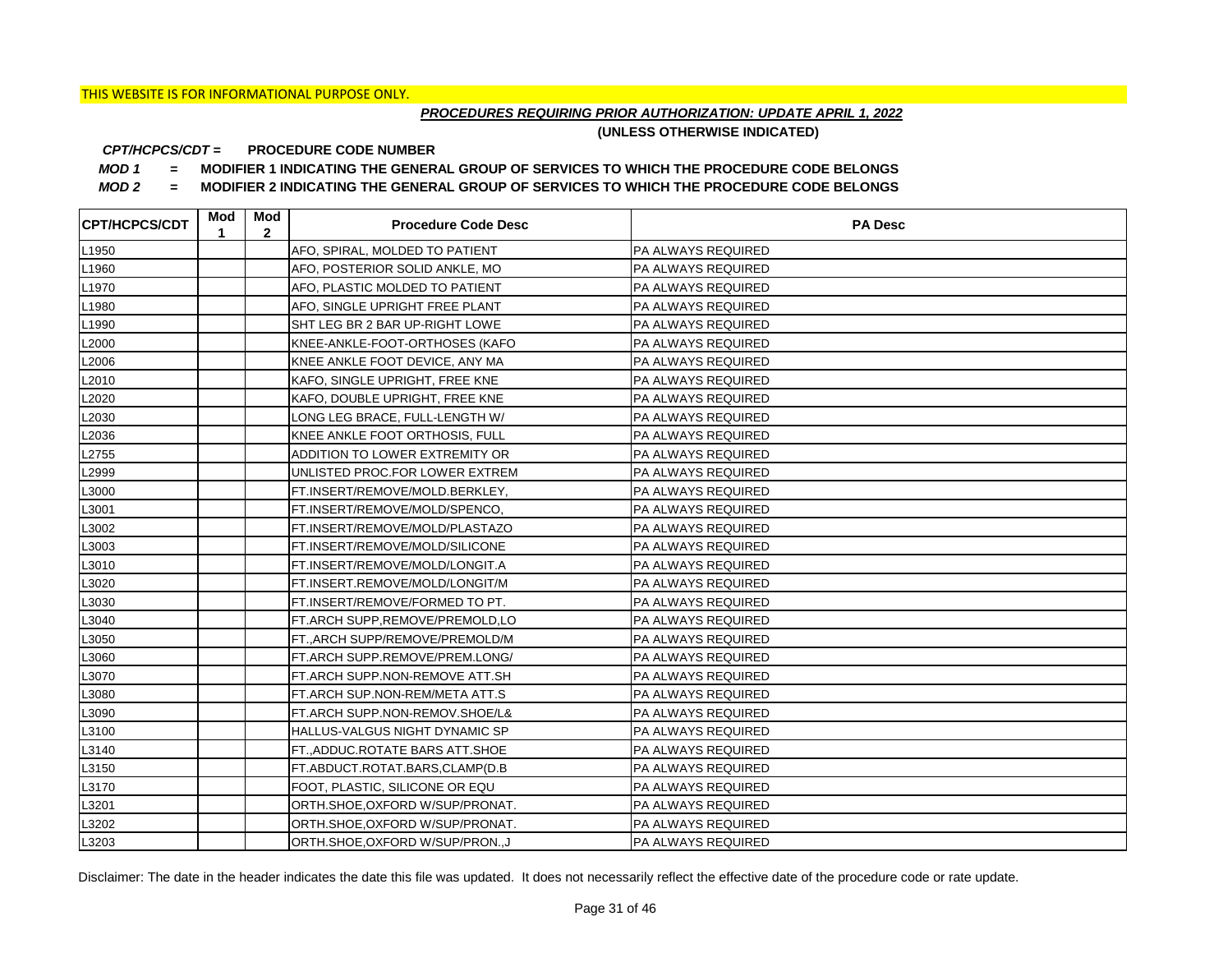THIS WEBSITE IS FOR INFORMATIONAL PURPOSE ONLY.

***PROCEDURES REQUIRING PRIOR AUTHORIZATION: UPDATE APRIL 1, 2022***

**(UNLESS OTHERWISE INDICATED)**

***CPT/HCPCS/CDT =*** **PROCEDURE CODE NUMBER**

***MOD 1*** **= MODIFIER 1 INDICATING THE GENERAL GROUP OF SERVICES TO WHICH THE PROCEDURE CODE BELONGS**

***MOD 2*** **= MODIFIER 2 INDICATING THE GENERAL GROUP OF SERVICES TO WHICH THE PROCEDURE CODE BELONGS**

| CPT/HCPCS/CDT | Mod 1 | Mod 2 | Procedure Code Desc | PA Desc |
|---|---|---|---|---|
| L1950 | | | AFO, SPIRAL, MOLDED TO PATIENT | PA ALWAYS REQUIRED |
| L1960 | | | AFO, POSTERIOR SOLID ANKLE, MO | PA ALWAYS REQUIRED |
| L1970 | | | AFO, PLASTIC MOLDED TO PATIENT | PA ALWAYS REQUIRED |
| L1980 | | | AFO, SINGLE UPRIGHT FREE PLANT | PA ALWAYS REQUIRED |
| L1990 | | | SHT LEG BR 2 BAR UP-RIGHT LOWE | PA ALWAYS REQUIRED |
| L2000 | | | KNEE-ANKLE-FOOT-ORTHOSES (KAFO | PA ALWAYS REQUIRED |
| L2006 | | | KNEE ANKLE FOOT DEVICE, ANY MA | PA ALWAYS REQUIRED |
| L2010 | | | KAFO, SINGLE UPRIGHT, FREE KNE | PA ALWAYS REQUIRED |
| L2020 | | | KAFO, DOUBLE UPRIGHT, FREE KNE | PA ALWAYS REQUIRED |
| L2030 | | | LONG LEG BRACE, FULL-LENGTH W/ | PA ALWAYS REQUIRED |
| L2036 | | | KNEE ANKLE FOOT ORTHOSIS, FULL | PA ALWAYS REQUIRED |
| L2755 | | | ADDITION TO LOWER EXTREMITY OR | PA ALWAYS REQUIRED |
| L2999 | | | UNLISTED PROC.FOR LOWER EXTREM | PA ALWAYS REQUIRED |
| L3000 | | | FT.INSERT/REMOVE/MOLD.BERKLEY, | PA ALWAYS REQUIRED |
| L3001 | | | FT.INSERT/REMOVE/MOLD/SPENCO, | PA ALWAYS REQUIRED |
| L3002 | | | FT.INSERT/REMOVE/MOLD/PLASTAZO | PA ALWAYS REQUIRED |
| L3003 | | | FT.INSERT/REMOVE/MOLD/SILICONE | PA ALWAYS REQUIRED |
| L3010 | | | FT.INSERT/REMOVE/MOLD/LONGIT.A | PA ALWAYS REQUIRED |
| L3020 | | | FT.INSERT.REMOVE/MOLD/LONGIT/M | PA ALWAYS REQUIRED |
| L3030 | | | FT.INSERT/REMOVE/FORMED TO PT. | PA ALWAYS REQUIRED |
| L3040 | | | FT.ARCH SUPP,REMOVE/PREMOLD,LO | PA ALWAYS REQUIRED |
| L3050 | | | FT.,ARCH SUPP/REMOVE/PREMOLD/M | PA ALWAYS REQUIRED |
| L3060 | | | FT.ARCH SUPP.REMOVE/PREM.LONG/ | PA ALWAYS REQUIRED |
| L3070 | | | FT.ARCH SUPP.NON-REMOVE ATT.SH | PA ALWAYS REQUIRED |
| L3080 | | | FT.ARCH SUP.NON-REM/META ATT.S | PA ALWAYS REQUIRED |
| L3090 | | | FT.ARCH SUPP.NON-REMOV.SHOE/L& | PA ALWAYS REQUIRED |
| L3100 | | | HALLUS-VALGUS NIGHT DYNAMIC SP | PA ALWAYS REQUIRED |
| L3140 | | | FT.,ADDUC.ROTATE BARS ATT.SHOE | PA ALWAYS REQUIRED |
| L3150 | | | FT.ABDUCT.ROTAT.BARS,CLAMP(D.B | PA ALWAYS REQUIRED |
| L3170 | | | FOOT, PLASTIC, SILICONE OR EQU | PA ALWAYS REQUIRED |
| L3201 | | | ORTH.SHOE,OXFORD W/SUP/PRONAT. | PA ALWAYS REQUIRED |
| L3202 | | | ORTH.SHOE,OXFORD W/SUP/PRONAT. | PA ALWAYS REQUIRED |
| L3203 | | | ORTH.SHOE,OXFORD W/SUP/PRON.,J | PA ALWAYS REQUIRED |

Disclaimer: The date in the header indicates the date this file was updated. It does not necessarily reflect the effective date of the procedure code or rate update.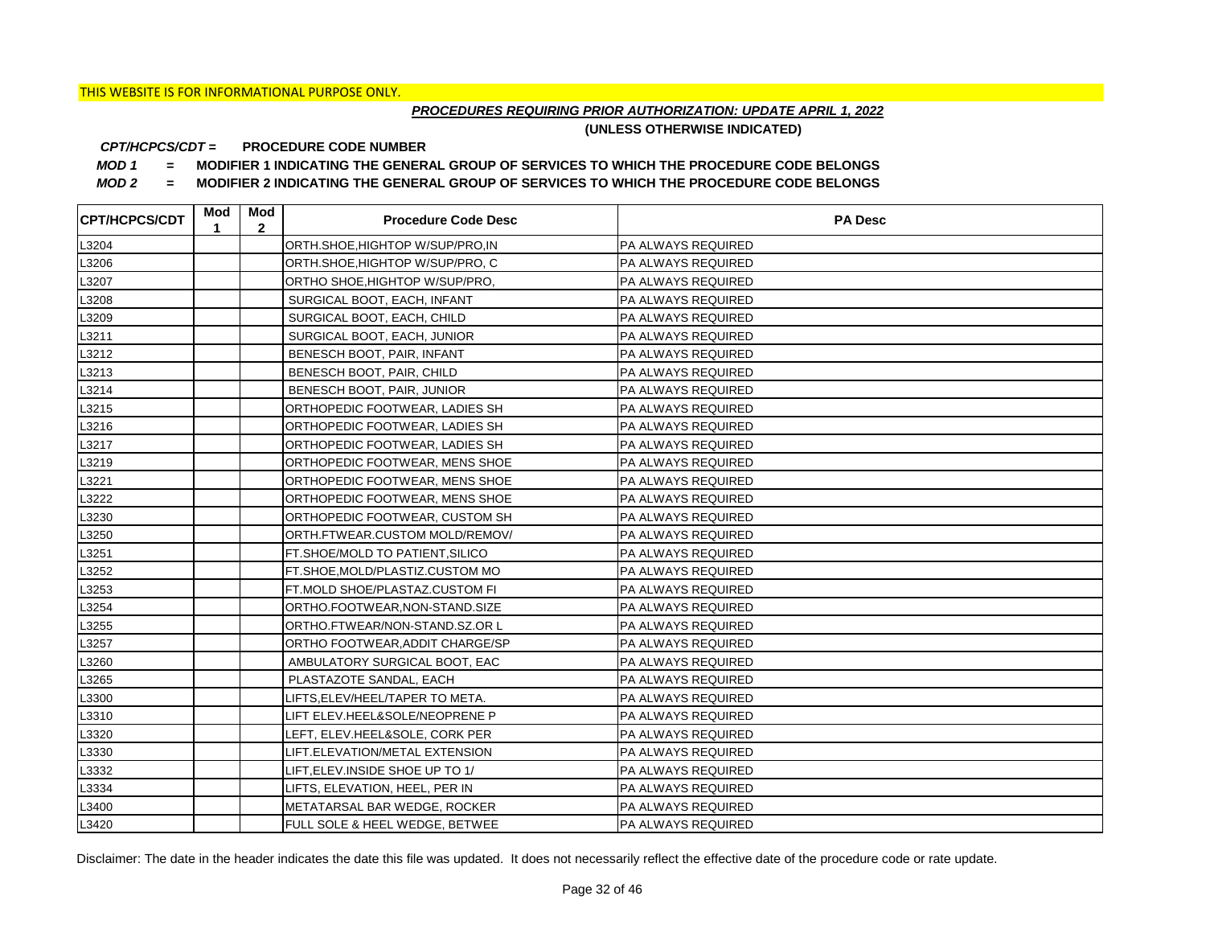THIS WEBSITE IS FOR INFORMATIONAL PURPOSE ONLY.

***PROCEDURES REQUIRING PRIOR AUTHORIZATION: UPDATE APRIL 1, 2022***

**(UNLESS OTHERWISE INDICATED)**

***CPT/HCPCS/CDT =*** **PROCEDURE CODE NUMBER**

***MOD 1*** **= MODIFIER 1 INDICATING THE GENERAL GROUP OF SERVICES TO WHICH THE PROCEDURE CODE BELONGS**

***MOD 2*** **= MODIFIER 2 INDICATING THE GENERAL GROUP OF SERVICES TO WHICH THE PROCEDURE CODE BELONGS**

| CPT/HCPCS/CDT | Mod 1 | Mod 2 | Procedure Code Desc | PA Desc |
|---|---|---|---|---|
| L3204 | | | ORTH.SHOE,HIGHTOP W/SUP/PRO,IN | PA ALWAYS REQUIRED |
| L3206 | | | ORTH.SHOE,HIGHTOP W/SUP/PRO, C | PA ALWAYS REQUIRED |
| L3207 | | | ORTHO SHOE,HIGHTOP W/SUP/PRO, | PA ALWAYS REQUIRED |
| L3208 | | | SURGICAL BOOT, EACH, INFANT | PA ALWAYS REQUIRED |
| L3209 | | | SURGICAL BOOT, EACH, CHILD | PA ALWAYS REQUIRED |
| L3211 | | | SURGICAL BOOT, EACH, JUNIOR | PA ALWAYS REQUIRED |
| L3212 | | | BENESCH BOOT, PAIR, INFANT | PA ALWAYS REQUIRED |
| L3213 | | | BENESCH BOOT, PAIR, CHILD | PA ALWAYS REQUIRED |
| L3214 | | | BENESCH BOOT, PAIR, JUNIOR | PA ALWAYS REQUIRED |
| L3215 | | | ORTHOPEDIC FOOTWEAR, LADIES SH | PA ALWAYS REQUIRED |
| L3216 | | | ORTHOPEDIC FOOTWEAR, LADIES SH | PA ALWAYS REQUIRED |
| L3217 | | | ORTHOPEDIC FOOTWEAR, LADIES SH | PA ALWAYS REQUIRED |
| L3219 | | | ORTHOPEDIC FOOTWEAR, MENS SHOE | PA ALWAYS REQUIRED |
| L3221 | | | ORTHOPEDIC FOOTWEAR, MENS SHOE | PA ALWAYS REQUIRED |
| L3222 | | | ORTHOPEDIC FOOTWEAR, MENS SHOE | PA ALWAYS REQUIRED |
| L3230 | | | ORTHOPEDIC FOOTWEAR, CUSTOM SH | PA ALWAYS REQUIRED |
| L3250 | | | ORTH.FTWEAR.CUSTOM MOLD/REMOV/ | PA ALWAYS REQUIRED |
| L3251 | | | FT.SHOE/MOLD TO PATIENT,SILICO | PA ALWAYS REQUIRED |
| L3252 | | | FT.SHOE,MOLD/PLASTIZ.CUSTOM MO | PA ALWAYS REQUIRED |
| L3253 | | | FT.MOLD SHOE/PLASTAZ.CUSTOM FI | PA ALWAYS REQUIRED |
| L3254 | | | ORTHO.FOOTWEAR,NON-STAND.SIZE | PA ALWAYS REQUIRED |
| L3255 | | | ORTHO.FTWEAR/NON-STAND.SZ.OR L | PA ALWAYS REQUIRED |
| L3257 | | | ORTHO FOOTWEAR,ADDIT CHARGE/SP | PA ALWAYS REQUIRED |
| L3260 | | | AMBULATORY SURGICAL BOOT, EAC | PA ALWAYS REQUIRED |
| L3265 | | | PLASTAZOTE SANDAL, EACH | PA ALWAYS REQUIRED |
| L3300 | | | LIFTS,ELEV/HEEL/TAPER TO META. | PA ALWAYS REQUIRED |
| L3310 | | | LIFT ELEV.HEEL&SOLE/NEOPRENE P | PA ALWAYS REQUIRED |
| L3320 | | | LEFT, ELEV.HEEL&SOLE, CORK PER | PA ALWAYS REQUIRED |
| L3330 | | | LIFT.ELEVATION/METAL EXTENSION | PA ALWAYS REQUIRED |
| L3332 | | | LIFT,ELEV.INSIDE SHOE UP TO 1/ | PA ALWAYS REQUIRED |
| L3334 | | | LIFTS, ELEVATION, HEEL, PER IN | PA ALWAYS REQUIRED |
| L3400 | | | METATARSAL BAR WEDGE, ROCKER | PA ALWAYS REQUIRED |
| L3420 | | | FULL SOLE & HEEL WEDGE, BETWEE | PA ALWAYS REQUIRED |

Disclaimer: The date in the header indicates the date this file was updated. It does not necessarily reflect the effective date of the procedure code or rate update.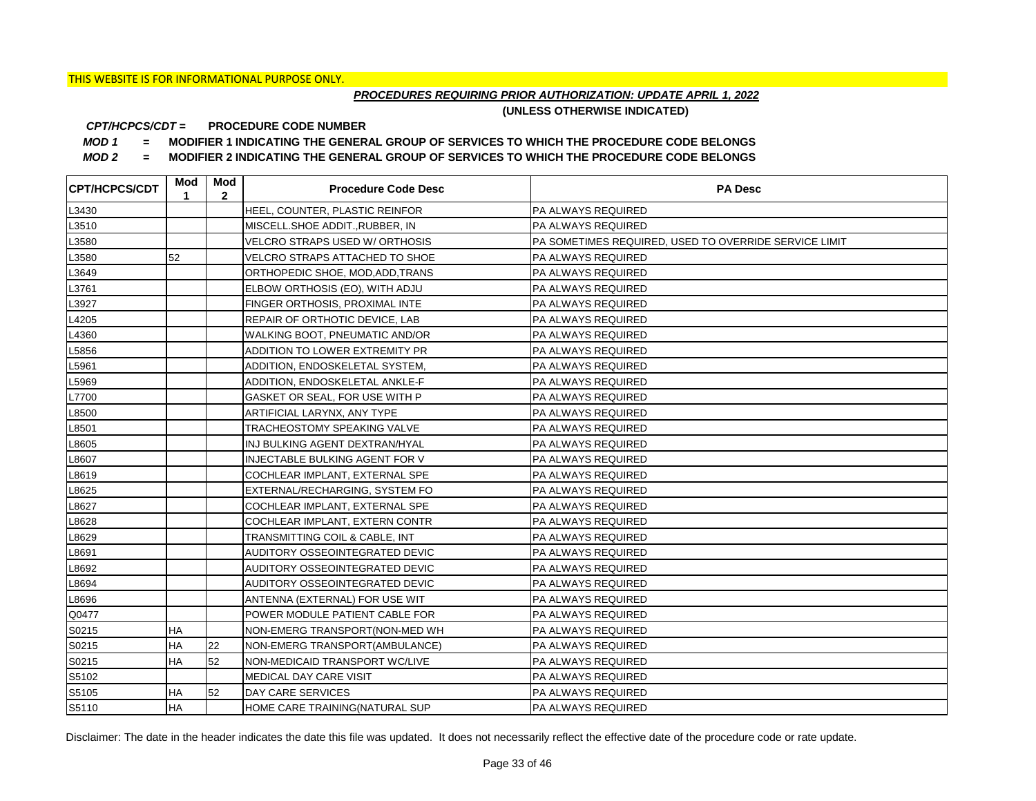THIS WEBSITE IS FOR INFORMATIONAL PURPOSE ONLY.

***PROCEDURES REQUIRING PRIOR AUTHORIZATION: UPDATE APRIL 1, 2022***

**(UNLESS OTHERWISE INDICATED)**

***CPT/HCPCS/CDT =*** **PROCEDURE CODE NUMBER**

***MOD 1*** **= MODIFIER 1 INDICATING THE GENERAL GROUP OF SERVICES TO WHICH THE PROCEDURE CODE BELONGS**

***MOD 2*** **= MODIFIER 2 INDICATING THE GENERAL GROUP OF SERVICES TO WHICH THE PROCEDURE CODE BELONGS**

| CPT/HCPCS/CDT | Mod 1 | Mod 2 | Procedure Code Desc | PA Desc |
|---|---|---|---|---|
| L3430 | | | HEEL, COUNTER, PLASTIC REINFOR | PA ALWAYS REQUIRED |
| L3510 | | | MISCELL.SHOE ADDIT.,RUBBER, IN | PA ALWAYS REQUIRED |
| L3580 | | | VELCRO STRAPS USED W/ ORTHOSIS | PA SOMETIMES REQUIRED, USED TO OVERRIDE SERVICE LIMIT |
| L3580 | 52 | | VELCRO STRAPS ATTACHED TO SHOE | PA ALWAYS REQUIRED |
| L3649 | | | ORTHOPEDIC SHOE, MOD,ADD,TRANS | PA ALWAYS REQUIRED |
| L3761 | | | ELBOW ORTHOSIS (EO), WITH ADJU | PA ALWAYS REQUIRED |
| L3927 | | | FINGER ORTHOSIS, PROXIMAL INTE | PA ALWAYS REQUIRED |
| L4205 | | | REPAIR OF ORTHOTIC DEVICE, LAB | PA ALWAYS REQUIRED |
| L4360 | | | WALKING BOOT, PNEUMATIC AND/OR | PA ALWAYS REQUIRED |
| L5856 | | | ADDITION TO LOWER EXTREMITY PR | PA ALWAYS REQUIRED |
| L5961 | | | ADDITION, ENDOSKELETAL SYSTEM, | PA ALWAYS REQUIRED |
| L5969 | | | ADDITION, ENDOSKELETAL ANKLE-F | PA ALWAYS REQUIRED |
| L7700 | | | GASKET OR SEAL, FOR USE WITH P | PA ALWAYS REQUIRED |
| L8500 | | | ARTIFICIAL LARYNX, ANY TYPE | PA ALWAYS REQUIRED |
| L8501 | | | TRACHEOSTOMY SPEAKING VALVE | PA ALWAYS REQUIRED |
| L8605 | | | INJ BULKING AGENT DEXTRAN/HYAL | PA ALWAYS REQUIRED |
| L8607 | | | INJECTABLE BULKING AGENT FOR V | PA ALWAYS REQUIRED |
| L8619 | | | COCHLEAR IMPLANT, EXTERNAL SPE | PA ALWAYS REQUIRED |
| L8625 | | | EXTERNAL/RECHARGING, SYSTEM FO | PA ALWAYS REQUIRED |
| L8627 | | | COCHLEAR IMPLANT, EXTERNAL SPE | PA ALWAYS REQUIRED |
| L8628 | | | COCHLEAR IMPLANT, EXTERN CONTR | PA ALWAYS REQUIRED |
| L8629 | | | TRANSMITTING COIL & CABLE, INT | PA ALWAYS REQUIRED |
| L8691 | | | AUDITORY OSSEOINTEGRATED DEVIC | PA ALWAYS REQUIRED |
| L8692 | | | AUDITORY OSSEOINTEGRATED DEVIC | PA ALWAYS REQUIRED |
| L8694 | | | AUDITORY OSSEOINTEGRATED DEVIC | PA ALWAYS REQUIRED |
| L8696 | | | ANTENNA (EXTERNAL) FOR USE WIT | PA ALWAYS REQUIRED |
| Q0477 | | | POWER MODULE PATIENT CABLE FOR | PA ALWAYS REQUIRED |
| S0215 | HA | | NON-EMERG TRANSPORT(NON-MED WH | PA ALWAYS REQUIRED |
| S0215 | HA | 22 | NON-EMERG TRANSPORT(AMBULANCE) | PA ALWAYS REQUIRED |
| S0215 | HA | 52 | NON-MEDICAID TRANSPORT WC/LIVE | PA ALWAYS REQUIRED |
| S5102 | | | MEDICAL DAY CARE VISIT | PA ALWAYS REQUIRED |
| S5105 | HA | 52 | DAY CARE SERVICES | PA ALWAYS REQUIRED |
| S5110 | HA | | HOME CARE TRAINING(NATURAL SUP | PA ALWAYS REQUIRED |

Disclaimer: The date in the header indicates the date this file was updated. It does not necessarily reflect the effective date of the procedure code or rate update.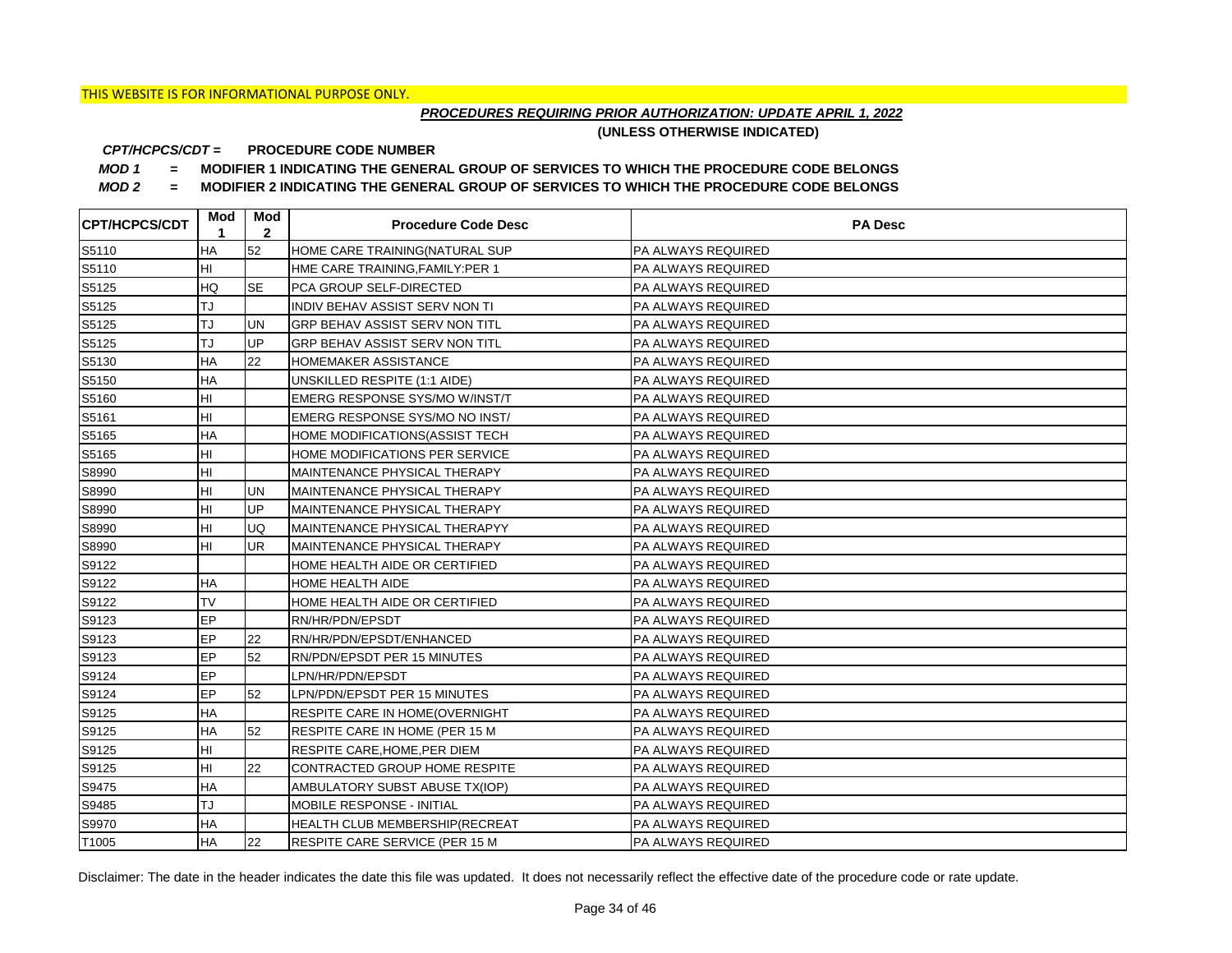THIS WEBSITE IS FOR INFORMATIONAL PURPOSE ONLY.

***PROCEDURES REQUIRING PRIOR AUTHORIZATION: UPDATE APRIL 1, 2022***

**(UNLESS OTHERWISE INDICATED)**

***CPT/HCPCS/CDT =*** **PROCEDURE CODE NUMBER**

***MOD 1*** **= MODIFIER 1 INDICATING THE GENERAL GROUP OF SERVICES TO WHICH THE PROCEDURE CODE BELONGS**

***MOD 2*** **= MODIFIER 2 INDICATING THE GENERAL GROUP OF SERVICES TO WHICH THE PROCEDURE CODE BELONGS**

| CPT/HCPCS/CDT | Mod 1 | Mod 2 | Procedure Code Desc | PA Desc |
|---|---|---|---|---|
| S5110 | HA | 52 | HOME CARE TRAINING(NATURAL SUP | PA ALWAYS REQUIRED |
| S5110 | HI | | HME CARE TRAINING,FAMILY:PER 1 | PA ALWAYS REQUIRED |
| S5125 | HQ | SE | PCA GROUP SELF-DIRECTED | PA ALWAYS REQUIRED |
| S5125 | TJ | | INDIV BEHAV ASSIST SERV NON TI | PA ALWAYS REQUIRED |
| S5125 | TJ | UN | GRP BEHAV ASSIST SERV NON TITL | PA ALWAYS REQUIRED |
| S5125 | TJ | UP | GRP BEHAV ASSIST SERV NON TITL | PA ALWAYS REQUIRED |
| S5130 | HA | 22 | HOMEMAKER ASSISTANCE | PA ALWAYS REQUIRED |
| S5150 | HA | | UNSKILLED RESPITE (1:1 AIDE) | PA ALWAYS REQUIRED |
| S5160 | HI | | EMERG RESPONSE SYS/MO W/INST/T | PA ALWAYS REQUIRED |
| S5161 | HI | | EMERG RESPONSE SYS/MO NO INST/ | PA ALWAYS REQUIRED |
| S5165 | HA | | HOME MODIFICATIONS(ASSIST TECH | PA ALWAYS REQUIRED |
| S5165 | HI | | HOME MODIFICATIONS PER SERVICE | PA ALWAYS REQUIRED |
| S8990 | HI | | MAINTENANCE PHYSICAL THERAPY | PA ALWAYS REQUIRED |
| S8990 | HI | UN | MAINTENANCE PHYSICAL THERAPY | PA ALWAYS REQUIRED |
| S8990 | HI | UP | MAINTENANCE PHYSICAL THERAPY | PA ALWAYS REQUIRED |
| S8990 | HI | UQ | MAINTENANCE PHYSICAL THERAPYY | PA ALWAYS REQUIRED |
| S8990 | HI | UR | MAINTENANCE PHYSICAL THERAPY | PA ALWAYS REQUIRED |
| S9122 | | | HOME HEALTH AIDE OR CERTIFIED | PA ALWAYS REQUIRED |
| S9122 | HA | | HOME HEALTH AIDE | PA ALWAYS REQUIRED |
| S9122 | TV | | HOME HEALTH AIDE OR CERTIFIED | PA ALWAYS REQUIRED |
| S9123 | EP | | RN/HR/PDN/EPSDT | PA ALWAYS REQUIRED |
| S9123 | EP | 22 | RN/HR/PDN/EPSDT/ENHANCED | PA ALWAYS REQUIRED |
| S9123 | EP | 52 | RN/PDN/EPSDT PER 15 MINUTES | PA ALWAYS REQUIRED |
| S9124 | EP | | LPN/HR/PDN/EPSDT | PA ALWAYS REQUIRED |
| S9124 | EP | 52 | LPN/PDN/EPSDT PER 15 MINUTES | PA ALWAYS REQUIRED |
| S9125 | HA | | RESPITE CARE IN HOME(OVERNIGHT | PA ALWAYS REQUIRED |
| S9125 | HA | 52 | RESPITE CARE IN HOME (PER 15 M | PA ALWAYS REQUIRED |
| S9125 | HI | | RESPITE CARE,HOME,PER DIEM | PA ALWAYS REQUIRED |
| S9125 | HI | 22 | CONTRACTED GROUP HOME RESPITE | PA ALWAYS REQUIRED |
| S9475 | HA | | AMBULATORY SUBST ABUSE TX(IOP) | PA ALWAYS REQUIRED |
| S9485 | TJ | | MOBILE RESPONSE - INITIAL | PA ALWAYS REQUIRED |
| S9970 | HA | | HEALTH CLUB MEMBERSHIP(RECREAT | PA ALWAYS REQUIRED |
| T1005 | HA | 22 | RESPITE CARE SERVICE (PER 15 M | PA ALWAYS REQUIRED |

Disclaimer: The date in the header indicates the date this file was updated. It does not necessarily reflect the effective date of the procedure code or rate update.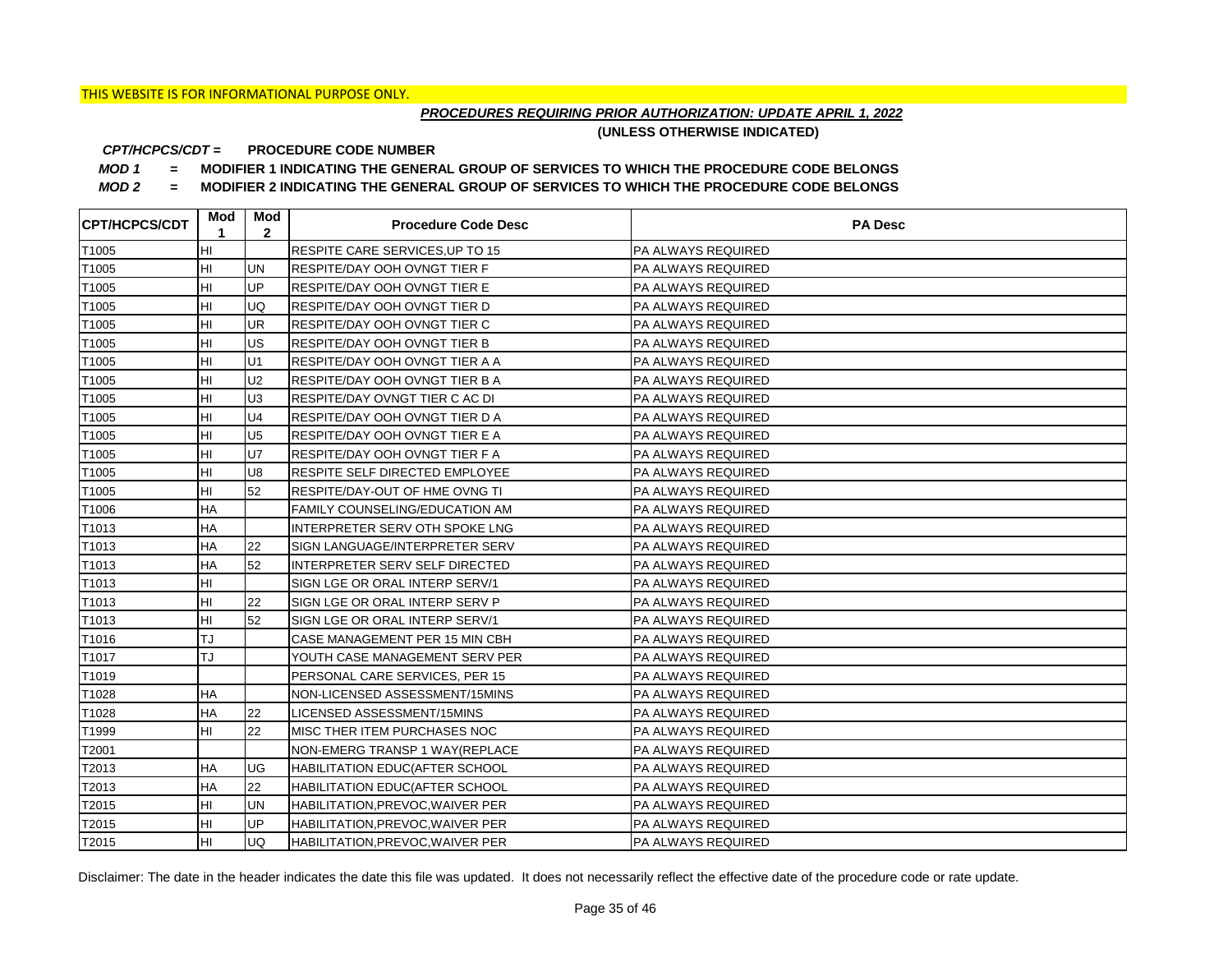THIS WEBSITE IS FOR INFORMATIONAL PURPOSE ONLY.

***PROCEDURES REQUIRING PRIOR AUTHORIZATION: UPDATE APRIL 1, 2022***

**(UNLESS OTHERWISE INDICATED)**

***CPT/HCPCS/CDT =*** **PROCEDURE CODE NUMBER**

***MOD 1*** **= MODIFIER 1 INDICATING THE GENERAL GROUP OF SERVICES TO WHICH THE PROCEDURE CODE BELONGS**

***MOD 2*** **= MODIFIER 2 INDICATING THE GENERAL GROUP OF SERVICES TO WHICH THE PROCEDURE CODE BELONGS**

| CPT/HCPCS/CDT | Mod 1 | Mod 2 | Procedure Code Desc | PA Desc |
|---|---|---|---|---|
| T1005 | HI | | RESPITE CARE SERVICES,UP TO 15 | PA ALWAYS REQUIRED |
| T1005 | HI | UN | RESPITE/DAY OOH OVNGT TIER F | PA ALWAYS REQUIRED |
| T1005 | HI | UP | RESPITE/DAY OOH OVNGT TIER E | PA ALWAYS REQUIRED |
| T1005 | HI | UQ | RESPITE/DAY OOH OVNGT TIER D | PA ALWAYS REQUIRED |
| T1005 | HI | UR | RESPITE/DAY OOH OVNGT TIER C | PA ALWAYS REQUIRED |
| T1005 | HI | US | RESPITE/DAY OOH OVNGT TIER B | PA ALWAYS REQUIRED |
| T1005 | HI | U1 | RESPITE/DAY OOH OVNGT TIER A A | PA ALWAYS REQUIRED |
| T1005 | HI | U2 | RESPITE/DAY OOH OVNGT TIER B A | PA ALWAYS REQUIRED |
| T1005 | HI | U3 | RESPITE/DAY OVNGT TIER C AC DI | PA ALWAYS REQUIRED |
| T1005 | HI | U4 | RESPITE/DAY OOH OVNGT TIER D A | PA ALWAYS REQUIRED |
| T1005 | HI | U5 | RESPITE/DAY OOH OVNGT TIER E A | PA ALWAYS REQUIRED |
| T1005 | HI | U7 | RESPITE/DAY OOH OVNGT TIER F A | PA ALWAYS REQUIRED |
| T1005 | HI | U8 | RESPITE SELF DIRECTED EMPLOYEE | PA ALWAYS REQUIRED |
| T1005 | HI | 52 | RESPITE/DAY-OUT OF HME OVNG TI | PA ALWAYS REQUIRED |
| T1006 | HA | | FAMILY COUNSELING/EDUCATION AM | PA ALWAYS REQUIRED |
| T1013 | HA | | INTERPRETER SERV OTH SPOKE LNG | PA ALWAYS REQUIRED |
| T1013 | HA | 22 | SIGN LANGUAGE/INTERPRETER SERV | PA ALWAYS REQUIRED |
| T1013 | HA | 52 | INTERPRETER SERV SELF DIRECTED | PA ALWAYS REQUIRED |
| T1013 | HI | | SIGN LGE OR ORAL INTERP SERV/1 | PA ALWAYS REQUIRED |
| T1013 | HI | 22 | SIGN LGE OR ORAL INTERP SERV P | PA ALWAYS REQUIRED |
| T1013 | HI | 52 | SIGN LGE OR ORAL INTERP SERV/1 | PA ALWAYS REQUIRED |
| T1016 | TJ | | CASE MANAGEMENT PER 15 MIN CBH | PA ALWAYS REQUIRED |
| T1017 | TJ | | YOUTH CASE MANAGEMENT SERV PER | PA ALWAYS REQUIRED |
| T1019 | | | PERSONAL CARE SERVICES, PER 15 | PA ALWAYS REQUIRED |
| T1028 | HA | | NON-LICENSED ASSESSMENT/15MINS | PA ALWAYS REQUIRED |
| T1028 | HA | 22 | LICENSED ASSESSMENT/15MINS | PA ALWAYS REQUIRED |
| T1999 | HI | 22 | MISC THER ITEM PURCHASES NOC | PA ALWAYS REQUIRED |
| T2001 | | | NON-EMERG TRANSP 1 WAY(REPLACE | PA ALWAYS REQUIRED |
| T2013 | HA | UG | HABILITATION EDUC(AFTER SCHOOL | PA ALWAYS REQUIRED |
| T2013 | HA | 22 | HABILITATION EDUC(AFTER SCHOOL | PA ALWAYS REQUIRED |
| T2015 | HI | UN | HABILITATION,PREVOC,WAIVER PER | PA ALWAYS REQUIRED |
| T2015 | HI | UP | HABILITATION,PREVOC,WAIVER PER | PA ALWAYS REQUIRED |
| T2015 | HI | UQ | HABILITATION,PREVOC,WAIVER PER | PA ALWAYS REQUIRED |

Disclaimer: The date in the header indicates the date this file was updated. It does not necessarily reflect the effective date of the procedure code or rate update.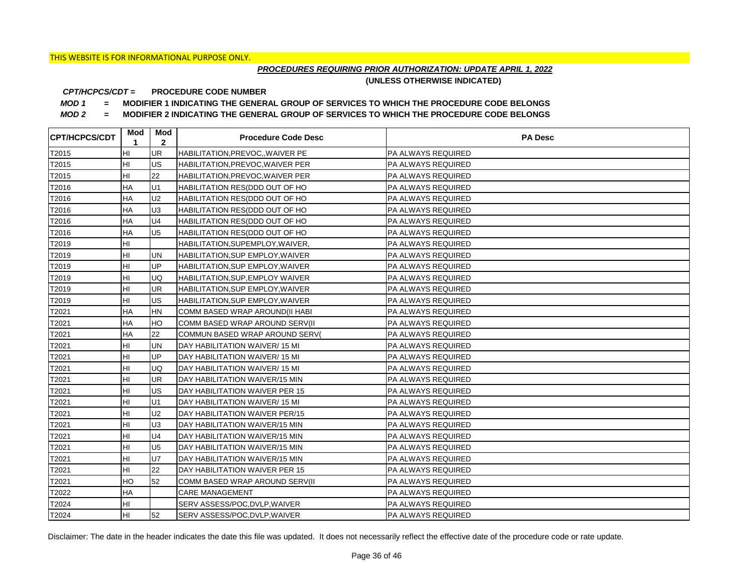THIS WEBSITE IS FOR INFORMATIONAL PURPOSE ONLY.

***PROCEDURES REQUIRING PRIOR AUTHORIZATION: UPDATE APRIL 1, 2022***

**(UNLESS OTHERWISE INDICATED)**

***CPT/HCPCS/CDT =*** **PROCEDURE CODE NUMBER**

***MOD 1*** **= MODIFIER 1 INDICATING THE GENERAL GROUP OF SERVICES TO WHICH THE PROCEDURE CODE BELONGS**

***MOD 2*** **= MODIFIER 2 INDICATING THE GENERAL GROUP OF SERVICES TO WHICH THE PROCEDURE CODE BELONGS**

| CPT/HCPCS/CDT | Mod 1 | Mod 2 | Procedure Code Desc | PA Desc |
|---|---|---|---|---|
| T2015 | HI | UR | HABILITATION,PREVOC,,WAIVER PE | PA ALWAYS REQUIRED |
| T2015 | HI | US | HABILITATION,PREVOC,WAIVER PER | PA ALWAYS REQUIRED |
| T2015 | HI | 22 | HABILITATION,PREVOC,WAIVER PER | PA ALWAYS REQUIRED |
| T2016 | HA | U1 | HABILITATION RES(DDD OUT OF HO | PA ALWAYS REQUIRED |
| T2016 | HA | U2 | HABILITATION RES(DDD OUT OF HO | PA ALWAYS REQUIRED |
| T2016 | HA | U3 | HABILITATION RES(DDD OUT OF HO | PA ALWAYS REQUIRED |
| T2016 | HA | U4 | HABILITATION RES(DDD OUT OF HO | PA ALWAYS REQUIRED |
| T2016 | HA | U5 | HABILITATION RES(DDD OUT OF HO | PA ALWAYS REQUIRED |
| T2019 | HI | | HABILITATION,SUPEMPLOY,WAIVER, | PA ALWAYS REQUIRED |
| T2019 | HI | UN | HABILITATION,SUP EMPLOY,WAIVER | PA ALWAYS REQUIRED |
| T2019 | HI | UP | HABILITATION,SUP EMPLOY,WAIVER | PA ALWAYS REQUIRED |
| T2019 | HI | UQ | HABILITATION,SUP,EMPLOY WAIVER | PA ALWAYS REQUIRED |
| T2019 | HI | UR | HABILITATION,SUP EMPLOY,WAIVER | PA ALWAYS REQUIRED |
| T2019 | HI | US | HABILITATION,SUP EMPLOY,WAIVER | PA ALWAYS REQUIRED |
| T2021 | HA | HN | COMM BASED WRAP AROUND(II HABI | PA ALWAYS REQUIRED |
| T2021 | HA | HO | COMM BASED WRAP AROUND SERV(II | PA ALWAYS REQUIRED |
| T2021 | HA | 22 | COMMUN BASED WRAP AROUND SERV( | PA ALWAYS REQUIRED |
| T2021 | HI | UN | DAY HABILITATION WAIVER/ 15 MI | PA ALWAYS REQUIRED |
| T2021 | HI | UP | DAY HABILITATION WAIVER/ 15 MI | PA ALWAYS REQUIRED |
| T2021 | HI | UQ | DAY HABILITATION WAIVER/ 15 MI | PA ALWAYS REQUIRED |
| T2021 | HI | UR | DAY HABILITATION WAIVER/15 MIN | PA ALWAYS REQUIRED |
| T2021 | HI | US | DAY HABILITATION WAIVER PER 15 | PA ALWAYS REQUIRED |
| T2021 | HI | U1 | DAY HABILITATION WAIVER/ 15 MI | PA ALWAYS REQUIRED |
| T2021 | HI | U2 | DAY HABILITATION WAIVER PER/15 | PA ALWAYS REQUIRED |
| T2021 | HI | U3 | DAY HABILITATION WAIVER/15 MIN | PA ALWAYS REQUIRED |
| T2021 | HI | U4 | DAY HABILITATION WAIVER/15 MIN | PA ALWAYS REQUIRED |
| T2021 | HI | U5 | DAY HABILITATION WAIVER/15 MIN | PA ALWAYS REQUIRED |
| T2021 | HI | U7 | DAY HABILITATION WAIVER/15 MIN | PA ALWAYS REQUIRED |
| T2021 | HI | 22 | DAY HABILITATION WAIVER PER 15 | PA ALWAYS REQUIRED |
| T2021 | HO | 52 | COMM BASED WRAP AROUND SERV(II | PA ALWAYS REQUIRED |
| T2022 | HA | | CARE MANAGEMENT | PA ALWAYS REQUIRED |
| T2024 | HI | | SERV ASSESS/POC,DVLP,WAIVER | PA ALWAYS REQUIRED |
| T2024 | HI | 52 | SERV ASSESS/POC,DVLP,WAIVER | PA ALWAYS REQUIRED |

Disclaimer: The date in the header indicates the date this file was updated. It does not necessarily reflect the effective date of the procedure code or rate update.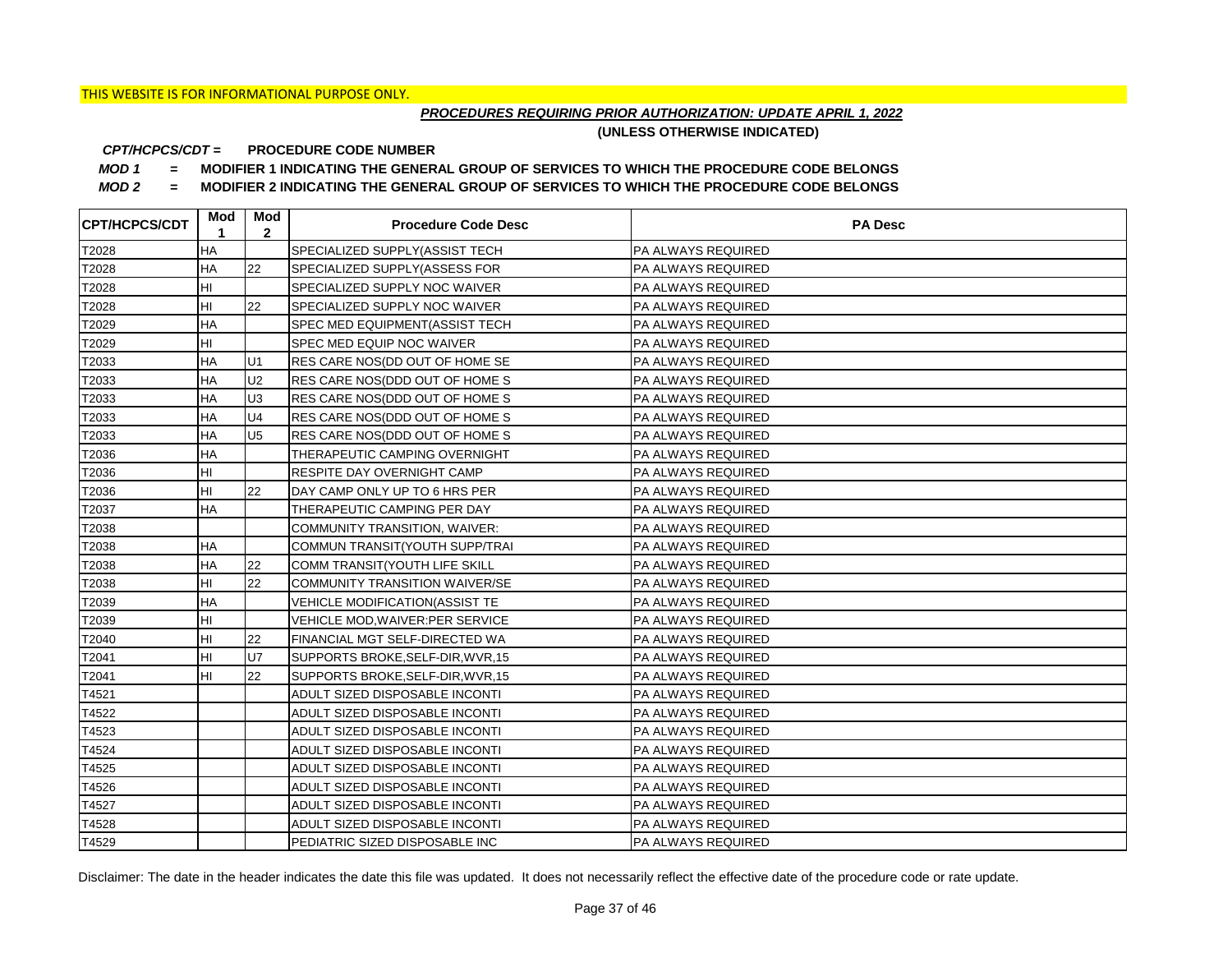THIS WEBSITE IS FOR INFORMATIONAL PURPOSE ONLY.

***PROCEDURES REQUIRING PRIOR AUTHORIZATION: UPDATE APRIL 1, 2022***

**(UNLESS OTHERWISE INDICATED)**

***CPT/HCPCS/CDT =*** **PROCEDURE CODE NUMBER**

***MOD 1*** **= MODIFIER 1 INDICATING THE GENERAL GROUP OF SERVICES TO WHICH THE PROCEDURE CODE BELONGS**

***MOD 2*** **= MODIFIER 2 INDICATING THE GENERAL GROUP OF SERVICES TO WHICH THE PROCEDURE CODE BELONGS**

| CPT/HCPCS/CDT | Mod 1 | Mod 2 | Procedure Code Desc | PA Desc |
|---|---|---|---|---|
| T2028 | HA | | SPECIALIZED SUPPLY(ASSIST TECH | PA ALWAYS REQUIRED |
| T2028 | HA | 22 | SPECIALIZED SUPPLY(ASSESS FOR | PA ALWAYS REQUIRED |
| T2028 | HI | | SPECIALIZED SUPPLY NOC WAIVER | PA ALWAYS REQUIRED |
| T2028 | HI | 22 | SPECIALIZED SUPPLY NOC WAIVER | PA ALWAYS REQUIRED |
| T2029 | HA | | SPEC MED EQUIPMENT(ASSIST TECH | PA ALWAYS REQUIRED |
| T2029 | HI | | SPEC MED EQUIP NOC WAIVER | PA ALWAYS REQUIRED |
| T2033 | HA | U1 | RES CARE NOS(DD OUT OF HOME SE | PA ALWAYS REQUIRED |
| T2033 | HA | U2 | RES CARE NOS(DDD OUT OF HOME S | PA ALWAYS REQUIRED |
| T2033 | HA | U3 | RES CARE NOS(DDD OUT OF HOME S | PA ALWAYS REQUIRED |
| T2033 | HA | U4 | RES CARE NOS(DDD OUT OF HOME S | PA ALWAYS REQUIRED |
| T2033 | HA | U5 | RES CARE NOS(DDD OUT OF HOME S | PA ALWAYS REQUIRED |
| T2036 | HA | | THERAPEUTIC CAMPING OVERNIGHT | PA ALWAYS REQUIRED |
| T2036 | HI | | RESPITE DAY OVERNIGHT CAMP | PA ALWAYS REQUIRED |
| T2036 | HI | 22 | DAY CAMP ONLY UP TO 6 HRS PER | PA ALWAYS REQUIRED |
| T2037 | HA | | THERAPEUTIC CAMPING PER DAY | PA ALWAYS REQUIRED |
| T2038 | | | COMMUNITY TRANSITION, WAIVER: | PA ALWAYS REQUIRED |
| T2038 | HA | | COMMUN TRANSIT(YOUTH SUPP/TRAI | PA ALWAYS REQUIRED |
| T2038 | HA | 22 | COMM TRANSIT(YOUTH LIFE SKILL | PA ALWAYS REQUIRED |
| T2038 | HI | 22 | COMMUNITY TRANSITION WAIVER/SE | PA ALWAYS REQUIRED |
| T2039 | HA | | VEHICLE MODIFICATION(ASSIST TE | PA ALWAYS REQUIRED |
| T2039 | HI | | VEHICLE MOD,WAIVER:PER SERVICE | PA ALWAYS REQUIRED |
| T2040 | HI | 22 | FINANCIAL MGT SELF-DIRECTED WA | PA ALWAYS REQUIRED |
| T2041 | HI | U7 | SUPPORTS BROKE,SELF-DIR,WVR,15 | PA ALWAYS REQUIRED |
| T2041 | HI | 22 | SUPPORTS BROKE,SELF-DIR,WVR,15 | PA ALWAYS REQUIRED |
| T4521 | | | ADULT SIZED DISPOSABLE INCONTI | PA ALWAYS REQUIRED |
| T4522 | | | ADULT SIZED DISPOSABLE INCONTI | PA ALWAYS REQUIRED |
| T4523 | | | ADULT SIZED DISPOSABLE INCONTI | PA ALWAYS REQUIRED |
| T4524 | | | ADULT SIZED DISPOSABLE INCONTI | PA ALWAYS REQUIRED |
| T4525 | | | ADULT SIZED DISPOSABLE INCONTI | PA ALWAYS REQUIRED |
| T4526 | | | ADULT SIZED DISPOSABLE INCONTI | PA ALWAYS REQUIRED |
| T4527 | | | ADULT SIZED DISPOSABLE INCONTI | PA ALWAYS REQUIRED |
| T4528 | | | ADULT SIZED DISPOSABLE INCONTI | PA ALWAYS REQUIRED |
| T4529 | | | PEDIATRIC SIZED DISPOSABLE INC | PA ALWAYS REQUIRED |

Disclaimer: The date in the header indicates the date this file was updated. It does not necessarily reflect the effective date of the procedure code or rate update.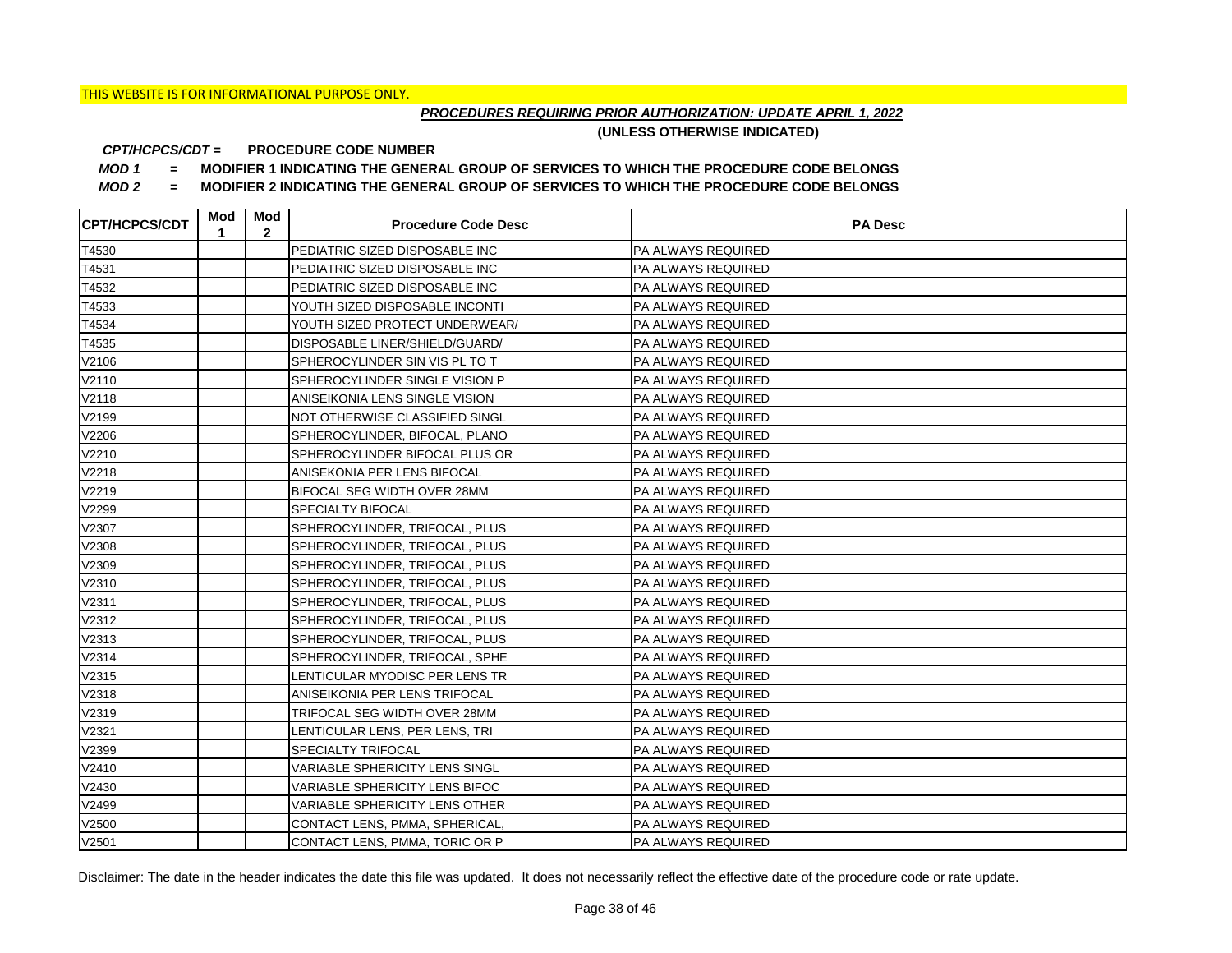THIS WEBSITE IS FOR INFORMATIONAL PURPOSE ONLY.

***PROCEDURES REQUIRING PRIOR AUTHORIZATION: UPDATE APRIL 1, 2022***

**(UNLESS OTHERWISE INDICATED)**

***CPT/HCPCS/CDT =*** **PROCEDURE CODE NUMBER**

***MOD 1*** **= MODIFIER 1 INDICATING THE GENERAL GROUP OF SERVICES TO WHICH THE PROCEDURE CODE BELONGS**

***MOD 2*** **= MODIFIER 2 INDICATING THE GENERAL GROUP OF SERVICES TO WHICH THE PROCEDURE CODE BELONGS**

| CPT/HCPCS/CDT | Mod 1 | Mod 2 | Procedure Code Desc | PA Desc |
|---|---|---|---|---|
| T4530 | | | PEDIATRIC SIZED DISPOSABLE INC | PA ALWAYS REQUIRED |
| T4531 | | | PEDIATRIC SIZED DISPOSABLE INC | PA ALWAYS REQUIRED |
| T4532 | | | PEDIATRIC SIZED DISPOSABLE INC | PA ALWAYS REQUIRED |
| T4533 | | | YOUTH SIZED DISPOSABLE INCONTI | PA ALWAYS REQUIRED |
| T4534 | | | YOUTH SIZED PROTECT UNDERWEAR/ | PA ALWAYS REQUIRED |
| T4535 | | | DISPOSABLE LINER/SHIELD/GUARD/ | PA ALWAYS REQUIRED |
| V2106 | | | SPHEROCYLINDER SIN VIS PL TO T | PA ALWAYS REQUIRED |
| V2110 | | | SPHEROCYLINDER SINGLE VISION P | PA ALWAYS REQUIRED |
| V2118 | | | ANISEIKONIA LENS SINGLE VISION | PA ALWAYS REQUIRED |
| V2199 | | | NOT OTHERWISE CLASSIFIED SINGL | PA ALWAYS REQUIRED |
| V2206 | | | SPHEROCYLINDER, BIFOCAL, PLANO | PA ALWAYS REQUIRED |
| V2210 | | | SPHEROCYLINDER BIFOCAL PLUS OR | PA ALWAYS REQUIRED |
| V2218 | | | ANISEKONIA PER LENS BIFOCAL | PA ALWAYS REQUIRED |
| V2219 | | | BIFOCAL SEG WIDTH OVER 28MM | PA ALWAYS REQUIRED |
| V2299 | | | SPECIALTY BIFOCAL | PA ALWAYS REQUIRED |
| V2307 | | | SPHEROCYLINDER, TRIFOCAL, PLUS | PA ALWAYS REQUIRED |
| V2308 | | | SPHEROCYLINDER, TRIFOCAL, PLUS | PA ALWAYS REQUIRED |
| V2309 | | | SPHEROCYLINDER, TRIFOCAL, PLUS | PA ALWAYS REQUIRED |
| V2310 | | | SPHEROCYLINDER, TRIFOCAL, PLUS | PA ALWAYS REQUIRED |
| V2311 | | | SPHEROCYLINDER, TRIFOCAL, PLUS | PA ALWAYS REQUIRED |
| V2312 | | | SPHEROCYLINDER, TRIFOCAL, PLUS | PA ALWAYS REQUIRED |
| V2313 | | | SPHEROCYLINDER, TRIFOCAL, PLUS | PA ALWAYS REQUIRED |
| V2314 | | | SPHEROCYLINDER, TRIFOCAL, SPHE | PA ALWAYS REQUIRED |
| V2315 | | | LENTICULAR MYODISC PER LENS TR | PA ALWAYS REQUIRED |
| V2318 | | | ANISEIKONIA PER LENS TRIFOCAL | PA ALWAYS REQUIRED |
| V2319 | | | TRIFOCAL SEG WIDTH OVER 28MM | PA ALWAYS REQUIRED |
| V2321 | | | LENTICULAR LENS, PER LENS, TRI | PA ALWAYS REQUIRED |
| V2399 | | | SPECIALTY TRIFOCAL | PA ALWAYS REQUIRED |
| V2410 | | | VARIABLE SPHERICITY LENS SINGL | PA ALWAYS REQUIRED |
| V2430 | | | VARIABLE SPHERICITY LENS BIFOC | PA ALWAYS REQUIRED |
| V2499 | | | VARIABLE SPHERICITY LENS OTHER | PA ALWAYS REQUIRED |
| V2500 | | | CONTACT LENS, PMMA, SPHERICAL, | PA ALWAYS REQUIRED |
| V2501 | | | CONTACT LENS, PMMA, TORIC OR P | PA ALWAYS REQUIRED |

Disclaimer: The date in the header indicates the date this file was updated. It does not necessarily reflect the effective date of the procedure code or rate update.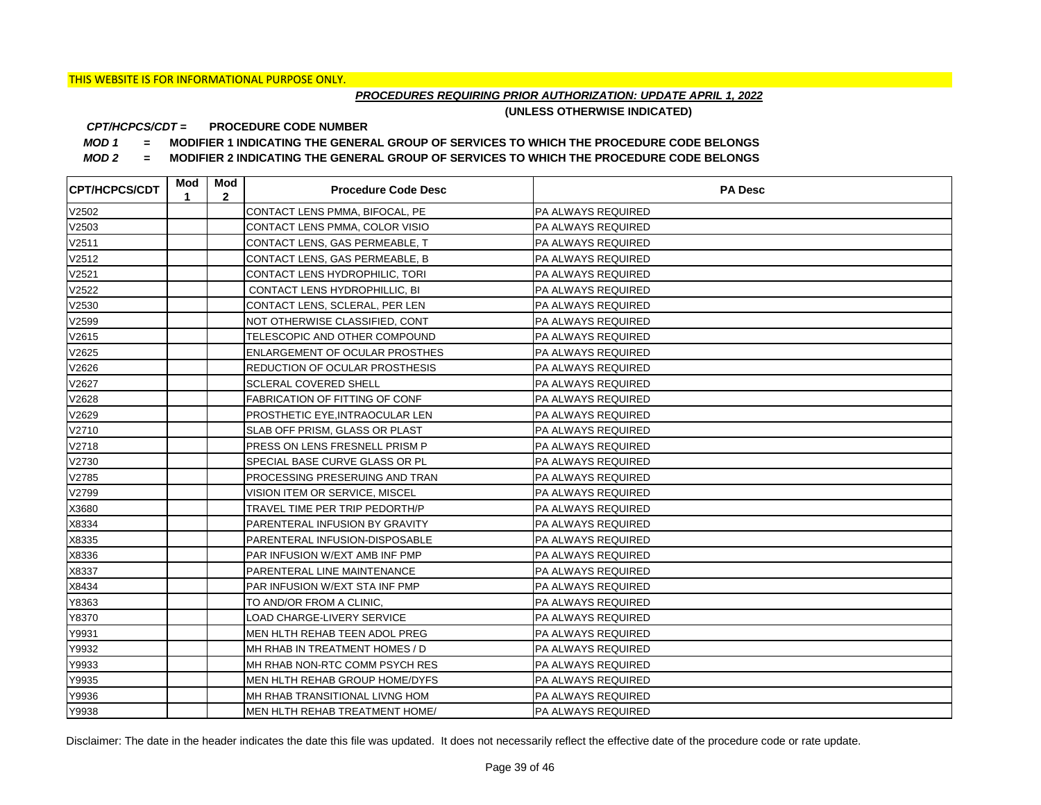THIS WEBSITE IS FOR INFORMATIONAL PURPOSE ONLY.

***PROCEDURES REQUIRING PRIOR AUTHORIZATION: UPDATE APRIL 1, 2022***

**(UNLESS OTHERWISE INDICATED)**

***CPT/HCPCS/CDT =*** **PROCEDURE CODE NUMBER**

***MOD 1*** **= MODIFIER 1 INDICATING THE GENERAL GROUP OF SERVICES TO WHICH THE PROCEDURE CODE BELONGS**

***MOD 2*** **= MODIFIER 2 INDICATING THE GENERAL GROUP OF SERVICES TO WHICH THE PROCEDURE CODE BELONGS**

| CPT/HCPCS/CDT | Mod 1 | Mod 2 | Procedure Code Desc | PA Desc |
|---|---|---|---|---|
| V2502 | | | CONTACT LENS PMMA, BIFOCAL, PE | PA ALWAYS REQUIRED |
| V2503 | | | CONTACT LENS PMMA, COLOR VISIO | PA ALWAYS REQUIRED |
| V2511 | | | CONTACT LENS, GAS PERMEABLE, T | PA ALWAYS REQUIRED |
| V2512 | | | CONTACT LENS, GAS PERMEABLE, B | PA ALWAYS REQUIRED |
| V2521 | | | CONTACT LENS HYDROPHILIC, TORI | PA ALWAYS REQUIRED |
| V2522 | | | CONTACT LENS HYDROPHILLIC, BI | PA ALWAYS REQUIRED |
| V2530 | | | CONTACT LENS, SCLERAL, PER LEN | PA ALWAYS REQUIRED |
| V2599 | | | NOT OTHERWISE CLASSIFIED, CONT | PA ALWAYS REQUIRED |
| V2615 | | | TELESCOPIC AND OTHER COMPOUND | PA ALWAYS REQUIRED |
| V2625 | | | ENLARGEMENT OF OCULAR PROSTHES | PA ALWAYS REQUIRED |
| V2626 | | | REDUCTION OF OCULAR PROSTHESIS | PA ALWAYS REQUIRED |
| V2627 | | | SCLERAL COVERED SHELL | PA ALWAYS REQUIRED |
| V2628 | | | FABRICATION OF FITTING OF CONF | PA ALWAYS REQUIRED |
| V2629 | | | PROSTHETIC EYE,INTRAOCULAR LEN | PA ALWAYS REQUIRED |
| V2710 | | | SLAB OFF PRISM, GLASS OR PLAST | PA ALWAYS REQUIRED |
| V2718 | | | PRESS ON LENS FRESNELL PRISM P | PA ALWAYS REQUIRED |
| V2730 | | | SPECIAL BASE CURVE GLASS OR PL | PA ALWAYS REQUIRED |
| V2785 | | | PROCESSING PRESERUING AND TRAN | PA ALWAYS REQUIRED |
| V2799 | | | VISION ITEM OR SERVICE, MISCEL | PA ALWAYS REQUIRED |
| X3680 | | | TRAVEL TIME PER TRIP PEDORTH/P | PA ALWAYS REQUIRED |
| X8334 | | | PARENTERAL INFUSION BY GRAVITY | PA ALWAYS REQUIRED |
| X8335 | | | PARENTERAL INFUSION-DISPOSABLE | PA ALWAYS REQUIRED |
| X8336 | | | PAR INFUSION W/EXT AMB INF PMP | PA ALWAYS REQUIRED |
| X8337 | | | PARENTERAL LINE MAINTENANCE | PA ALWAYS REQUIRED |
| X8434 | | | PAR INFUSION W/EXT STA INF PMP | PA ALWAYS REQUIRED |
| Y8363 | | | TO AND/OR FROM A CLINIC, | PA ALWAYS REQUIRED |
| Y8370 | | | LOAD CHARGE-LIVERY SERVICE | PA ALWAYS REQUIRED |
| Y9931 | | | MEN HLTH REHAB TEEN ADOL PREG | PA ALWAYS REQUIRED |
| Y9932 | | | MH RHAB IN TREATMENT HOMES / D | PA ALWAYS REQUIRED |
| Y9933 | | | MH RHAB NON-RTC COMM PSYCH RES | PA ALWAYS REQUIRED |
| Y9935 | | | MEN HLTH REHAB GROUP HOME/DYFS | PA ALWAYS REQUIRED |
| Y9936 | | | MH RHAB TRANSITIONAL LIVNG HOM | PA ALWAYS REQUIRED |
| Y9938 | | | MEN HLTH REHAB TREATMENT HOME/ | PA ALWAYS REQUIRED |

Disclaimer: The date in the header indicates the date this file was updated. It does not necessarily reflect the effective date of the procedure code or rate update.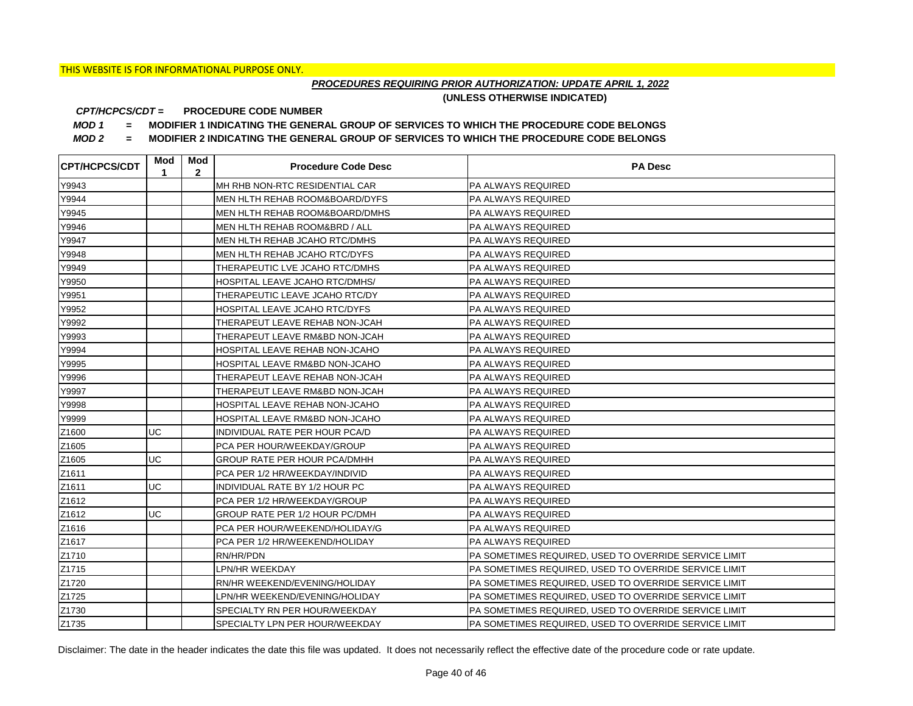THIS WEBSITE IS FOR INFORMATIONAL PURPOSE ONLY.

***PROCEDURES REQUIRING PRIOR AUTHORIZATION: UPDATE APRIL 1, 2022***

**(UNLESS OTHERWISE INDICATED)**

***CPT/HCPCS/CDT =*** **PROCEDURE CODE NUMBER**

***MOD 1*** **= MODIFIER 1 INDICATING THE GENERAL GROUP OF SERVICES TO WHICH THE PROCEDURE CODE BELONGS**

***MOD 2*** **= MODIFIER 2 INDICATING THE GENERAL GROUP OF SERVICES TO WHICH THE PROCEDURE CODE BELONGS**

| CPT/HCPCS/CDT | Mod 1 | Mod 2 | Procedure Code Desc | PA Desc |
|---|---|---|---|---|
| Y9943 | | | MH RHB NON-RTC RESIDENTIAL CAR | PA ALWAYS REQUIRED |
| Y9944 | | | MEN HLTH REHAB ROOM&BOARD/DYFS | PA ALWAYS REQUIRED |
| Y9945 | | | MEN HLTH REHAB ROOM&BOARD/DMHS | PA ALWAYS REQUIRED |
| Y9946 | | | MEN HLTH REHAB ROOM&BRD / ALL | PA ALWAYS REQUIRED |
| Y9947 | | | MEN HLTH REHAB JCAHO RTC/DMHS | PA ALWAYS REQUIRED |
| Y9948 | | | MEN HLTH REHAB JCAHO RTC/DYFS | PA ALWAYS REQUIRED |
| Y9949 | | | THERAPEUTIC LVE JCAHO RTC/DMHS | PA ALWAYS REQUIRED |
| Y9950 | | | HOSPITAL LEAVE JCAHO RTC/DMHS/ | PA ALWAYS REQUIRED |
| Y9951 | | | THERAPEUTIC LEAVE JCAHO RTC/DY | PA ALWAYS REQUIRED |
| Y9952 | | | HOSPITAL LEAVE JCAHO RTC/DYFS | PA ALWAYS REQUIRED |
| Y9992 | | | THERAPEUT LEAVE REHAB NON-JCAH | PA ALWAYS REQUIRED |
| Y9993 | | | THERAPEUT LEAVE RM&BD NON-JCAH | PA ALWAYS REQUIRED |
| Y9994 | | | HOSPITAL LEAVE REHAB NON-JCAHO | PA ALWAYS REQUIRED |
| Y9995 | | | HOSPITAL LEAVE RM&BD NON-JCAHO | PA ALWAYS REQUIRED |
| Y9996 | | | THERAPEUT LEAVE REHAB NON-JCAH | PA ALWAYS REQUIRED |
| Y9997 | | | THERAPEUT LEAVE RM&BD NON-JCAH | PA ALWAYS REQUIRED |
| Y9998 | | | HOSPITAL LEAVE REHAB NON-JCAHO | PA ALWAYS REQUIRED |
| Y9999 | | | HOSPITAL LEAVE RM&BD NON-JCAHO | PA ALWAYS REQUIRED |
| Z1600 | UC | | INDIVIDUAL RATE PER HOUR PCA/D | PA ALWAYS REQUIRED |
| Z1605 | | | PCA PER HOUR/WEEKDAY/GROUP | PA ALWAYS REQUIRED |
| Z1605 | UC | | GROUP RATE PER HOUR PCA/DMHH | PA ALWAYS REQUIRED |
| Z1611 | | | PCA PER 1/2 HR/WEEKDAY/INDIVID | PA ALWAYS REQUIRED |
| Z1611 | UC | | INDIVIDUAL RATE BY 1/2 HOUR PC | PA ALWAYS REQUIRED |
| Z1612 | | | PCA PER 1/2 HR/WEEKDAY/GROUP | PA ALWAYS REQUIRED |
| Z1612 | UC | | GROUP RATE PER 1/2 HOUR PC/DMH | PA ALWAYS REQUIRED |
| Z1616 | | | PCA PER HOUR/WEEKEND/HOLIDAY/G | PA ALWAYS REQUIRED |
| Z1617 | | | PCA PER 1/2 HR/WEEKEND/HOLIDAY | PA ALWAYS REQUIRED |
| Z1710 | | | RN/HR/PDN | PA SOMETIMES REQUIRED, USED TO OVERRIDE SERVICE LIMIT |
| Z1715 | | | LPN/HR WEEKDAY | PA SOMETIMES REQUIRED, USED TO OVERRIDE SERVICE LIMIT |
| Z1720 | | | RN/HR WEEKEND/EVENING/HOLIDAY | PA SOMETIMES REQUIRED, USED TO OVERRIDE SERVICE LIMIT |
| Z1725 | | | LPN/HR WEEKEND/EVENING/HOLIDAY | PA SOMETIMES REQUIRED, USED TO OVERRIDE SERVICE LIMIT |
| Z1730 | | | SPECIALTY RN PER HOUR/WEEKDAY | PA SOMETIMES REQUIRED, USED TO OVERRIDE SERVICE LIMIT |
| Z1735 | | | SPECIALTY LPN PER HOUR/WEEKDAY | PA SOMETIMES REQUIRED, USED TO OVERRIDE SERVICE LIMIT |

Disclaimer: The date in the header indicates the date this file was updated. It does not necessarily reflect the effective date of the procedure code or rate update.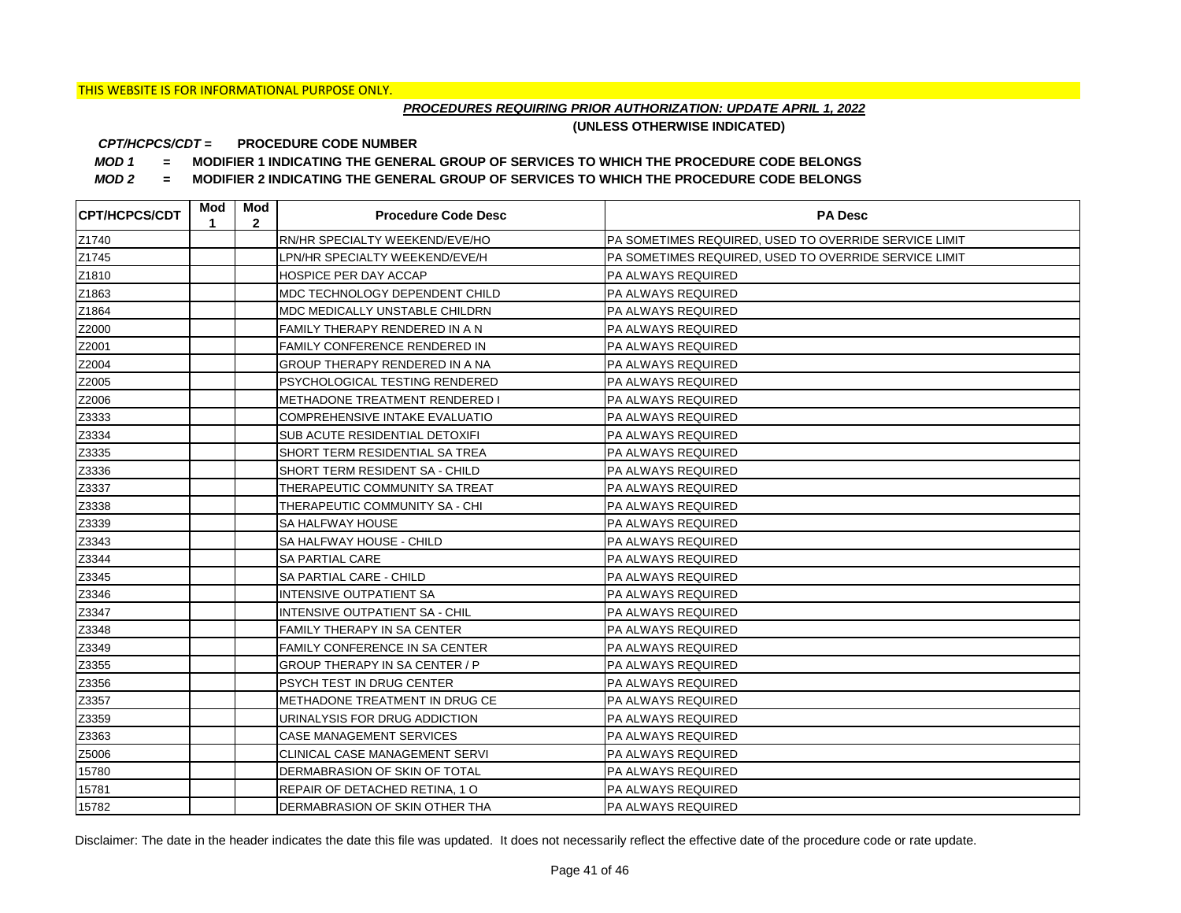THIS WEBSITE IS FOR INFORMATIONAL PURPOSE ONLY.

***PROCEDURES REQUIRING PRIOR AUTHORIZATION: UPDATE APRIL 1, 2022***

**(UNLESS OTHERWISE INDICATED)**

***CPT/HCPCS/CDT =*** **PROCEDURE CODE NUMBER**

***MOD 1*** **= MODIFIER 1 INDICATING THE GENERAL GROUP OF SERVICES TO WHICH THE PROCEDURE CODE BELONGS**

***MOD 2*** **= MODIFIER 2 INDICATING THE GENERAL GROUP OF SERVICES TO WHICH THE PROCEDURE CODE BELONGS**

| CPT/HCPCS/CDT | Mod 1 | Mod 2 | Procedure Code Desc | PA Desc |
|---|---|---|---|---|
| Z1740 | | | RN/HR SPECIALTY WEEKEND/EVE/HO | PA SOMETIMES REQUIRED, USED TO OVERRIDE SERVICE LIMIT |
| Z1745 | | | LPN/HR SPECIALTY WEEKEND/EVE/H | PA SOMETIMES REQUIRED, USED TO OVERRIDE SERVICE LIMIT |
| Z1810 | | | HOSPICE PER DAY ACCAP | PA ALWAYS REQUIRED |
| Z1863 | | | MDC TECHNOLOGY DEPENDENT CHILD | PA ALWAYS REQUIRED |
| Z1864 | | | MDC MEDICALLY UNSTABLE CHILDRN | PA ALWAYS REQUIRED |
| Z2000 | | | FAMILY THERAPY RENDERED IN A N | PA ALWAYS REQUIRED |
| Z2001 | | | FAMILY CONFERENCE RENDERED IN | PA ALWAYS REQUIRED |
| Z2004 | | | GROUP THERAPY RENDERED IN A NA | PA ALWAYS REQUIRED |
| Z2005 | | | PSYCHOLOGICAL TESTING RENDERED | PA ALWAYS REQUIRED |
| Z2006 | | | METHADONE TREATMENT RENDERED I | PA ALWAYS REQUIRED |
| Z3333 | | | COMPREHENSIVE INTAKE EVALUATIO | PA ALWAYS REQUIRED |
| Z3334 | | | SUB ACUTE RESIDENTIAL DETOXIFI | PA ALWAYS REQUIRED |
| Z3335 | | | SHORT TERM RESIDENTIAL SA TREA | PA ALWAYS REQUIRED |
| Z3336 | | | SHORT TERM RESIDENT SA - CHILD | PA ALWAYS REQUIRED |
| Z3337 | | | THERAPEUTIC COMMUNITY SA TREAT | PA ALWAYS REQUIRED |
| Z3338 | | | THERAPEUTIC COMMUNITY SA - CHI | PA ALWAYS REQUIRED |
| Z3339 | | | SA HALFWAY HOUSE | PA ALWAYS REQUIRED |
| Z3343 | | | SA HALFWAY HOUSE - CHILD | PA ALWAYS REQUIRED |
| Z3344 | | | SA PARTIAL CARE | PA ALWAYS REQUIRED |
| Z3345 | | | SA PARTIAL CARE - CHILD | PA ALWAYS REQUIRED |
| Z3346 | | | INTENSIVE OUTPATIENT SA | PA ALWAYS REQUIRED |
| Z3347 | | | INTENSIVE OUTPATIENT SA - CHIL | PA ALWAYS REQUIRED |
| Z3348 | | | FAMILY THERAPY IN SA CENTER | PA ALWAYS REQUIRED |
| Z3349 | | | FAMILY CONFERENCE IN SA CENTER | PA ALWAYS REQUIRED |
| Z3355 | | | GROUP THERAPY IN SA CENTER / P | PA ALWAYS REQUIRED |
| Z3356 | | | PSYCH TEST IN DRUG CENTER | PA ALWAYS REQUIRED |
| Z3357 | | | METHADONE TREATMENT IN DRUG CE | PA ALWAYS REQUIRED |
| Z3359 | | | URINALYSIS FOR DRUG ADDICTION | PA ALWAYS REQUIRED |
| Z3363 | | | CASE MANAGEMENT SERVICES | PA ALWAYS REQUIRED |
| Z5006 | | | CLINICAL CASE MANAGEMENT SERVI | PA ALWAYS REQUIRED |
| 15780 | | | DERMABRASION OF SKIN OF TOTAL | PA ALWAYS REQUIRED |
| 15781 | | | REPAIR OF DETACHED RETINA, 1 O | PA ALWAYS REQUIRED |
| 15782 | | | DERMABRASION OF SKIN OTHER THA | PA ALWAYS REQUIRED |

Disclaimer: The date in the header indicates the date this file was updated. It does not necessarily reflect the effective date of the procedure code or rate update.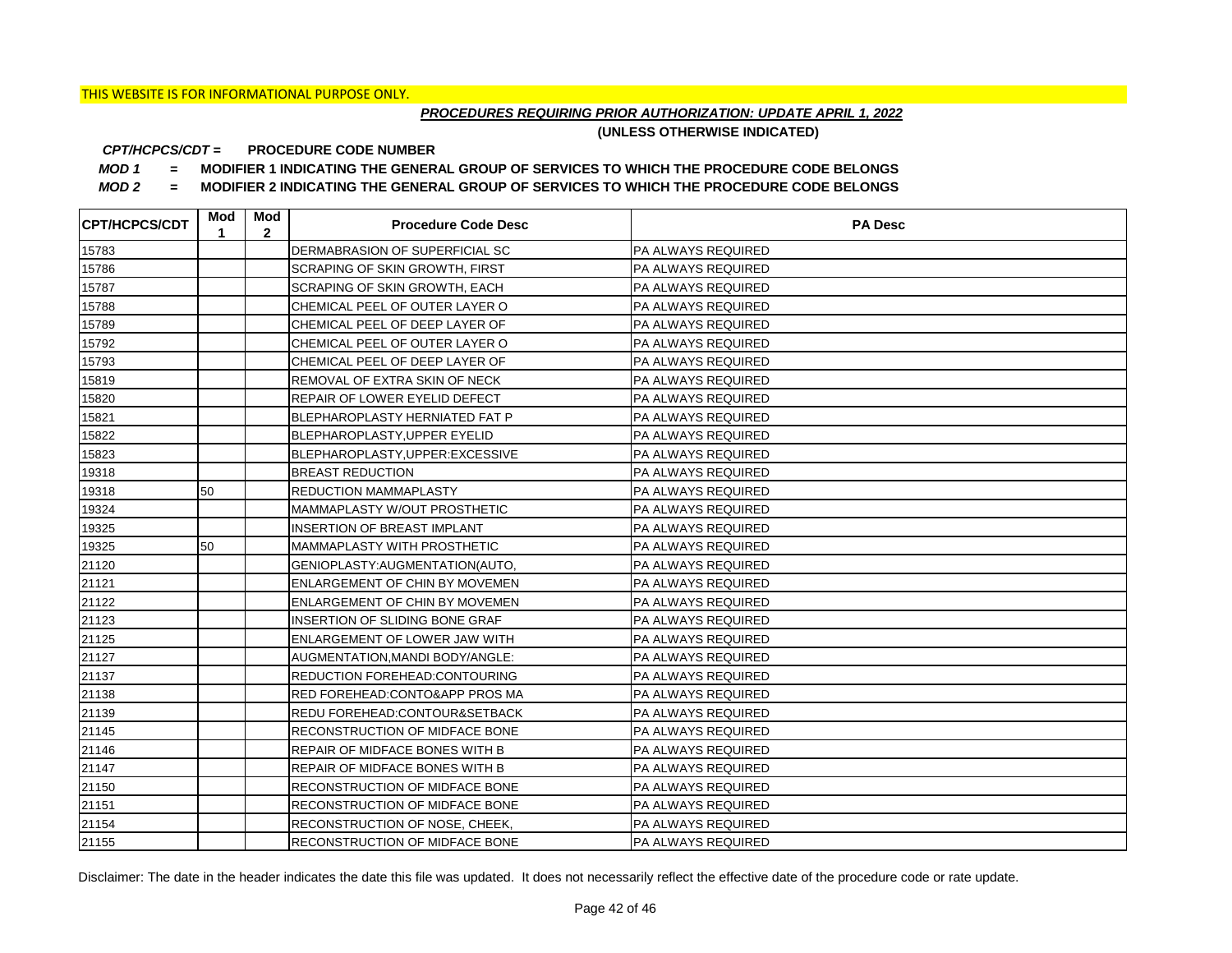THIS WEBSITE IS FOR INFORMATIONAL PURPOSE ONLY.

***PROCEDURES REQUIRING PRIOR AUTHORIZATION: UPDATE APRIL 1, 2022***

**(UNLESS OTHERWISE INDICATED)**

***CPT/HCPCS/CDT =*** **PROCEDURE CODE NUMBER**

***MOD 1*** **= MODIFIER 1 INDICATING THE GENERAL GROUP OF SERVICES TO WHICH THE PROCEDURE CODE BELONGS**

***MOD 2*** **= MODIFIER 2 INDICATING THE GENERAL GROUP OF SERVICES TO WHICH THE PROCEDURE CODE BELONGS**

| CPT/HCPCS/CDT | Mod 1 | Mod 2 | Procedure Code Desc | PA Desc |
|---|---|---|---|---|
| 15783 | | | DERMABRASION OF SUPERFICIAL SC | PA ALWAYS REQUIRED |
| 15786 | | | SCRAPING OF SKIN GROWTH, FIRST | PA ALWAYS REQUIRED |
| 15787 | | | SCRAPING OF SKIN GROWTH, EACH | PA ALWAYS REQUIRED |
| 15788 | | | CHEMICAL PEEL OF OUTER LAYER O | PA ALWAYS REQUIRED |
| 15789 | | | CHEMICAL PEEL OF DEEP LAYER OF | PA ALWAYS REQUIRED |
| 15792 | | | CHEMICAL PEEL OF OUTER LAYER O | PA ALWAYS REQUIRED |
| 15793 | | | CHEMICAL PEEL OF DEEP LAYER OF | PA ALWAYS REQUIRED |
| 15819 | | | REMOVAL OF EXTRA SKIN OF NECK | PA ALWAYS REQUIRED |
| 15820 | | | REPAIR OF LOWER EYELID DEFECT | PA ALWAYS REQUIRED |
| 15821 | | | BLEPHAROPLASTY HERNIATED FAT P | PA ALWAYS REQUIRED |
| 15822 | | | BLEPHAROPLASTY,UPPER EYELID | PA ALWAYS REQUIRED |
| 15823 | | | BLEPHAROPLASTY,UPPER:EXCESSIVE | PA ALWAYS REQUIRED |
| 19318 | | | BREAST REDUCTION | PA ALWAYS REQUIRED |
| 19318 | 50 | | REDUCTION MAMMAPLASTY | PA ALWAYS REQUIRED |
| 19324 | | | MAMMAPLASTY W/OUT PROSTHETIC | PA ALWAYS REQUIRED |
| 19325 | | | INSERTION OF BREAST IMPLANT | PA ALWAYS REQUIRED |
| 19325 | 50 | | MAMMAPLASTY WITH PROSTHETIC | PA ALWAYS REQUIRED |
| 21120 | | | GENIOPLASTY:AUGMENTATION(AUTO, | PA ALWAYS REQUIRED |
| 21121 | | | ENLARGEMENT OF CHIN BY MOVEMEN | PA ALWAYS REQUIRED |
| 21122 | | | ENLARGEMENT OF CHIN BY MOVEMEN | PA ALWAYS REQUIRED |
| 21123 | | | INSERTION OF SLIDING BONE GRAF | PA ALWAYS REQUIRED |
| 21125 | | | ENLARGEMENT OF LOWER JAW WITH | PA ALWAYS REQUIRED |
| 21127 | | | AUGMENTATION,MANDI BODY/ANGLE: | PA ALWAYS REQUIRED |
| 21137 | | | REDUCTION FOREHEAD:CONTOURING | PA ALWAYS REQUIRED |
| 21138 | | | RED FOREHEAD:CONTO&APP PROS MA | PA ALWAYS REQUIRED |
| 21139 | | | REDU FOREHEAD:CONTOUR&SETBACK | PA ALWAYS REQUIRED |
| 21145 | | | RECONSTRUCTION OF MIDFACE BONE | PA ALWAYS REQUIRED |
| 21146 | | | REPAIR OF MIDFACE BONES WITH B | PA ALWAYS REQUIRED |
| 21147 | | | REPAIR OF MIDFACE BONES WITH B | PA ALWAYS REQUIRED |
| 21150 | | | RECONSTRUCTION OF MIDFACE BONE | PA ALWAYS REQUIRED |
| 21151 | | | RECONSTRUCTION OF MIDFACE BONE | PA ALWAYS REQUIRED |
| 21154 | | | RECONSTRUCTION OF NOSE, CHEEK, | PA ALWAYS REQUIRED |
| 21155 | | | RECONSTRUCTION OF MIDFACE BONE | PA ALWAYS REQUIRED |

Disclaimer: The date in the header indicates the date this file was updated. It does not necessarily reflect the effective date of the procedure code or rate update.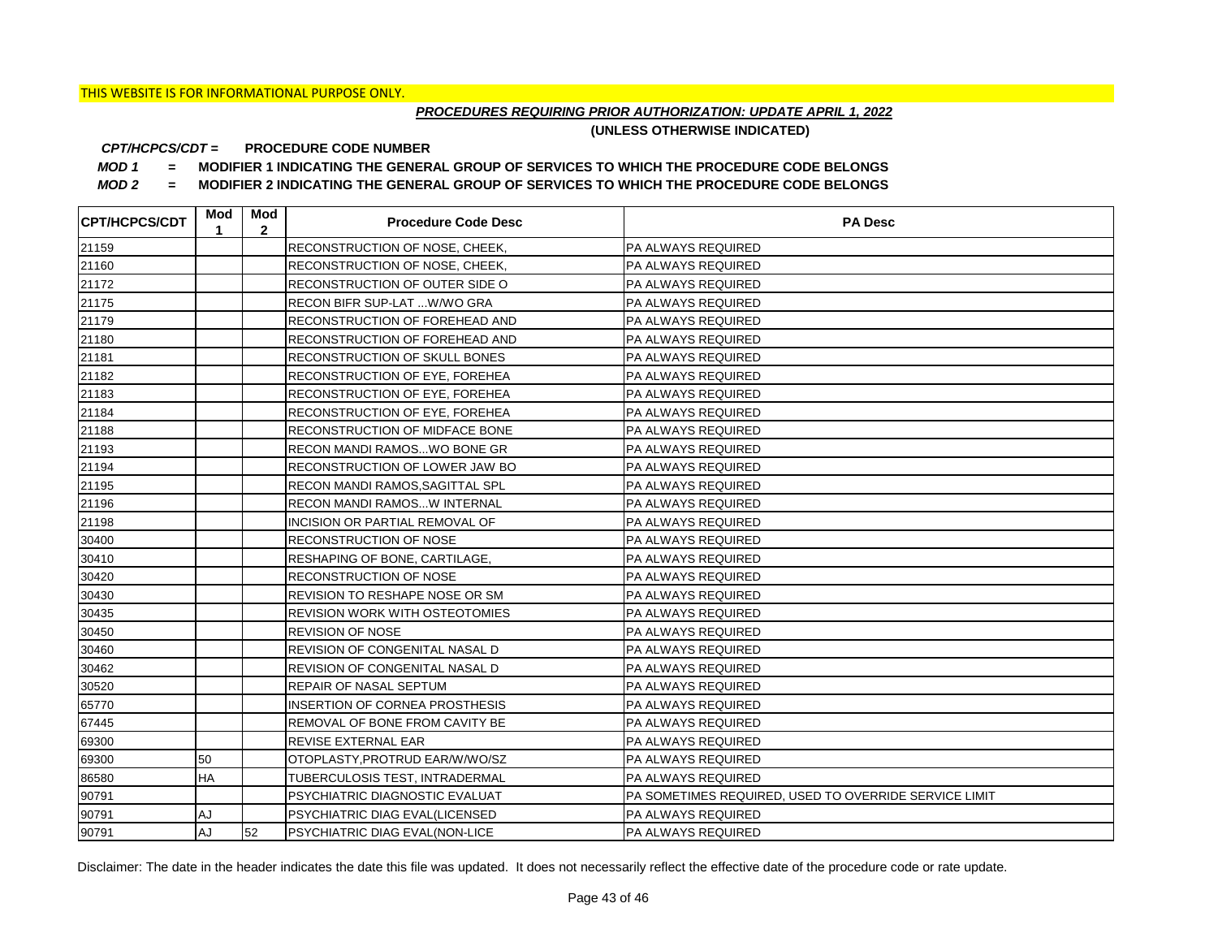THIS WEBSITE IS FOR INFORMATIONAL PURPOSE ONLY.

***PROCEDURES REQUIRING PRIOR AUTHORIZATION: UPDATE APRIL 1, 2022***

**(UNLESS OTHERWISE INDICATED)**

***CPT/HCPCS/CDT =*** **PROCEDURE CODE NUMBER**

***MOD 1*** **= MODIFIER 1 INDICATING THE GENERAL GROUP OF SERVICES TO WHICH THE PROCEDURE CODE BELONGS**

***MOD 2*** **= MODIFIER 2 INDICATING THE GENERAL GROUP OF SERVICES TO WHICH THE PROCEDURE CODE BELONGS**

| CPT/HCPCS/CDT | Mod 1 | Mod 2 | Procedure Code Desc | PA Desc |
|---|---|---|---|---|
| 21159 | | | RECONSTRUCTION OF NOSE, CHEEK, | PA ALWAYS REQUIRED |
| 21160 | | | RECONSTRUCTION OF NOSE, CHEEK, | PA ALWAYS REQUIRED |
| 21172 | | | RECONSTRUCTION OF OUTER SIDE O | PA ALWAYS REQUIRED |
| 21175 | | | RECON BIFR SUP-LAT ...W/WO GRA | PA ALWAYS REQUIRED |
| 21179 | | | RECONSTRUCTION OF FOREHEAD AND | PA ALWAYS REQUIRED |
| 21180 | | | RECONSTRUCTION OF FOREHEAD AND | PA ALWAYS REQUIRED |
| 21181 | | | RECONSTRUCTION OF SKULL BONES | PA ALWAYS REQUIRED |
| 21182 | | | RECONSTRUCTION OF EYE, FOREHEA | PA ALWAYS REQUIRED |
| 21183 | | | RECONSTRUCTION OF EYE, FOREHEA | PA ALWAYS REQUIRED |
| 21184 | | | RECONSTRUCTION OF EYE, FOREHEA | PA ALWAYS REQUIRED |
| 21188 | | | RECONSTRUCTION OF MIDFACE BONE | PA ALWAYS REQUIRED |
| 21193 | | | RECON MANDI RAMOS...WO BONE GR | PA ALWAYS REQUIRED |
| 21194 | | | RECONSTRUCTION OF LOWER JAW BO | PA ALWAYS REQUIRED |
| 21195 | | | RECON MANDI RAMOS,SAGITTAL SPL | PA ALWAYS REQUIRED |
| 21196 | | | RECON MANDI RAMOS...W INTERNAL | PA ALWAYS REQUIRED |
| 21198 | | | INCISION OR PARTIAL REMOVAL OF | PA ALWAYS REQUIRED |
| 30400 | | | RECONSTRUCTION OF NOSE | PA ALWAYS REQUIRED |
| 30410 | | | RESHAPING OF BONE, CARTILAGE, | PA ALWAYS REQUIRED |
| 30420 | | | RECONSTRUCTION OF NOSE | PA ALWAYS REQUIRED |
| 30430 | | | REVISION TO RESHAPE NOSE OR SM | PA ALWAYS REQUIRED |
| 30435 | | | REVISION WORK WITH OSTEOTOMIES | PA ALWAYS REQUIRED |
| 30450 | | | REVISION OF NOSE | PA ALWAYS REQUIRED |
| 30460 | | | REVISION OF CONGENITAL NASAL D | PA ALWAYS REQUIRED |
| 30462 | | | REVISION OF CONGENITAL NASAL D | PA ALWAYS REQUIRED |
| 30520 | | | REPAIR OF NASAL SEPTUM | PA ALWAYS REQUIRED |
| 65770 | | | INSERTION OF CORNEA PROSTHESIS | PA ALWAYS REQUIRED |
| 67445 | | | REMOVAL OF BONE FROM CAVITY BE | PA ALWAYS REQUIRED |
| 69300 | | | REVISE EXTERNAL EAR | PA ALWAYS REQUIRED |
| 69300 | 50 | | OTOPLASTY,PROTRUD EAR/W/WO/SZ | PA ALWAYS REQUIRED |
| 86580 | HA | | TUBERCULOSIS TEST, INTRADERMAL | PA ALWAYS REQUIRED |
| 90791 | | | PSYCHIATRIC DIAGNOSTIC EVALUAT | PA SOMETIMES REQUIRED, USED TO OVERRIDE SERVICE LIMIT |
| 90791 | AJ | | PSYCHIATRIC DIAG EVAL(LICENSED | PA ALWAYS REQUIRED |
| 90791 | AJ | 52 | PSYCHIATRIC DIAG EVAL(NON-LICE | PA ALWAYS REQUIRED |

Disclaimer: The date in the header indicates the date this file was updated. It does not necessarily reflect the effective date of the procedure code or rate update.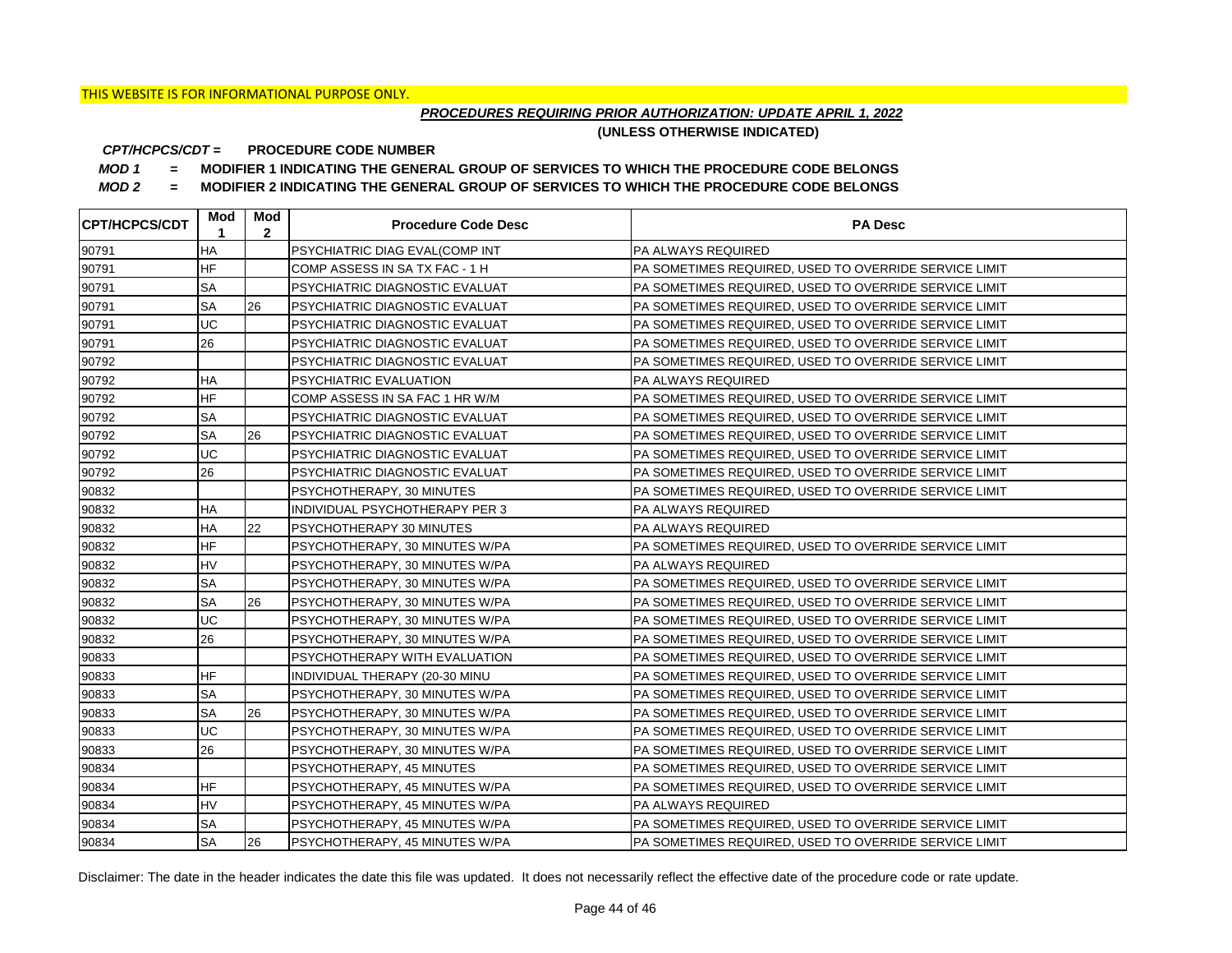THIS WEBSITE IS FOR INFORMATIONAL PURPOSE ONLY.

***PROCEDURES REQUIRING PRIOR AUTHORIZATION: UPDATE APRIL 1, 2022***

**(UNLESS OTHERWISE INDICATED)**

***CPT/HCPCS/CDT =*** **PROCEDURE CODE NUMBER**

***MOD 1*** **= MODIFIER 1 INDICATING THE GENERAL GROUP OF SERVICES TO WHICH THE PROCEDURE CODE BELONGS**

***MOD 2*** **= MODIFIER 2 INDICATING THE GENERAL GROUP OF SERVICES TO WHICH THE PROCEDURE CODE BELONGS**

| CPT/HCPCS/CDT | Mod 1 | Mod 2 | Procedure Code Desc | PA Desc |
|---|---|---|---|---|
| 90791 | HA | | PSYCHIATRIC DIAG EVAL(COMP INT | PA ALWAYS REQUIRED |
| 90791 | HF | | COMP ASSESS IN SA TX FAC - 1 H | PA SOMETIMES REQUIRED, USED TO OVERRIDE SERVICE LIMIT |
| 90791 | SA | | PSYCHIATRIC DIAGNOSTIC EVALUAT | PA SOMETIMES REQUIRED, USED TO OVERRIDE SERVICE LIMIT |
| 90791 | SA | 26 | PSYCHIATRIC DIAGNOSTIC EVALUAT | PA SOMETIMES REQUIRED, USED TO OVERRIDE SERVICE LIMIT |
| 90791 | UC | | PSYCHIATRIC DIAGNOSTIC EVALUAT | PA SOMETIMES REQUIRED, USED TO OVERRIDE SERVICE LIMIT |
| 90791 | 26 | | PSYCHIATRIC DIAGNOSTIC EVALUAT | PA SOMETIMES REQUIRED, USED TO OVERRIDE SERVICE LIMIT |
| 90792 | | | PSYCHIATRIC DIAGNOSTIC EVALUAT | PA SOMETIMES REQUIRED, USED TO OVERRIDE SERVICE LIMIT |
| 90792 | HA | | PSYCHIATRIC EVALUATION | PA ALWAYS REQUIRED |
| 90792 | HF | | COMP ASSESS IN SA FAC 1 HR W/M | PA SOMETIMES REQUIRED, USED TO OVERRIDE SERVICE LIMIT |
| 90792 | SA | | PSYCHIATRIC DIAGNOSTIC EVALUAT | PA SOMETIMES REQUIRED, USED TO OVERRIDE SERVICE LIMIT |
| 90792 | SA | 26 | PSYCHIATRIC DIAGNOSTIC EVALUAT | PA SOMETIMES REQUIRED, USED TO OVERRIDE SERVICE LIMIT |
| 90792 | UC | | PSYCHIATRIC DIAGNOSTIC EVALUAT | PA SOMETIMES REQUIRED, USED TO OVERRIDE SERVICE LIMIT |
| 90792 | 26 | | PSYCHIATRIC DIAGNOSTIC EVALUAT | PA SOMETIMES REQUIRED, USED TO OVERRIDE SERVICE LIMIT |
| 90832 | | | PSYCHOTHERAPY, 30 MINUTES | PA SOMETIMES REQUIRED, USED TO OVERRIDE SERVICE LIMIT |
| 90832 | HA | | INDIVIDUAL PSYCHOTHERAPY PER 3 | PA ALWAYS REQUIRED |
| 90832 | HA | 22 | PSYCHOTHERAPY 30 MINUTES | PA ALWAYS REQUIRED |
| 90832 | HF | | PSYCHOTHERAPY, 30 MINUTES W/PA | PA SOMETIMES REQUIRED, USED TO OVERRIDE SERVICE LIMIT |
| 90832 | HV | | PSYCHOTHERAPY, 30 MINUTES W/PA | PA ALWAYS REQUIRED |
| 90832 | SA | | PSYCHOTHERAPY, 30 MINUTES W/PA | PA SOMETIMES REQUIRED, USED TO OVERRIDE SERVICE LIMIT |
| 90832 | SA | 26 | PSYCHOTHERAPY, 30 MINUTES W/PA | PA SOMETIMES REQUIRED, USED TO OVERRIDE SERVICE LIMIT |
| 90832 | UC | | PSYCHOTHERAPY, 30 MINUTES W/PA | PA SOMETIMES REQUIRED, USED TO OVERRIDE SERVICE LIMIT |
| 90832 | 26 | | PSYCHOTHERAPY, 30 MINUTES W/PA | PA SOMETIMES REQUIRED, USED TO OVERRIDE SERVICE LIMIT |
| 90833 | | | PSYCHOTHERAPY WITH EVALUATION | PA SOMETIMES REQUIRED, USED TO OVERRIDE SERVICE LIMIT |
| 90833 | HF | | INDIVIDUAL THERAPY (20-30 MINU | PA SOMETIMES REQUIRED, USED TO OVERRIDE SERVICE LIMIT |
| 90833 | SA | | PSYCHOTHERAPY, 30 MINUTES W/PA | PA SOMETIMES REQUIRED, USED TO OVERRIDE SERVICE LIMIT |
| 90833 | SA | 26 | PSYCHOTHERAPY, 30 MINUTES W/PA | PA SOMETIMES REQUIRED, USED TO OVERRIDE SERVICE LIMIT |
| 90833 | UC | | PSYCHOTHERAPY, 30 MINUTES W/PA | PA SOMETIMES REQUIRED, USED TO OVERRIDE SERVICE LIMIT |
| 90833 | 26 | | PSYCHOTHERAPY, 30 MINUTES W/PA | PA SOMETIMES REQUIRED, USED TO OVERRIDE SERVICE LIMIT |
| 90834 | | | PSYCHOTHERAPY, 45 MINUTES | PA SOMETIMES REQUIRED, USED TO OVERRIDE SERVICE LIMIT |
| 90834 | HF | | PSYCHOTHERAPY, 45 MINUTES W/PA | PA SOMETIMES REQUIRED, USED TO OVERRIDE SERVICE LIMIT |
| 90834 | HV | | PSYCHOTHERAPY, 45 MINUTES W/PA | PA ALWAYS REQUIRED |
| 90834 | SA | | PSYCHOTHERAPY, 45 MINUTES W/PA | PA SOMETIMES REQUIRED, USED TO OVERRIDE SERVICE LIMIT |
| 90834 | SA | 26 | PSYCHOTHERAPY, 45 MINUTES W/PA | PA SOMETIMES REQUIRED, USED TO OVERRIDE SERVICE LIMIT |

Disclaimer: The date in the header indicates the date this file was updated. It does not necessarily reflect the effective date of the procedure code or rate update.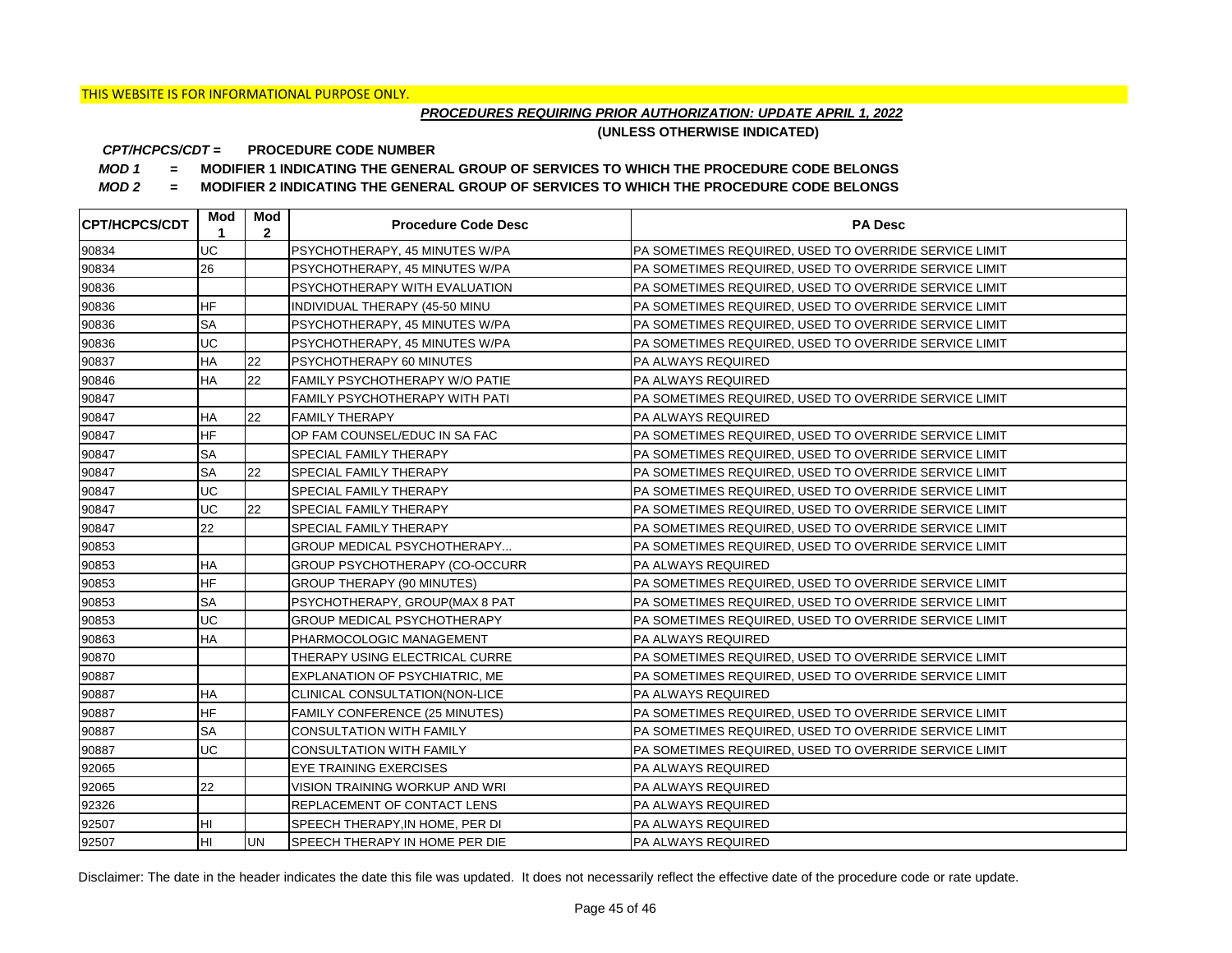THIS WEBSITE IS FOR INFORMATIONAL PURPOSE ONLY.

***PROCEDURES REQUIRING PRIOR AUTHORIZATION: UPDATE APRIL 1, 2022***

**(UNLESS OTHERWISE INDICATED)**

***CPT/HCPCS/CDT =*** **PROCEDURE CODE NUMBER**

***MOD 1*** **= MODIFIER 1 INDICATING THE GENERAL GROUP OF SERVICES TO WHICH THE PROCEDURE CODE BELONGS**

***MOD 2*** **= MODIFIER 2 INDICATING THE GENERAL GROUP OF SERVICES TO WHICH THE PROCEDURE CODE BELONGS**

| CPT/HCPCS/CDT | Mod 1 | Mod 2 | Procedure Code Desc | PA Desc |
|---|---|---|---|---|
| 90834 | UC | | PSYCHOTHERAPY, 45 MINUTES W/PA | PA SOMETIMES REQUIRED, USED TO OVERRIDE SERVICE LIMIT |
| 90834 | 26 | | PSYCHOTHERAPY, 45 MINUTES W/PA | PA SOMETIMES REQUIRED, USED TO OVERRIDE SERVICE LIMIT |
| 90836 | | | PSYCHOTHERAPY WITH EVALUATION | PA SOMETIMES REQUIRED, USED TO OVERRIDE SERVICE LIMIT |
| 90836 | HF | | INDIVIDUAL THERAPY (45-50 MINU | PA SOMETIMES REQUIRED, USED TO OVERRIDE SERVICE LIMIT |
| 90836 | SA | | PSYCHOTHERAPY, 45 MINUTES W/PA | PA SOMETIMES REQUIRED, USED TO OVERRIDE SERVICE LIMIT |
| 90836 | UC | | PSYCHOTHERAPY, 45 MINUTES W/PA | PA SOMETIMES REQUIRED, USED TO OVERRIDE SERVICE LIMIT |
| 90837 | HA | 22 | PSYCHOTHERAPY 60 MINUTES | PA ALWAYS REQUIRED |
| 90846 | HA | 22 | FAMILY PSYCHOTHERAPY W/O PATIE | PA ALWAYS REQUIRED |
| 90847 | | | FAMILY PSYCHOTHERAPY WITH PATI | PA SOMETIMES REQUIRED, USED TO OVERRIDE SERVICE LIMIT |
| 90847 | HA | 22 | FAMILY THERAPY | PA ALWAYS REQUIRED |
| 90847 | HF | | OP FAM COUNSEL/EDUC IN SA FAC | PA SOMETIMES REQUIRED, USED TO OVERRIDE SERVICE LIMIT |
| 90847 | SA | | SPECIAL FAMILY THERAPY | PA SOMETIMES REQUIRED, USED TO OVERRIDE SERVICE LIMIT |
| 90847 | SA | 22 | SPECIAL FAMILY THERAPY | PA SOMETIMES REQUIRED, USED TO OVERRIDE SERVICE LIMIT |
| 90847 | UC | | SPECIAL FAMILY THERAPY | PA SOMETIMES REQUIRED, USED TO OVERRIDE SERVICE LIMIT |
| 90847 | UC | 22 | SPECIAL FAMILY THERAPY | PA SOMETIMES REQUIRED, USED TO OVERRIDE SERVICE LIMIT |
| 90847 | 22 | | SPECIAL FAMILY THERAPY | PA SOMETIMES REQUIRED, USED TO OVERRIDE SERVICE LIMIT |
| 90853 | | | GROUP MEDICAL PSYCHOTHERAPY... | PA SOMETIMES REQUIRED, USED TO OVERRIDE SERVICE LIMIT |
| 90853 | HA | | GROUP PSYCHOTHERAPY (CO-OCCURR | PA ALWAYS REQUIRED |
| 90853 | HF | | GROUP THERAPY (90 MINUTES) | PA SOMETIMES REQUIRED, USED TO OVERRIDE SERVICE LIMIT |
| 90853 | SA | | PSYCHOTHERAPY, GROUP(MAX 8 PAT | PA SOMETIMES REQUIRED, USED TO OVERRIDE SERVICE LIMIT |
| 90853 | UC | | GROUP MEDICAL PSYCHOTHERAPY | PA SOMETIMES REQUIRED, USED TO OVERRIDE SERVICE LIMIT |
| 90863 | HA | | PHARMOCOLOGIC MANAGEMENT | PA ALWAYS REQUIRED |
| 90870 | | | THERAPY USING ELECTRICAL CURRE | PA SOMETIMES REQUIRED, USED TO OVERRIDE SERVICE LIMIT |
| 90887 | | | EXPLANATION OF PSYCHIATRIC, ME | PA SOMETIMES REQUIRED, USED TO OVERRIDE SERVICE LIMIT |
| 90887 | HA | | CLINICAL CONSULTATION(NON-LICE | PA ALWAYS REQUIRED |
| 90887 | HF | | FAMILY CONFERENCE (25 MINUTES) | PA SOMETIMES REQUIRED, USED TO OVERRIDE SERVICE LIMIT |
| 90887 | SA | | CONSULTATION WITH FAMILY | PA SOMETIMES REQUIRED, USED TO OVERRIDE SERVICE LIMIT |
| 90887 | UC | | CONSULTATION WITH FAMILY | PA SOMETIMES REQUIRED, USED TO OVERRIDE SERVICE LIMIT |
| 92065 | | | EYE TRAINING EXERCISES | PA ALWAYS REQUIRED |
| 92065 | 22 | | VISION TRAINING WORKUP AND WRI | PA ALWAYS REQUIRED |
| 92326 | | | REPLACEMENT OF CONTACT LENS | PA ALWAYS REQUIRED |
| 92507 | HI | | SPEECH THERAPY,IN HOME, PER DI | PA ALWAYS REQUIRED |
| 92507 | HI | UN | SPEECH THERAPY IN HOME PER DIE | PA ALWAYS REQUIRED |

Disclaimer: The date in the header indicates the date this file was updated. It does not necessarily reflect the effective date of the procedure code or rate update.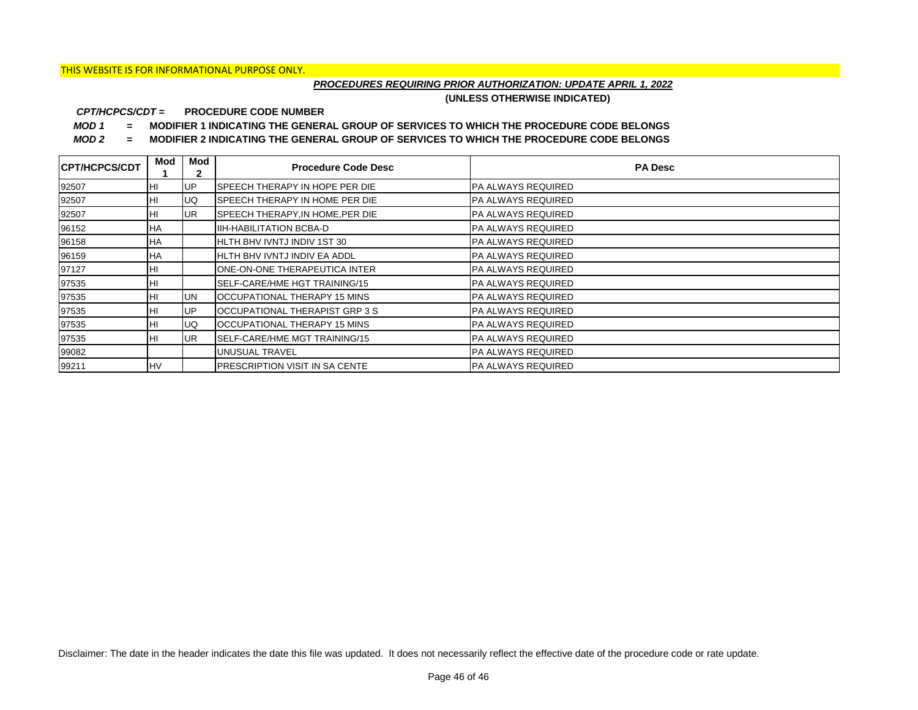THIS WEBSITE IS FOR INFORMATIONAL PURPOSE ONLY.

***PROCEDURES REQUIRING PRIOR AUTHORIZATION: UPDATE APRIL 1, 2022***

**(UNLESS OTHERWISE INDICATED)**

***CPT/HCPCS/CDT =*** **PROCEDURE CODE NUMBER**

***MOD 1*** **= MODIFIER 1 INDICATING THE GENERAL GROUP OF SERVICES TO WHICH THE PROCEDURE CODE BELONGS**

***MOD 2*** **= MODIFIER 2 INDICATING THE GENERAL GROUP OF SERVICES TO WHICH THE PROCEDURE CODE BELONGS**

| CPT/HCPCS/CDT | Mod 1 | Mod 2 | Procedure Code Desc | PA Desc |
|---|---|---|---|---|
| 92507 | HI | UP | SPEECH THERAPY IN HOPE PER DIE | PA ALWAYS REQUIRED |
| 92507 | HI | UQ | SPEECH THERAPY IN HOME PER DIE | PA ALWAYS REQUIRED |
| 92507 | HI | UR | SPEECH THERAPY,IN HOME,PER DIE | PA ALWAYS REQUIRED |
| 96152 | HA | | IIH-HABILITATION BCBA-D | PA ALWAYS REQUIRED |
| 96158 | HA | | HLTH BHV IVNTJ INDIV 1ST 30 | PA ALWAYS REQUIRED |
| 96159 | HA | | HLTH BHV IVNTJ INDIV EA ADDL | PA ALWAYS REQUIRED |
| 97127 | HI | | ONE-ON-ONE THERAPEUTICA INTER | PA ALWAYS REQUIRED |
| 97535 | HI | | SELF-CARE/HME HGT TRAINING/15 | PA ALWAYS REQUIRED |
| 97535 | HI | UN | OCCUPATIONAL THERAPY 15 MINS | PA ALWAYS REQUIRED |
| 97535 | HI | UP | OCCUPATIONAL THERAPIST GRP 3 S | PA ALWAYS REQUIRED |
| 97535 | HI | UQ | OCCUPATIONAL THERAPY 15 MINS | PA ALWAYS REQUIRED |
| 97535 | HI | UR | SELF-CARE/HME MGT TRAINING/15 | PA ALWAYS REQUIRED |
| 99082 | | | UNUSUAL TRAVEL | PA ALWAYS REQUIRED |
| 99211 | HV | | PRESCRIPTION VISIT IN SA CENTE | PA ALWAYS REQUIRED |

Disclaimer: The date in the header indicates the date this file was updated. It does not necessarily reflect the effective date of the procedure code or rate update.